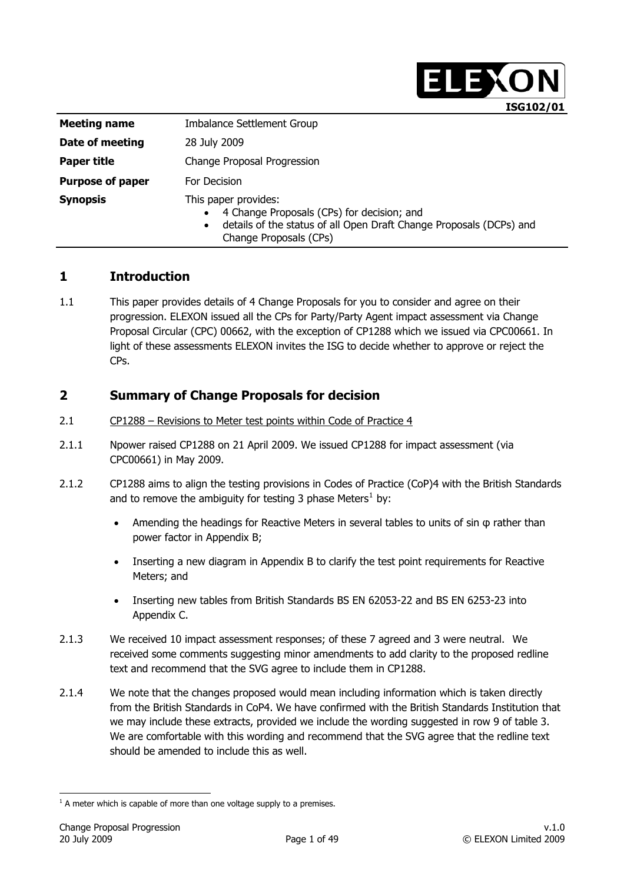ELEXON

**ISG102/01**

| | |
|---|---|
| **Meeting name** | Imbalance Settlement Group |
| **Date of meeting** | 28 July 2009 |
| **Paper title** | Change Proposal Progression |
| **Purpose of paper** | For Decision |
| **Synopsis** | This paper provides: • 4 Change Proposals (CPs) for decision; and • details of the status of all Open Draft Change Proposals (DCPs) and Change Proposals (CPs) |

## 1 Introduction

1.1 This paper provides details of 4 Change Proposals for you to consider and agree on their progression. ELEXON issued all the CPs for Party/Party Agent impact assessment via Change Proposal Circular (CPC) 00662, with the exception of CP1288 which we issued via CPC00661. In light of these assessments ELEXON invites the ISG to decide whether to approve or reject the CPs.

## 2 Summary of Change Proposals for decision

2.1 CP1288 – Revisions to Meter test points within Code of Practice 4

2.1.1 Npower raised CP1288 on 21 April 2009. We issued CP1288 for impact assessment (via CPC00661) in May 2009.

2.1.2 CP1288 aims to align the testing provisions in Codes of Practice (CoP)4 with the British Standards and to remove the ambiguity for testing 3 phase Meters[1] by:

- Amending the headings for Reactive Meters in several tables to units of sin φ rather than power factor in Appendix B;
- Inserting a new diagram in Appendix B to clarify the test point requirements for Reactive Meters; and
- Inserting new tables from British Standards BS EN 62053-22 and BS EN 6253-23 into Appendix C.

2.1.3 We received 10 impact assessment responses; of these 7 agreed and 3 were neutral. We received some comments suggesting minor amendments to add clarity to the proposed redline text and recommend that the SVG agree to include them in CP1288.

2.1.4 We note that the changes proposed would mean including information which is taken directly from the British Standards in CoP4. We have confirmed with the British Standards Institution that we may include these extracts, provided we include the wording suggested in row 9 of table 3. We are comfortable with this wording and recommend that the SVG agree that the redline text should be amended to include this as well.

[1] A meter which is capable of more than one voltage supply to a premises.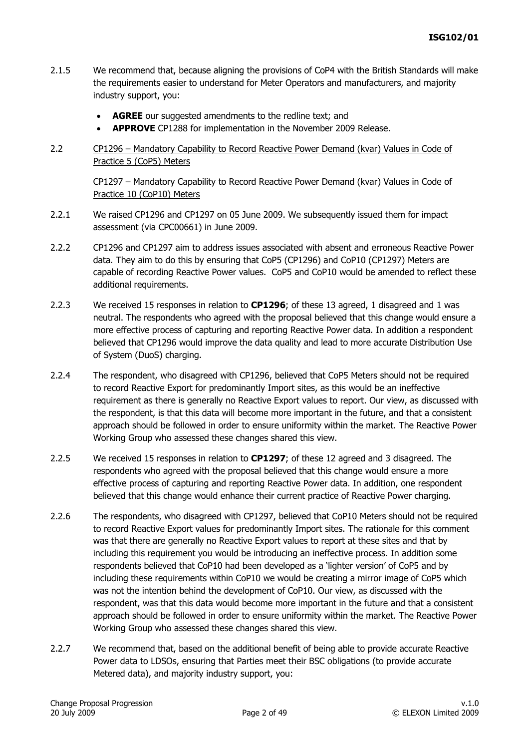2.1.5 We recommend that, because aligning the provisions of CoP4 with the British Standards will make the requirements easier to understand for Meter Operators and manufacturers, and majority industry support, you:

- **AGREE** our suggested amendments to the redline text; and
- **APPROVE** CP1288 for implementation in the November 2009 Release.

2.2 CP1296 – Mandatory Capability to Record Reactive Power Demand (kvar) Values in Code of Practice 5 (CoP5) Meters

CP1297 – Mandatory Capability to Record Reactive Power Demand (kvar) Values in Code of Practice 10 (CoP10) Meters

2.2.1 We raised CP1296 and CP1297 on 05 June 2009. We subsequently issued them for impact assessment (via CPC00661) in June 2009.

2.2.2 CP1296 and CP1297 aim to address issues associated with absent and erroneous Reactive Power data. They aim to do this by ensuring that CoP5 (CP1296) and CoP10 (CP1297) Meters are capable of recording Reactive Power values. CoP5 and CoP10 would be amended to reflect these additional requirements.

2.2.3 We received 15 responses in relation to **CP1296**; of these 13 agreed, 1 disagreed and 1 was neutral. The respondents who agreed with the proposal believed that this change would ensure a more effective process of capturing and reporting Reactive Power data. In addition a respondent believed that CP1296 would improve the data quality and lead to more accurate Distribution Use of System (DuoS) charging.

2.2.4 The respondent, who disagreed with CP1296, believed that CoP5 Meters should not be required to record Reactive Export for predominantly Import sites, as this would be an ineffective requirement as there is generally no Reactive Export values to report. Our view, as discussed with the respondent, is that this data will become more important in the future, and that a consistent approach should be followed in order to ensure uniformity within the market. The Reactive Power Working Group who assessed these changes shared this view.

2.2.5 We received 15 responses in relation to **CP1297**; of these 12 agreed and 3 disagreed. The respondents who agreed with the proposal believed that this change would ensure a more effective process of capturing and reporting Reactive Power data. In addition, one respondent believed that this change would enhance their current practice of Reactive Power charging.

2.2.6 The respondents, who disagreed with CP1297, believed that CoP10 Meters should not be required to record Reactive Export values for predominantly Import sites. The rationale for this comment was that there are generally no Reactive Export values to report at these sites and that by including this requirement you would be introducing an ineffective process. In addition some respondents believed that CoP10 had been developed as a 'lighter version' of CoP5 and by including these requirements within CoP10 we would be creating a mirror image of CoP5 which was not the intention behind the development of CoP10. Our view, as discussed with the respondent, was that this data would become more important in the future and that a consistent approach should be followed in order to ensure uniformity within the market. The Reactive Power Working Group who assessed these changes shared this view.

2.2.7 We recommend that, based on the additional benefit of being able to provide accurate Reactive Power data to LDSOs, ensuring that Parties meet their BSC obligations (to provide accurate Metered data), and majority industry support, you: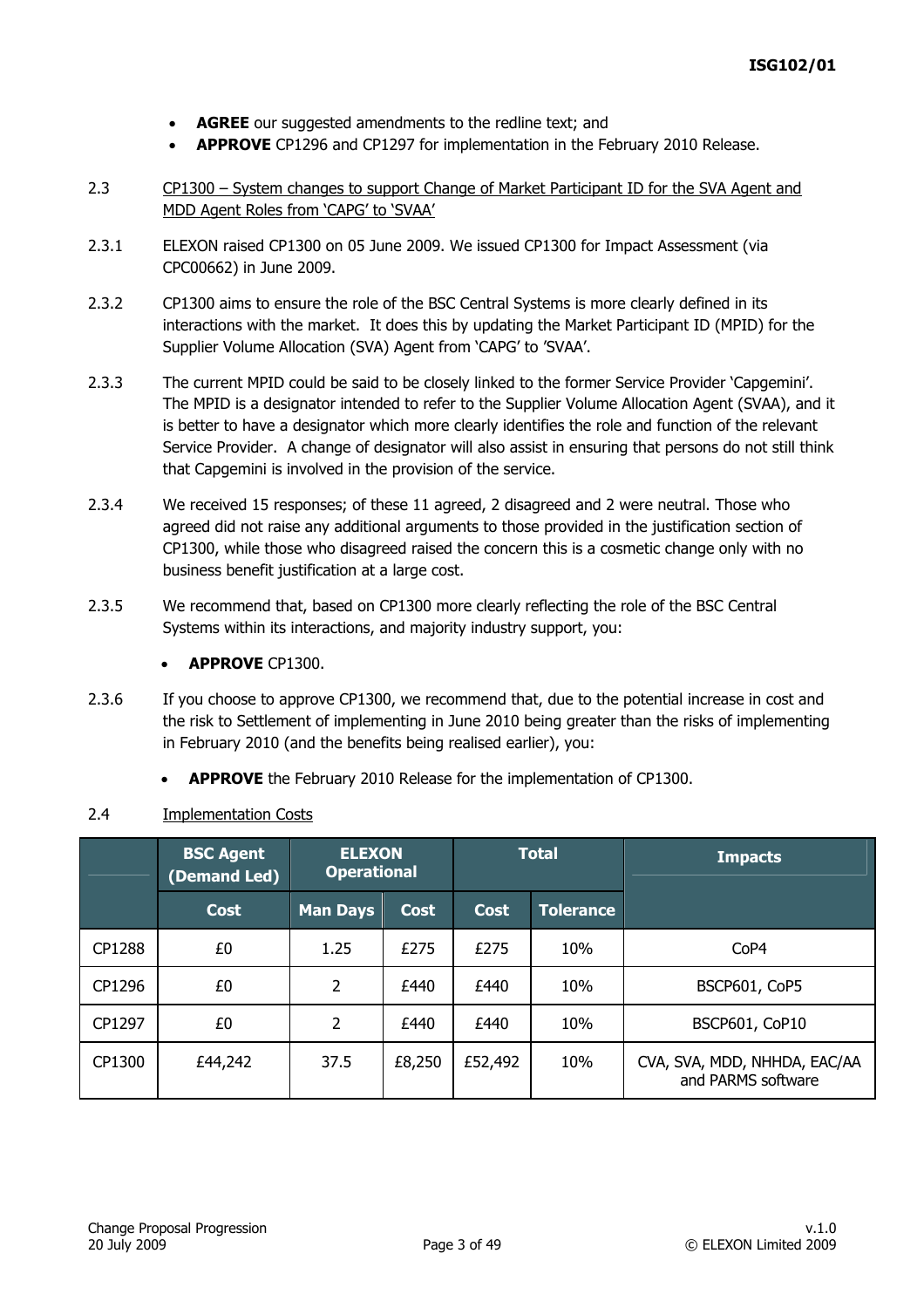- **AGREE** our suggested amendments to the redline text; and
- **APPROVE** CP1296 and CP1297 for implementation in the February 2010 Release.

2.3 CP1300 – System changes to support Change of Market Participant ID for the SVA Agent and MDD Agent Roles from 'CAPG' to 'SVAA'

2.3.1 ELEXON raised CP1300 on 05 June 2009. We issued CP1300 for Impact Assessment (via CPC00662) in June 2009.

2.3.2 CP1300 aims to ensure the role of the BSC Central Systems is more clearly defined in its interactions with the market. It does this by updating the Market Participant ID (MPID) for the Supplier Volume Allocation (SVA) Agent from 'CAPG' to 'SVAA'.

2.3.3 The current MPID could be said to be closely linked to the former Service Provider 'Capgemini'. The MPID is a designator intended to refer to the Supplier Volume Allocation Agent (SVAA), and it is better to have a designator which more clearly identifies the role and function of the relevant Service Provider. A change of designator will also assist in ensuring that persons do not still think that Capgemini is involved in the provision of the service.

2.3.4 We received 15 responses; of these 11 agreed, 2 disagreed and 2 were neutral. Those who agreed did not raise any additional arguments to those provided in the justification section of CP1300, while those who disagreed raised the concern this is a cosmetic change only with no business benefit justification at a large cost.

2.3.5 We recommend that, based on CP1300 more clearly reflecting the role of the BSC Central Systems within its interactions, and majority industry support, you:

- **APPROVE** CP1300.

2.3.6 If you choose to approve CP1300, we recommend that, due to the potential increase in cost and the risk to Settlement of implementing in June 2010 being greater than the risks of implementing in February 2010 (and the benefits being realised earlier), you:

- **APPROVE** the February 2010 Release for the implementation of CP1300.

2.4 Implementation Costs

| | BSC Agent (Demand Led) | ELEXON Operational | | Total | | Impacts |
|---|---|---|---|---|---|---|
| | Cost | Man Days | Cost | Cost | Tolerance | |
| CP1288 | £0 | 1.25 | £275 | £275 | 10% | CoP4 |
| CP1296 | £0 | 2 | £440 | £440 | 10% | BSCP601, CoP5 |
| CP1297 | £0 | 2 | £440 | £440 | 10% | BSCP601, CoP10 |
| CP1300 | £44,242 | 37.5 | £8,250 | £52,492 | 10% | CVA, SVA, MDD, NHHDA, EAC/AA and PARMS software |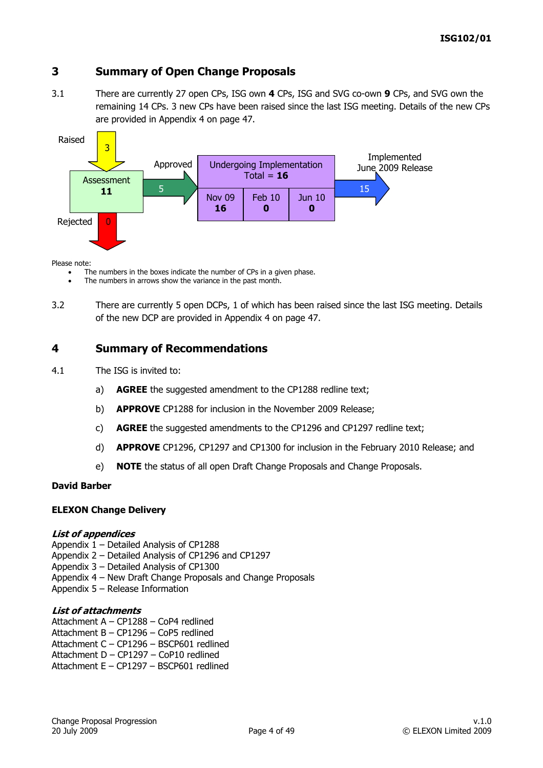## 3 Summary of Open Change Proposals

3.1 There are currently 27 open CPs, ISG own **4** CPs, ISG and SVG co-own **9** CPs, and SVG own the remaining 14 CPs. 3 new CPs have been raised since the last ISG meeting. Details of the new CPs are provided in Appendix 4 on page 47.

Raised 3

Assessment **11**

Approved 5

Undergoing Implementation Total = **16**

| Nov 09 | Feb 10 | Jun 10 |
|---|---|---|
| **16** | **0** | **0** |

Implemented June 2009 Release 15

Rejected 0

Please note:

- The numbers in the boxes indicate the number of CPs in a given phase.
- The numbers in arrows show the variance in the past month.

3.2 There are currently 5 open DCPs, 1 of which has been raised since the last ISG meeting. Details of the new DCP are provided in Appendix 4 on page 47.

## 4 Summary of Recommendations

4.1 The ISG is invited to:

a) **AGREE** the suggested amendment to the CP1288 redline text;

b) **APPROVE** CP1288 for inclusion in the November 2009 Release;

c) **AGREE** the suggested amendments to the CP1296 and CP1297 redline text;

d) **APPROVE** CP1296, CP1297 and CP1300 for inclusion in the February 2010 Release; and

e) **NOTE** the status of all open Draft Change Proposals and Change Proposals.

**David Barber**

**ELEXON Change Delivery**

***List of appendices***

Appendix 1 – Detailed Analysis of CP1288
Appendix 2 – Detailed Analysis of CP1296 and CP1297
Appendix 3 – Detailed Analysis of CP1300
Appendix 4 – New Draft Change Proposals and Change Proposals
Appendix 5 – Release Information

***List of attachments***

Attachment A – CP1288 – CoP4 redlined
Attachment B – CP1296 – CoP5 redlined
Attachment C – CP1296 – BSCP601 redlined
Attachment D – CP1297 – CoP10 redlined
Attachment E – CP1297 – BSCP601 redlined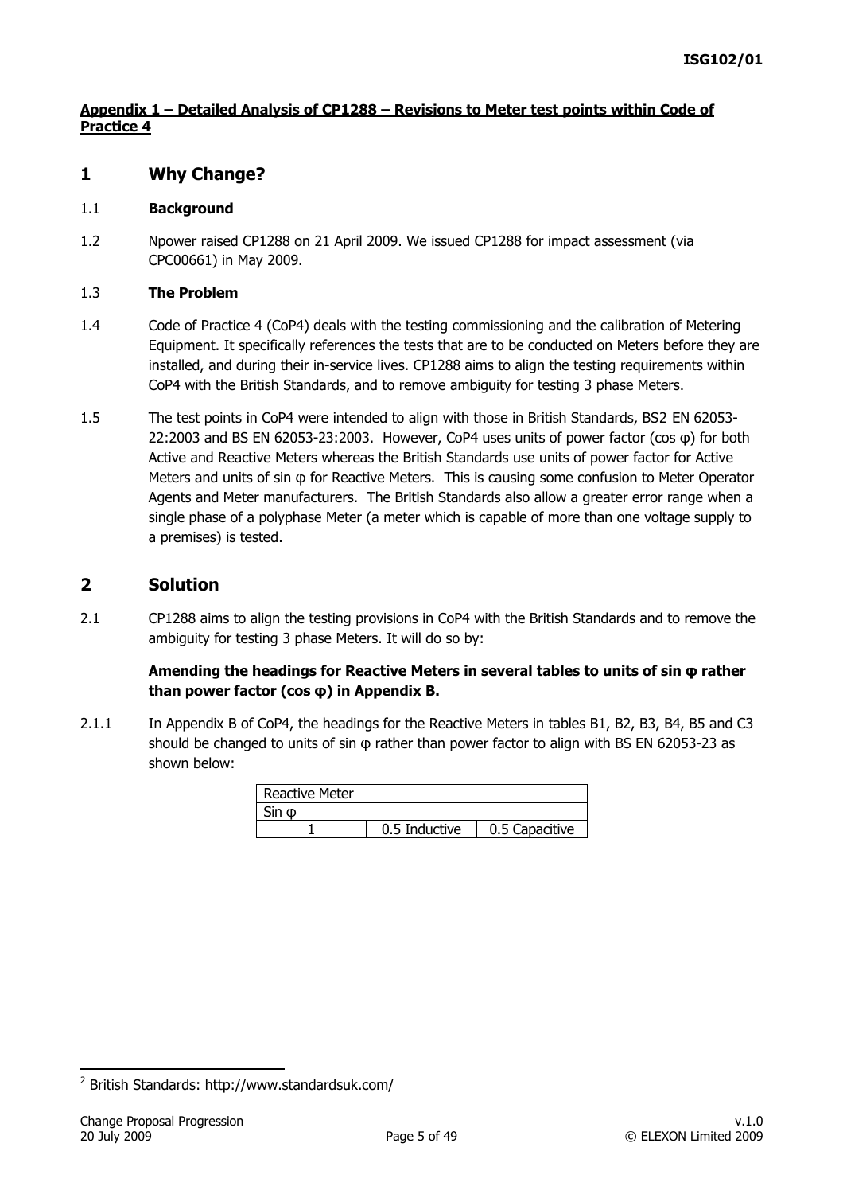**Appendix 1 – Detailed Analysis of CP1288 – Revisions to Meter test points within Code of Practice 4**

# 1 Why Change?

1.1 **Background**

1.2 Npower raised CP1288 on 21 April 2009. We issued CP1288 for impact assessment (via CPC00661) in May 2009.

1.3 **The Problem**

1.4 Code of Practice 4 (CoP4) deals with the testing commissioning and the calibration of Metering Equipment. It specifically references the tests that are to be conducted on Meters before they are installed, and during their in-service lives. CP1288 aims to align the testing requirements within CoP4 with the British Standards, and to remove ambiguity for testing 3 phase Meters.

1.5 The test points in CoP4 were intended to align with those in British Standards, BS2 EN 62053-22:2003 and BS EN 62053-23:2003. However, CoP4 uses units of power factor (cos φ) for both Active and Reactive Meters whereas the British Standards use units of power factor for Active Meters and units of sin φ for Reactive Meters. This is causing some confusion to Meter Operator Agents and Meter manufacturers. The British Standards also allow a greater error range when a single phase of a polyphase Meter (a meter which is capable of more than one voltage supply to a premises) is tested.

# 2 Solution

2.1 CP1288 aims to align the testing provisions in CoP4 with the British Standards and to remove the ambiguity for testing 3 phase Meters. It will do so by:

**Amending the headings for Reactive Meters in several tables to units of sin φ rather than power factor (cos φ) in Appendix B.**

2.1.1 In Appendix B of CoP4, the headings for the Reactive Meters in tables B1, B2, B3, B4, B5 and C3 should be changed to units of sin φ rather than power factor to align with BS EN 62053-23 as shown below:

| Reactive Meter | | |
|---|---|---|
| Sin φ | | |
| 1 | 0.5 Inductive | 0.5 Capacitive |

[2] British Standards: http://www.standardsuk.com/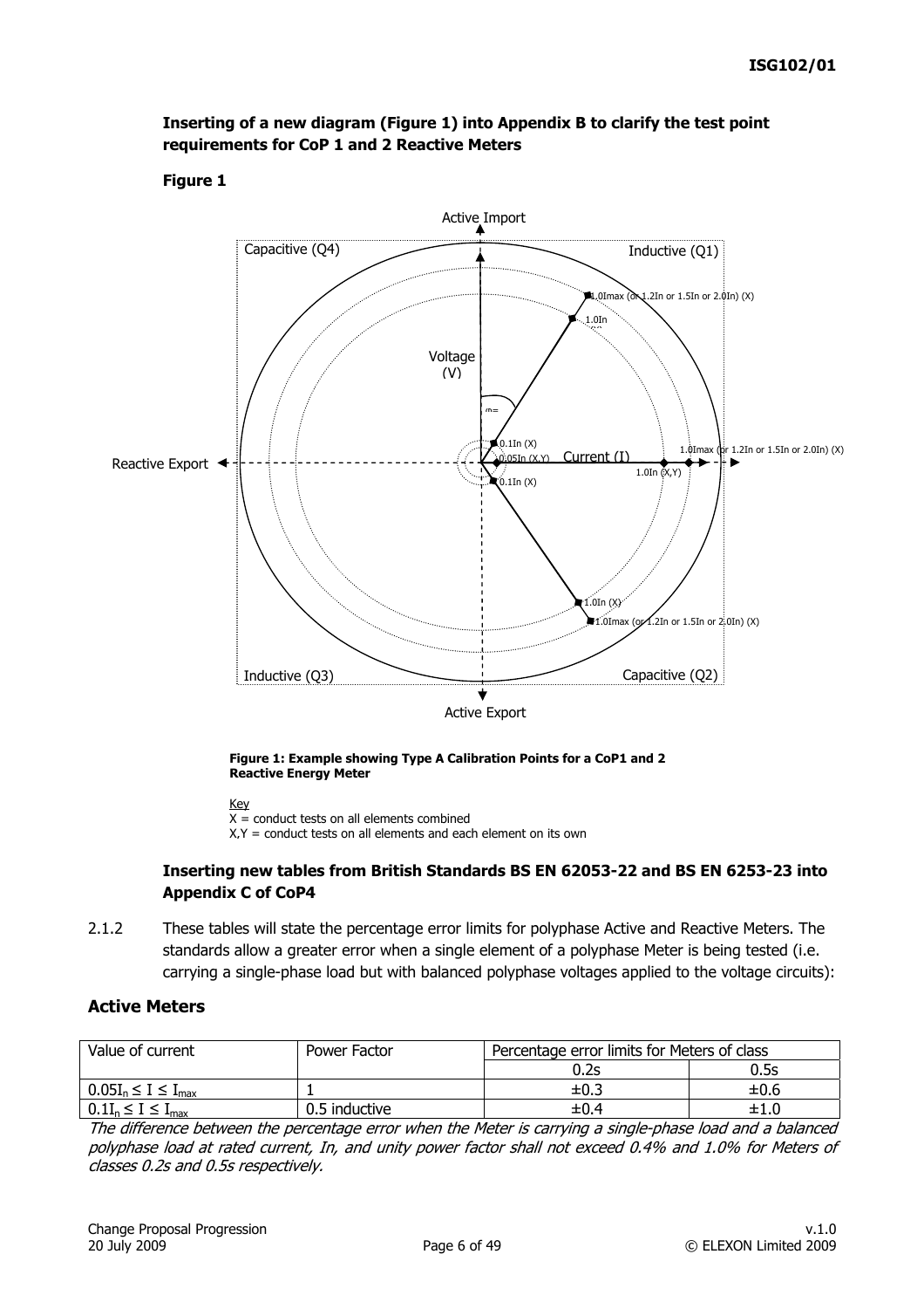**Inserting of a new diagram (Figure 1) into Appendix B to clarify the test point requirements for CoP 1 and 2 Reactive Meters**

**Figure 1**

Active Import

Capacitive (Q4)

Inductive (Q1)

1.0Imax (or 1.2In or 1.5In or 2.0In) (X)

1.0In

Voltage (V)

Reactive Export

0.1In (X)

0.05In (X,Y)

Current (I)

1.0Imax (or 1.2In or 1.5In or 2.0In) (X)

1.0In (X,Y)

0.1In (X)

1.0In (X)

1.0Imax (or 1.2In or 1.5In or 2.0In) (X)

Inductive (Q3)

Capacitive (Q2)

Active Export

**Figure 1: Example showing Type A Calibration Points for a CoP1 and 2 Reactive Energy Meter**

Key

X = conduct tests on all elements combined

X,Y = conduct tests on all elements and each element on its own

**Inserting new tables from British Standards BS EN 62053-22 and BS EN 6253-23 into Appendix C of CoP4**

2.1.2 These tables will state the percentage error limits for polyphase Active and Reactive Meters. The standards allow a greater error when a single element of a polyphase Meter is being tested (i.e. carrying a single-phase load but with balanced polyphase voltages applied to the voltage circuits):

## Active Meters

| Value of current | Power Factor | Percentage error limits for Meters of class | |
|---|---|---|---|
| | | 0.2s | 0.5s |
| $0.05I_n \leq I \leq I_{max}$ | 1 | ±0.3 | ±0.6 |
| $0.1I_n \leq I \leq I_{max}$ | 0.5 inductive | ±0.4 | ±1.0 |

*The difference between the percentage error when the Meter is carrying a single-phase load and a balanced polyphase load at rated current, In, and unity power factor shall not exceed 0.4% and 1.0% for Meters of classes 0.2s and 0.5s respectively.*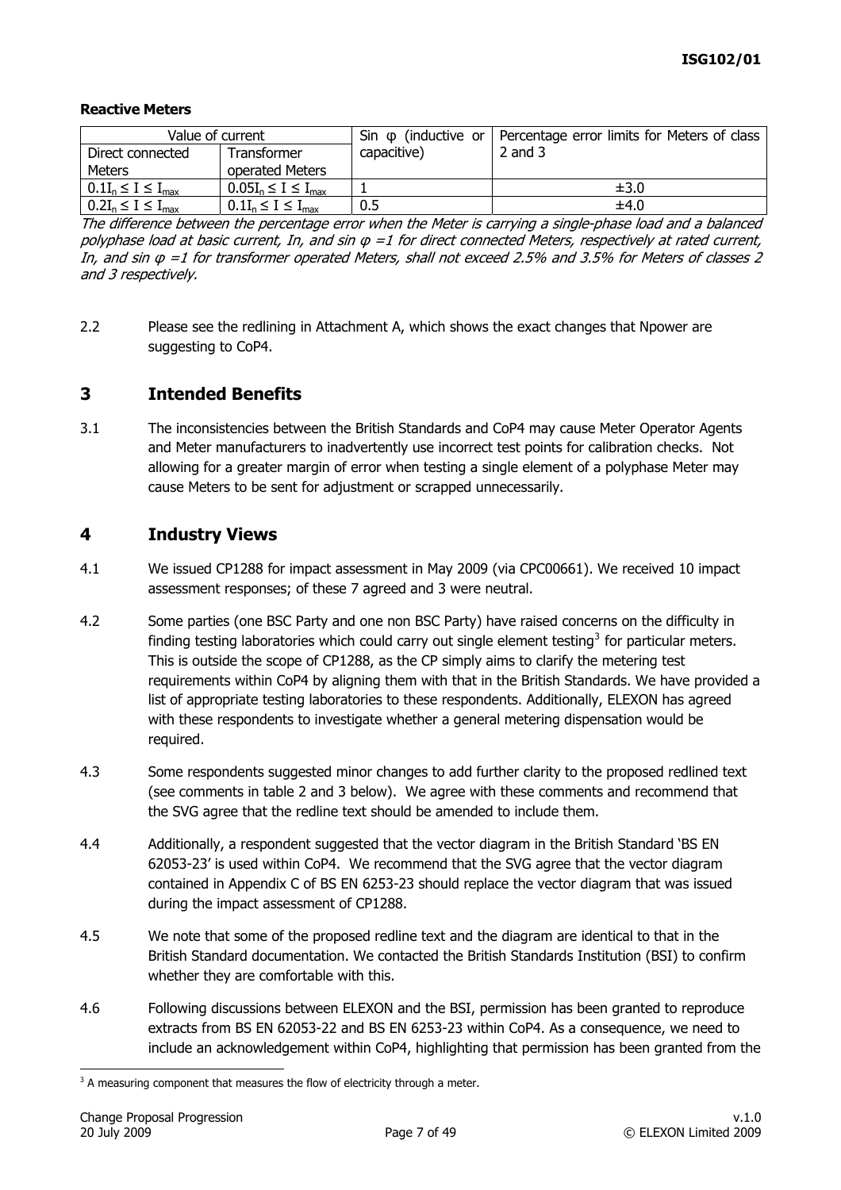**Reactive Meters**

| Value of current | | Sin φ (inductive or capacitive) | Percentage error limits for Meters of class 2 and 3 |
|---|---|---|---|
| Direct connected Meters | Transformer operated Meters | | |
| $0.1I_n \leq I \leq I_{max}$ | $0.05I_n \leq I \leq I_{max}$ | 1 | ±3.0 |
| $0.2I_n \leq I \leq I_{max}$ | $0.1I_n \leq I \leq I_{max}$ | 0.5 | ±4.0 |

*The difference between the percentage error when the Meter is carrying a single-phase load and a balanced polyphase load at basic current, In, and sin φ =1 for direct connected Meters, respectively at rated current, In, and sin φ =1 for transformer operated Meters, shall not exceed 2.5% and 3.5% for Meters of classes 2 and 3 respectively.*

2.2 Please see the redlining in Attachment A, which shows the exact changes that Npower are suggesting to CoP4.

## 3 Intended Benefits

3.1 The inconsistencies between the British Standards and CoP4 may cause Meter Operator Agents and Meter manufacturers to inadvertently use incorrect test points for calibration checks. Not allowing for a greater margin of error when testing a single element of a polyphase Meter may cause Meters to be sent for adjustment or scrapped unnecessarily.

## 4 Industry Views

4.1 We issued CP1288 for impact assessment in May 2009 (via CPC00661). We received 10 impact assessment responses; of these 7 agreed and 3 were neutral.

4.2 Some parties (one BSC Party and one non BSC Party) have raised concerns on the difficulty in finding testing laboratories which could carry out single element testing[3] for particular meters. This is outside the scope of CP1288, as the CP simply aims to clarify the metering test requirements within CoP4 by aligning them with that in the British Standards. We have provided a list of appropriate testing laboratories to these respondents. Additionally, ELEXON has agreed with these respondents to investigate whether a general metering dispensation would be required.

4.3 Some respondents suggested minor changes to add further clarity to the proposed redlined text (see comments in table 2 and 3 below). We agree with these comments and recommend that the SVG agree that the redline text should be amended to include them.

4.4 Additionally, a respondent suggested that the vector diagram in the British Standard 'BS EN 62053-23' is used within CoP4. We recommend that the SVG agree that the vector diagram contained in Appendix C of BS EN 6253-23 should replace the vector diagram that was issued during the impact assessment of CP1288.

4.5 We note that some of the proposed redline text and the diagram are identical to that in the British Standard documentation. We contacted the British Standards Institution (BSI) to confirm whether they are comfortable with this.

4.6 Following discussions between ELEXON and the BSI, permission has been granted to reproduce extracts from BS EN 62053-22 and BS EN 6253-23 within CoP4. As a consequence, we need to include an acknowledgement within CoP4, highlighting that permission has been granted from the

[3] A measuring component that measures the flow of electricity through a meter.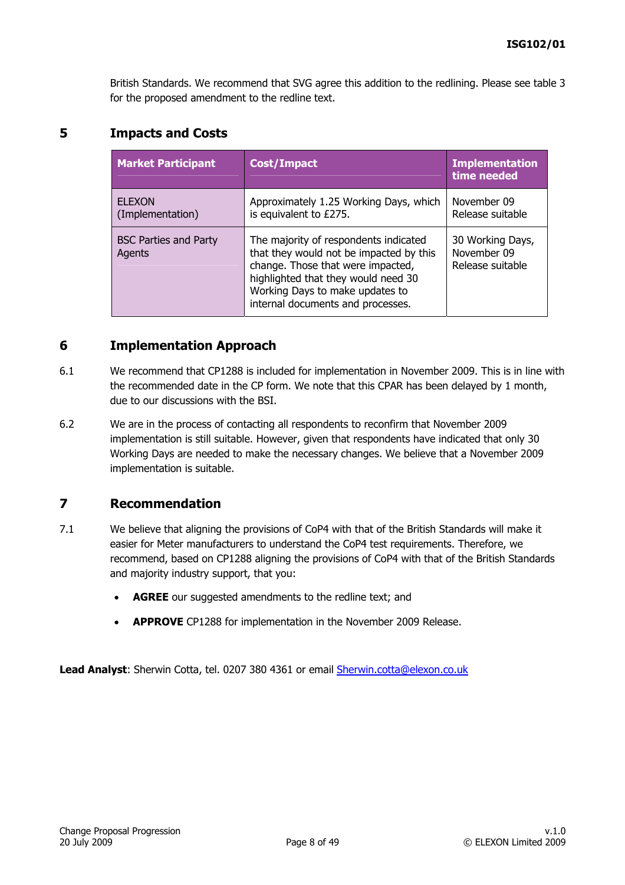British Standards. We recommend that SVG agree this addition to the redlining. Please see table 3 for the proposed amendment to the redline text.

## 5 Impacts and Costs

| Market Participant | Cost/Impact | Implementation time needed |
|---|---|---|
| ELEXON (Implementation) | Approximately 1.25 Working Days, which is equivalent to £275. | November 09 Release suitable |
| BSC Parties and Party Agents | The majority of respondents indicated that they would not be impacted by this change. Those that were impacted, highlighted that they would need 30 Working Days to make updates to internal documents and processes. | 30 Working Days, November 09 Release suitable |

## 6 Implementation Approach

6.1 We recommend that CP1288 is included for implementation in November 2009. This is in line with the recommended date in the CP form. We note that this CPAR has been delayed by 1 month, due to our discussions with the BSI.

6.2 We are in the process of contacting all respondents to reconfirm that November 2009 implementation is still suitable. However, given that respondents have indicated that only 30 Working Days are needed to make the necessary changes. We believe that a November 2009 implementation is suitable.

## 7 Recommendation

7.1 We believe that aligning the provisions of CoP4 with that of the British Standards will make it easier for Meter manufacturers to understand the CoP4 test requirements. Therefore, we recommend, based on CP1288 aligning the provisions of CoP4 with that of the British Standards and majority industry support, that you:

- **AGREE** our suggested amendments to the redline text; and
- **APPROVE** CP1288 for implementation in the November 2009 Release.

**Lead Analyst**: Sherwin Cotta, tel. 0207 380 4361 or email Sherwin.cotta@elexon.co.uk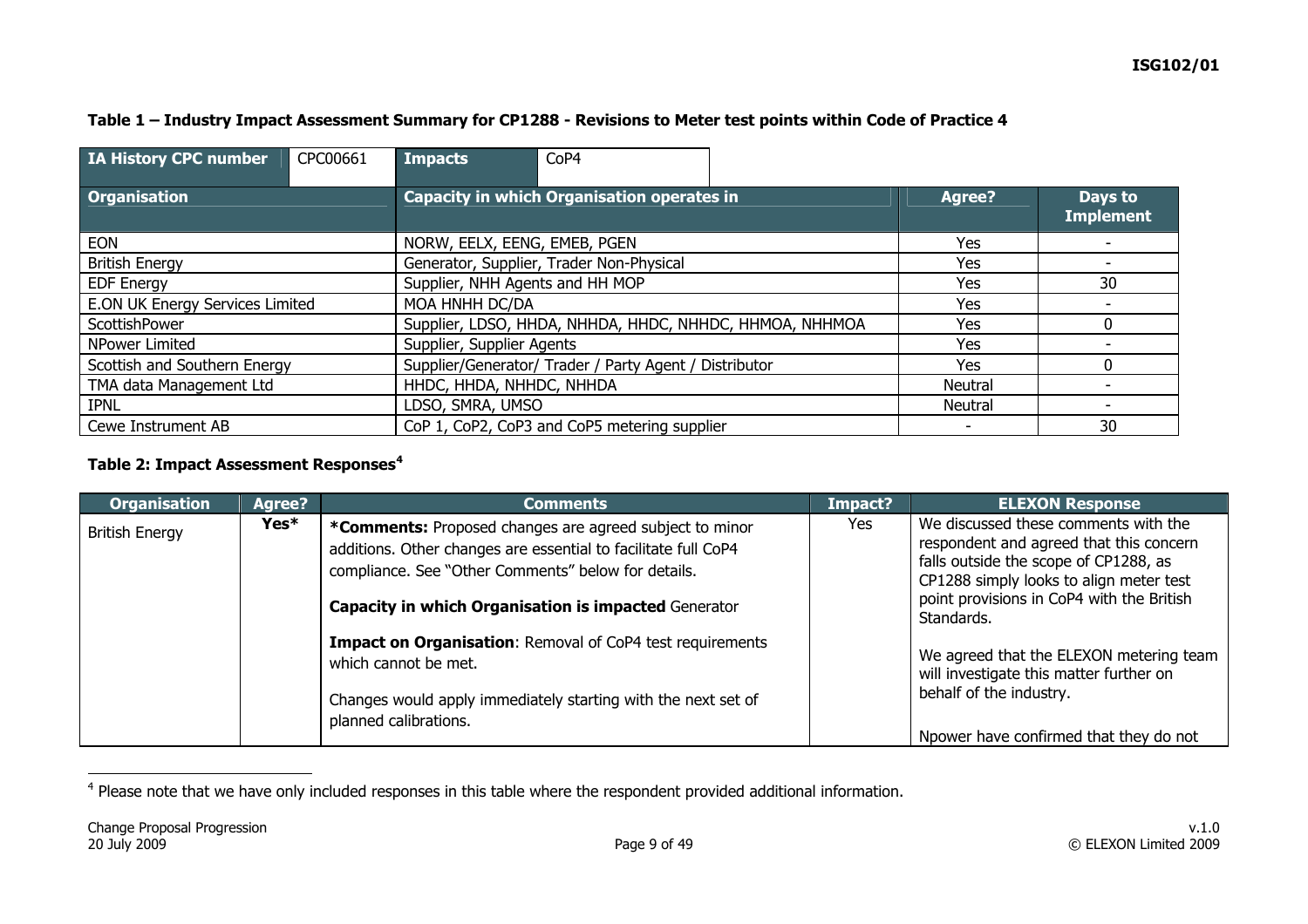**Table 1 – Industry Impact Assessment Summary for CP1288 - Revisions to Meter test points within Code of Practice 4**

| IA History CPC number | CPC00661 | Impacts | CoP4 |
|---|---|---|---|

| Organisation | Capacity in which Organisation operates in | Agree? | Days to Implement |
|---|---|---|---|
| EON | NORW, EELX, EENG, EMEB, PGEN | Yes | - |
| British Energy | Generator, Supplier, Trader Non-Physical | Yes | - |
| EDF Energy | Supplier, NHH Agents and HH MOP | Yes | 30 |
| E.ON UK Energy Services Limited | MOA HNHH DC/DA | Yes | - |
| ScottishPower | Supplier, LDSO, HHDA, NHHDA, HHDC, NHHDC, HHMOA, NHHMOA | Yes | 0 |
| NPower Limited | Supplier, Supplier Agents | Yes | - |
| Scottish and Southern Energy | Supplier/Generator/ Trader / Party Agent / Distributor | Yes | 0 |
| TMA data Management Ltd | HHDC, HHDA, NHHDC, NHHDA | Neutral | - |
| IPNL | LDSO, SMRA, UMSO | Neutral | - |
| Cewe Instrument AB | CoP 1, CoP2, CoP3 and CoP5 metering supplier | - | 30 |

**Table 2: Impact Assessment Responses[4]**

| Organisation | Agree? | Comments | Impact? | ELEXON Response |
|---|---|---|---|---|
| British Energy | Yes* | ***Comments:** Proposed changes are agreed subject to minor additions. Other changes are essential to facilitate full CoP4 compliance. See "Other Comments" below for details.<br><br>**Capacity in which Organisation is impacted** Generator<br><br>**Impact on Organisation**: Removal of CoP4 test requirements which cannot be met.<br><br>Changes would apply immediately starting with the next set of planned calibrations. | Yes | We discussed these comments with the respondent and agreed that this concern falls outside the scope of CP1288, as CP1288 simply looks to align meter test point provisions in CoP4 with the British Standards.<br><br>We agreed that the ELEXON metering team will investigate this matter further on behalf of the industry.<br><br>Npower have confirmed that they do not |

[4] Please note that we have only included responses in this table where the respondent provided additional information.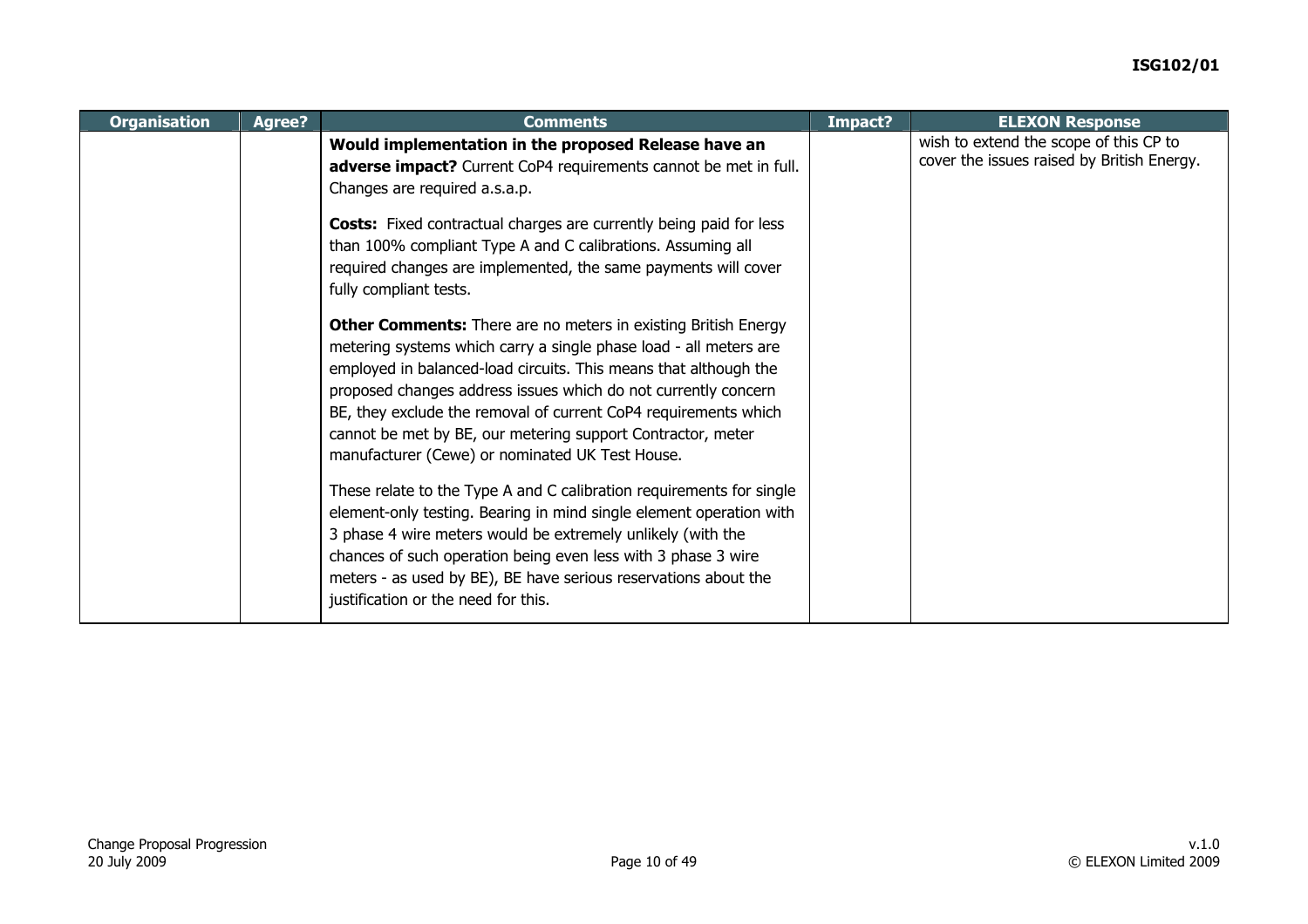| Organisation | Agree? | Comments | Impact? | ELEXON Response |
|---|---|---|---|---|
| | | **Would implementation in the proposed Release have an adverse impact?** Current CoP4 requirements cannot be met in full. Changes are required a.s.a.p.<br><br>**Costs:** Fixed contractual charges are currently being paid for less than 100% compliant Type A and C calibrations. Assuming all required changes are implemented, the same payments will cover fully compliant tests.<br><br>**Other Comments:** There are no meters in existing British Energy metering systems which carry a single phase load - all meters are employed in balanced-load circuits. This means that although the proposed changes address issues which do not currently concern BE, they exclude the removal of current CoP4 requirements which cannot be met by BE, our metering support Contractor, meter manufacturer (Cewe) or nominated UK Test House.<br><br>These relate to the Type A and C calibration requirements for single element-only testing. Bearing in mind single element operation with 3 phase 4 wire meters would be extremely unlikely (with the chances of such operation being even less with 3 phase 3 wire meters - as used by BE), BE have serious reservations about the justification or the need for this. | | wish to extend the scope of this CP to cover the issues raised by British Energy. |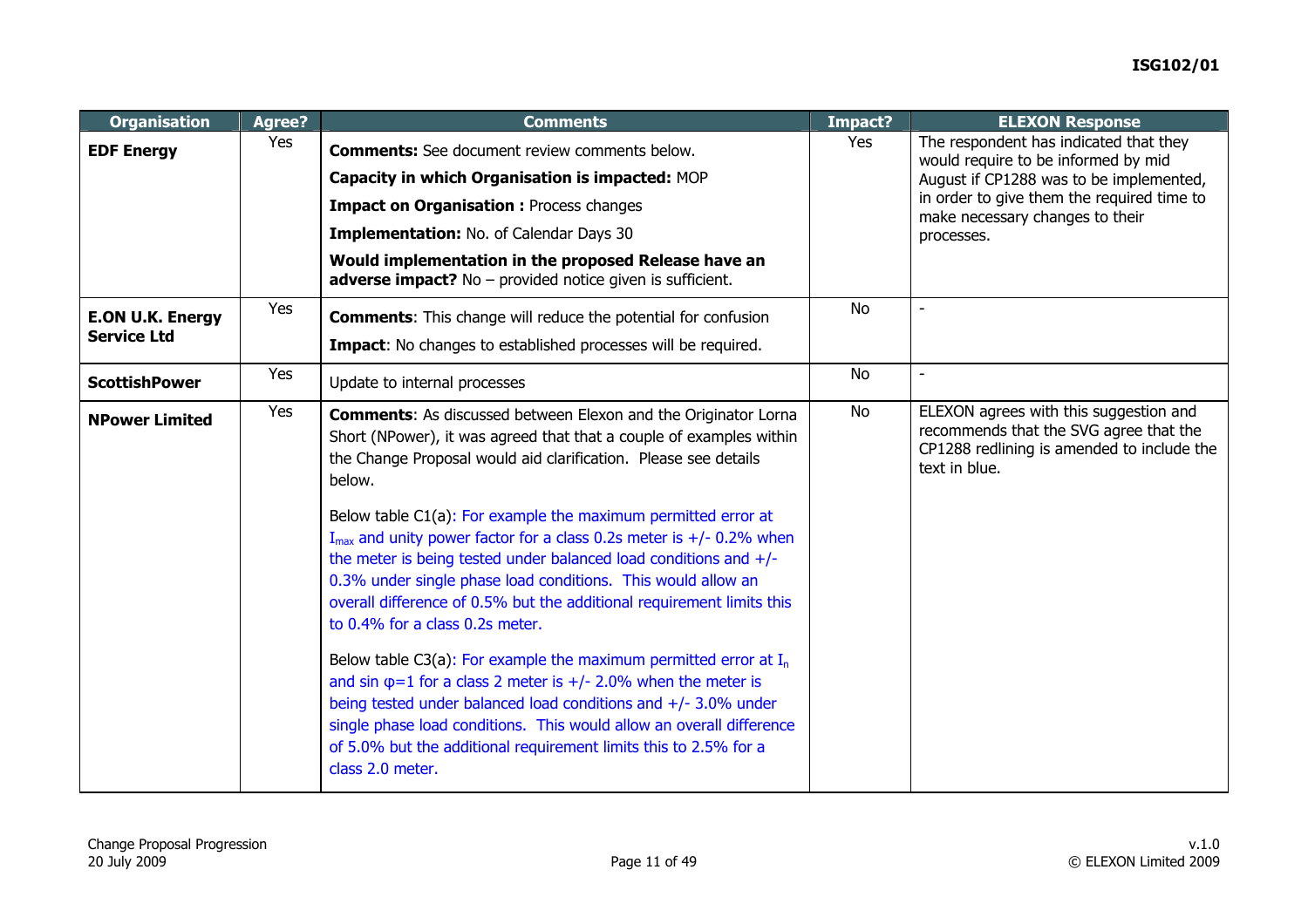| Organisation | Agree? | Comments | Impact? | ELEXON Response |
|---|---|---|---|---|
| **EDF Energy** | Yes | **Comments:** See document review comments below.<br>**Capacity in which Organisation is impacted:** MOP<br>**Impact on Organisation :** Process changes<br>**Implementation:** No. of Calendar Days 30<br>**Would implementation in the proposed Release have an adverse impact?** No – provided notice given is sufficient. | Yes | The respondent has indicated that they would require to be informed by mid August if CP1288 was to be implemented, in order to give them the required time to make necessary changes to their processes. |
| **E.ON U.K. Energy Service Ltd** | Yes | **Comments**: This change will reduce the potential for confusion<br>**Impact**: No changes to established processes will be required. | No | - |
| **ScottishPower** | Yes | Update to internal processes | No | - |
| **NPower Limited** | Yes | **Comments**: As discussed between Elexon and the Originator Lorna Short (NPower), it was agreed that that a couple of examples within the Change Proposal would aid clarification. Please see details below.<br><br>Below table C1(a): For example the maximum permitted error at $I_{max}$ and unity power factor for a class 0.2s meter is +/- 0.2% when the meter is being tested under balanced load conditions and +/- 0.3% under single phase load conditions. This would allow an overall difference of 0.5% but the additional requirement limits this to 0.4% for a class 0.2s meter.<br><br>Below table C3(a): For example the maximum permitted error at $I_n$ and sin $\varphi$=1 for a class 2 meter is +/- 2.0% when the meter is being tested under balanced load conditions and +/- 3.0% under single phase load conditions. This would allow an overall difference of 5.0% but the additional requirement limits this to 2.5% for a class 2.0 meter. | No | ELEXON agrees with this suggestion and recommends that the SVG agree that the CP1288 redlining is amended to include the text in blue. |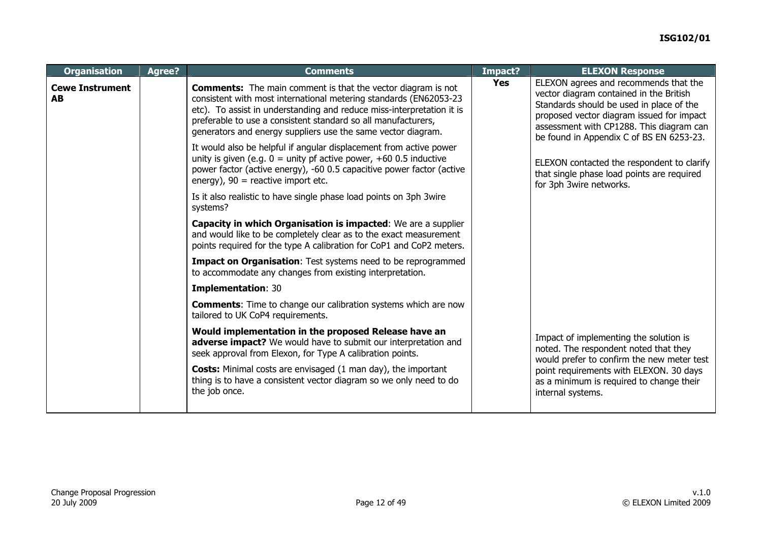| Organisation | Agree? | Comments | Impact? | ELEXON Response |
|---|---|---|---|---|
| **Cewe Instrument AB** | | **Comments:** The main comment is that the vector diagram is not consistent with most international metering standards (EN62053-23 etc). To assist in understanding and reduce miss-interpretation it is preferable to use a consistent standard so all manufacturers, generators and energy suppliers use the same vector diagram.<br><br>It would also be helpful if angular displacement from active power unity is given (e.g. 0 = unity pf active power, +60 0.5 inductive power factor (active energy), -60 0.5 capacitive power factor (active energy), 90 = reactive import etc.<br><br>Is it also realistic to have single phase load points on 3ph 3wire systems?<br><br>**Capacity in which Organisation is impacted**: We are a supplier and would like to be completely clear as to the exact measurement points required for the type A calibration for CoP1 and CoP2 meters.<br><br>**Impact on Organisation**: Test systems need to be reprogrammed to accommodate any changes from existing interpretation.<br><br>**Implementation**: 30<br><br>**Comments**: Time to change our calibration systems which are now tailored to UK CoP4 requirements.<br><br>**Would implementation in the proposed Release have an adverse impact?** We would have to submit our interpretation and seek approval from Elexon, for Type A calibration points.<br><br>**Costs:** Minimal costs are envisaged (1 man day), the important thing is to have a consistent vector diagram so we only need to do the job once. | **Yes** | ELEXON agrees and recommends that the vector diagram contained in the British Standards should be used in place of the proposed vector diagram issued for impact assessment with CP1288. This diagram can be found in Appendix C of BS EN 6253-23.<br><br>ELEXON contacted the respondent to clarify that single phase load points are required for 3ph 3wire networks.<br><br>Impact of implementing the solution is noted. The respondent noted that they would prefer to confirm the new meter test point requirements with ELEXON. 30 days as a minimum is required to change their internal systems. |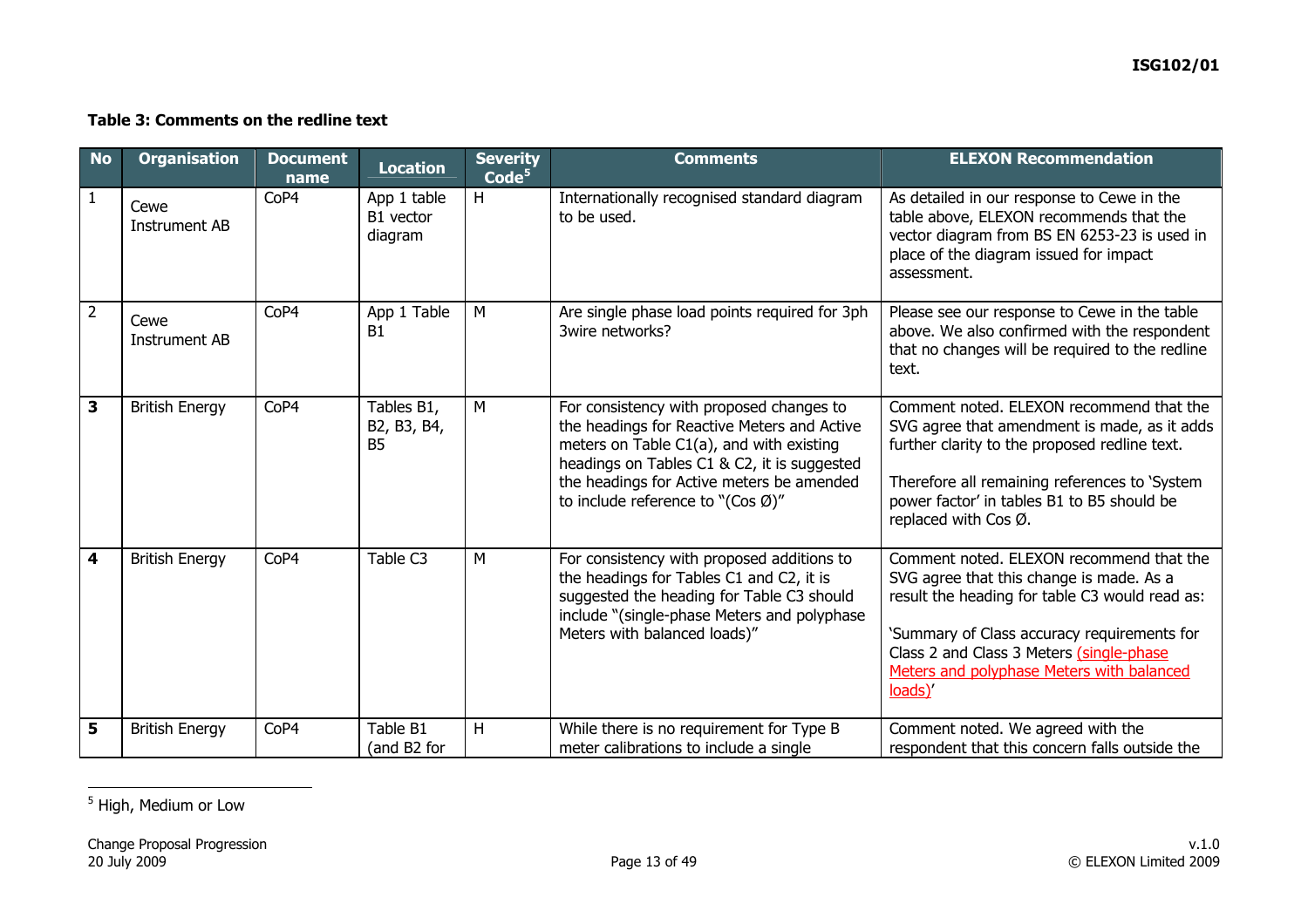**Table 3: Comments on the redline text**

| No | Organisation | Document name | Location | Severity Code[5] | Comments | ELEXON Recommendation |
|---|---|---|---|---|---|---|
| 1 | Cewe Instrument AB | CoP4 | App 1 table B1 vector diagram | H | Internationally recognised standard diagram to be used. | As detailed in our response to Cewe in the table above, ELEXON recommends that the vector diagram from BS EN 6253-23 is used in place of the diagram issued for impact assessment. |
| 2 | Cewe Instrument AB | CoP4 | App 1 Table B1 | M | Are single phase load points required for 3ph 3wire networks? | Please see our response to Cewe in the table above. We also confirmed with the respondent that no changes will be required to the redline text. |
| **3** | British Energy | CoP4 | Tables B1, B2, B3, B4, B5 | M | For consistency with proposed changes to the headings for Reactive Meters and Active meters on Table C1(a), and with existing headings on Tables C1 & C2, it is suggested the headings for Active meters be amended to include reference to "(Cos Ø)" | Comment noted. ELEXON recommend that the SVG agree that amendment is made, as it adds further clarity to the proposed redline text.<br><br>Therefore all remaining references to 'System power factor' in tables B1 to B5 should be replaced with Cos Ø. |
| **4** | British Energy | CoP4 | Table C3 | M | For consistency with proposed additions to the headings for Tables C1 and C2, it is suggested the heading for Table C3 should include "(single-phase Meters and polyphase Meters with balanced loads)" | Comment noted. ELEXON recommend that the SVG agree that this change is made. As a result the heading for table C3 would read as:<br><br>'Summary of Class accuracy requirements for Class 2 and Class 3 Meters <u>(single-phase Meters and polyphase Meters with balanced loads)</u>' |
| **5** | British Energy | CoP4 | Table B1 (and B2 for | H | While there is no requirement for Type B meter calibrations to include a single | Comment noted. We agreed with the respondent that this concern falls outside the |

[5] High, Medium or Low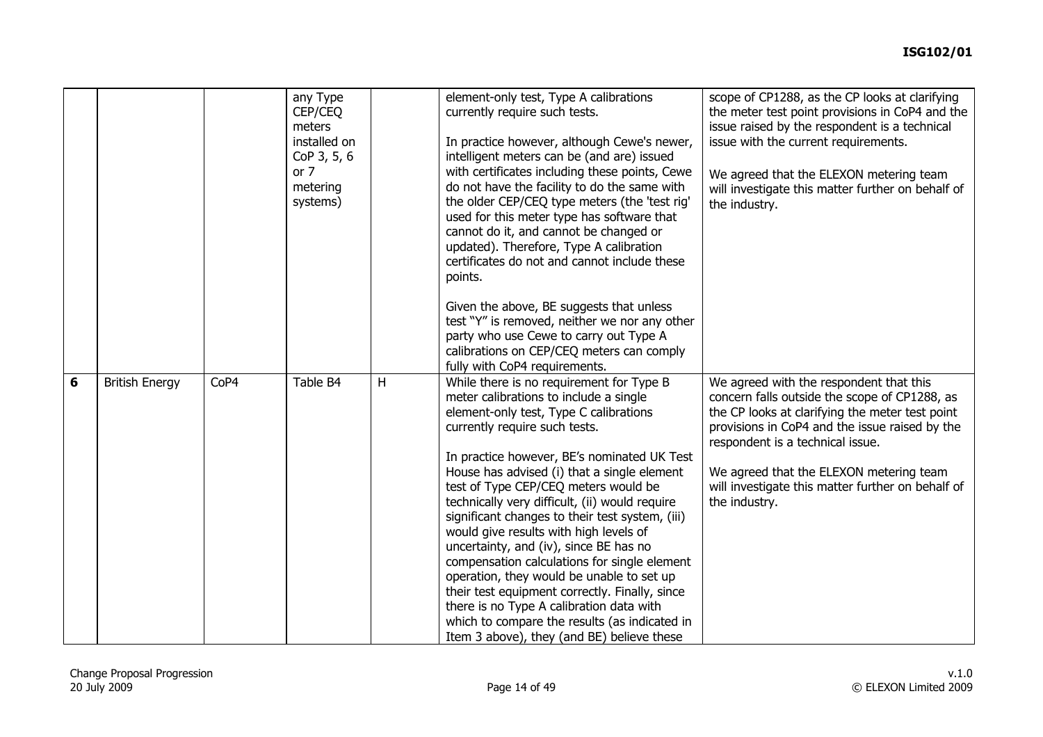| | | | | | | |
|---|---|---|---|---|---|---|
| | | | any Type CEP/CEQ meters installed on CoP 3, 5, 6 or 7 metering systems) | | element-only test, Type A calibrations currently require such tests.<br><br>In practice however, although Cewe's newer, intelligent meters can be (and are) issued with certificates including these points, Cewe do not have the facility to do the same with the older CEP/CEQ type meters (the 'test rig' used for this meter type has software that cannot do it, and cannot be changed or updated). Therefore, Type A calibration certificates do not and cannot include these points.<br><br>Given the above, BE suggests that unless test "Y" is removed, neither we nor any other party who use Cewe to carry out Type A calibrations on CEP/CEQ meters can comply fully with CoP4 requirements. | scope of CP1288, as the CP looks at clarifying the meter test point provisions in CoP4 and the issue raised by the respondent is a technical issue with the current requirements.<br><br>We agreed that the ELEXON metering team will investigate this matter further on behalf of the industry. |
| **6** | British Energy | CoP4 | Table B4 | H | While there is no requirement for Type B meter calibrations to include a single element-only test, Type C calibrations currently require such tests.<br><br>In practice however, BE's nominated UK Test House has advised (i) that a single element test of Type CEP/CEQ meters would be technically very difficult, (ii) would require significant changes to their test system, (iii) would give results with high levels of uncertainty, and (iv), since BE has no compensation calculations for single element operation, they would be unable to set up their test equipment correctly. Finally, since there is no Type A calibration data with which to compare the results (as indicated in Item 3 above), they (and BE) believe these | We agreed with the respondent that this concern falls outside the scope of CP1288, as the CP looks at clarifying the meter test point provisions in CoP4 and the issue raised by the respondent is a technical issue.<br><br>We agreed that the ELEXON metering team will investigate this matter further on behalf of the industry. |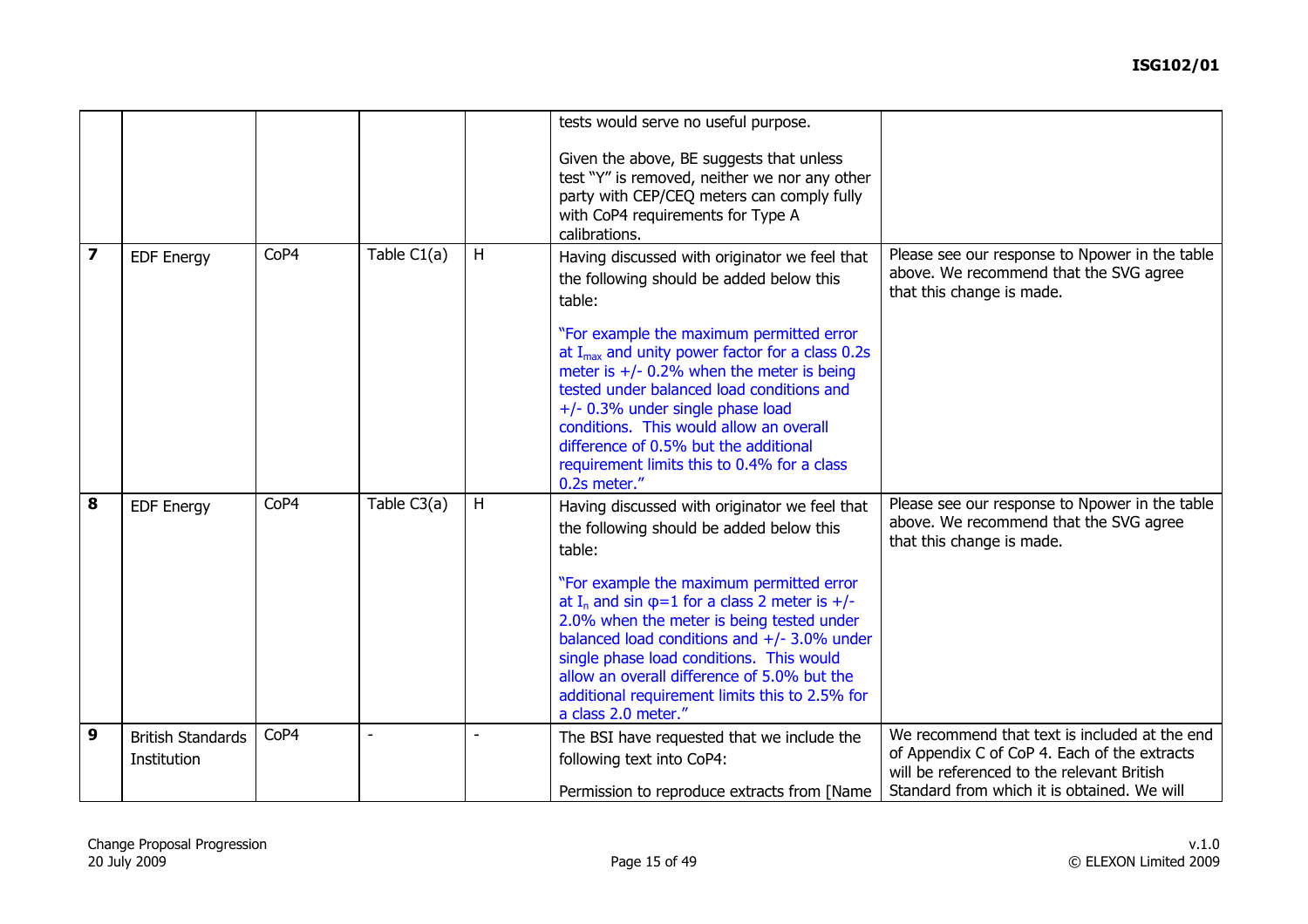| | | | | | | |
|---|---|---|---|---|---|---|
| | | | | | tests would serve no useful purpose.<br><br>Given the above, BE suggests that unless test "Y" is removed, neither we nor any other party with CEP/CEQ meters can comply fully with CoP4 requirements for Type A calibrations. | |
| **7** | EDF Energy | CoP4 | Table C1(a) | H | Having discussed with originator we feel that the following should be added below this table:<br><br>"For example the maximum permitted error at $I_{max}$ and unity power factor for a class 0.2s meter is +/- 0.2% when the meter is being tested under balanced load conditions and +/- 0.3% under single phase load conditions. This would allow an overall difference of 0.5% but the additional requirement limits this to 0.4% for a class 0.2s meter." | Please see our response to Npower in the table above. We recommend that the SVG agree that this change is made. |
| **8** | EDF Energy | CoP4 | Table C3(a) | H | Having discussed with originator we feel that the following should be added below this table:<br><br>"For example the maximum permitted error at $I_n$ and sin $\varphi$=1 for a class 2 meter is +/- 2.0% when the meter is being tested under balanced load conditions and +/- 3.0% under single phase load conditions. This would allow an overall difference of 5.0% but the additional requirement limits this to 2.5% for a class 2.0 meter." | Please see our response to Npower in the table above. We recommend that the SVG agree that this change is made. |
| **9** | British Standards Institution | CoP4 | - | - | The BSI have requested that we include the following text into CoP4:<br><br>Permission to reproduce extracts from [Name | We recommend that text is included at the end of Appendix C of CoP 4. Each of the extracts will be referenced to the relevant British Standard from which it is obtained. We will |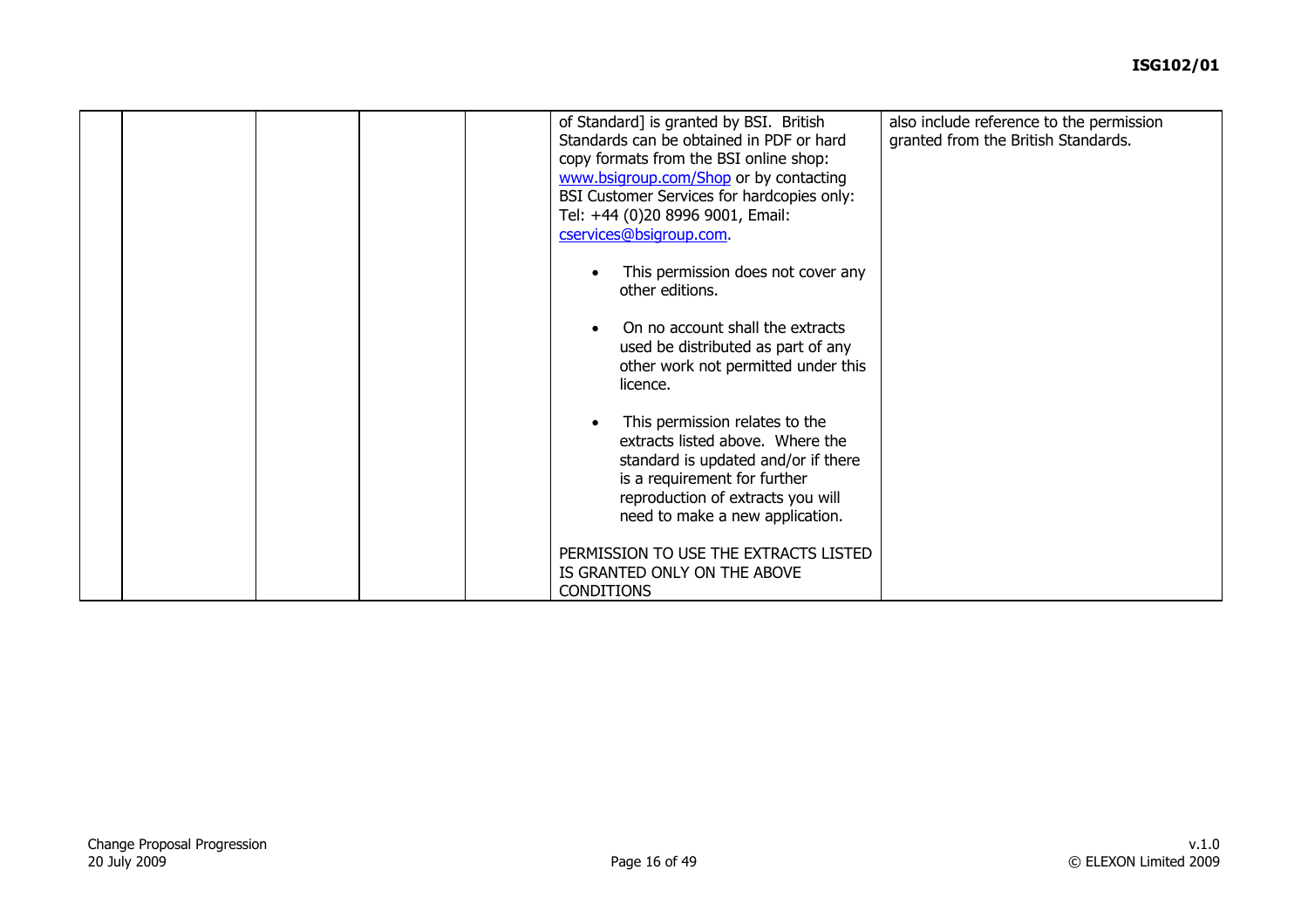|  |  |  |  |  |  |  |
|---|---|---|---|---|---|---|
|  |  |  |  |  | of Standard] is granted by BSI. British Standards can be obtained in PDF or hard copy formats from the BSI online shop: www.bsigroup.com/Shop or by contacting BSI Customer Services for hardcopies only: Tel: +44 (0)20 8996 9001, Email: cservices@bsigroup.com.<br><br>• This permission does not cover any other editions.<br><br>• On no account shall the extracts used be distributed as part of any other work not permitted under this licence.<br><br>• This permission relates to the extracts listed above. Where the standard is updated and/or if there is a requirement for further reproduction of extracts you will need to make a new application.<br><br>PERMISSION TO USE THE EXTRACTS LISTED IS GRANTED ONLY ON THE ABOVE CONDITIONS | also include reference to the permission granted from the British Standards. |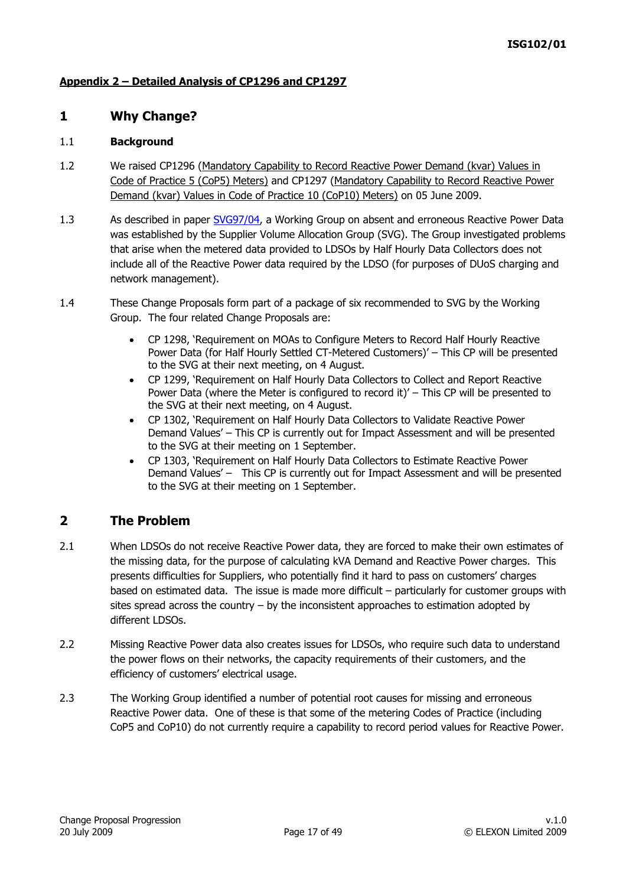**Appendix 2 – Detailed Analysis of CP1296 and CP1297**

# 1 Why Change?

## 1.1 Background

1.2 We raised CP1296 (Mandatory Capability to Record Reactive Power Demand (kvar) Values in Code of Practice 5 (CoP5) Meters) and CP1297 (Mandatory Capability to Record Reactive Power Demand (kvar) Values in Code of Practice 10 (CoP10) Meters) on 05 June 2009.

1.3 As described in paper SVG97/04, a Working Group on absent and erroneous Reactive Power Data was established by the Supplier Volume Allocation Group (SVG). The Group investigated problems that arise when the metered data provided to LDSOs by Half Hourly Data Collectors does not include all of the Reactive Power data required by the LDSO (for purposes of DUoS charging and network management).

1.4 These Change Proposals form part of a package of six recommended to SVG by the Working Group. The four related Change Proposals are:

- CP 1298, 'Requirement on MOAs to Configure Meters to Record Half Hourly Reactive Power Data (for Half Hourly Settled CT-Metered Customers)' – This CP will be presented to the SVG at their next meeting, on 4 August.
- CP 1299, 'Requirement on Half Hourly Data Collectors to Collect and Report Reactive Power Data (where the Meter is configured to record it)' – This CP will be presented to the SVG at their next meeting, on 4 August.
- CP 1302, 'Requirement on Half Hourly Data Collectors to Validate Reactive Power Demand Values' – This CP is currently out for Impact Assessment and will be presented to the SVG at their meeting on 1 September.
- CP 1303, 'Requirement on Half Hourly Data Collectors to Estimate Reactive Power Demand Values' – This CP is currently out for Impact Assessment and will be presented to the SVG at their meeting on 1 September.

# 2 The Problem

2.1 When LDSOs do not receive Reactive Power data, they are forced to make their own estimates of the missing data, for the purpose of calculating kVA Demand and Reactive Power charges. This presents difficulties for Suppliers, who potentially find it hard to pass on customers' charges based on estimated data. The issue is made more difficult – particularly for customer groups with sites spread across the country – by the inconsistent approaches to estimation adopted by different LDSOs.

2.2 Missing Reactive Power data also creates issues for LDSOs, who require such data to understand the power flows on their networks, the capacity requirements of their customers, and the efficiency of customers' electrical usage.

2.3 The Working Group identified a number of potential root causes for missing and erroneous Reactive Power data. One of these is that some of the metering Codes of Practice (including CoP5 and CoP10) do not currently require a capability to record period values for Reactive Power.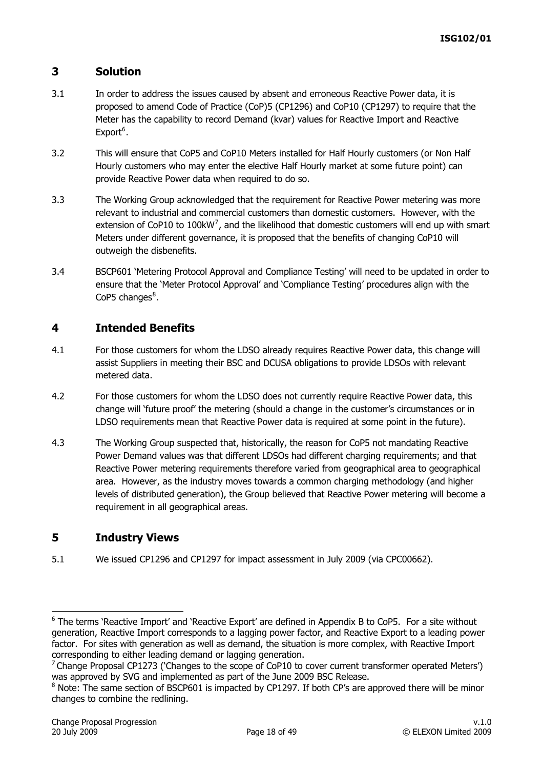## 3 Solution

3.1 In order to address the issues caused by absent and erroneous Reactive Power data, it is proposed to amend Code of Practice (CoP)5 (CP1296) and CoP10 (CP1297) to require that the Meter has the capability to record Demand (kvar) values for Reactive Import and Reactive Export[6].

3.2 This will ensure that CoP5 and CoP10 Meters installed for Half Hourly customers (or Non Half Hourly customers who may enter the elective Half Hourly market at some future point) can provide Reactive Power data when required to do so.

3.3 The Working Group acknowledged that the requirement for Reactive Power metering was more relevant to industrial and commercial customers than domestic customers. However, with the extension of CoP10 to 100kW[7], and the likelihood that domestic customers will end up with smart Meters under different governance, it is proposed that the benefits of changing CoP10 will outweigh the disbenefits.

3.4 BSCP601 'Metering Protocol Approval and Compliance Testing' will need to be updated in order to ensure that the 'Meter Protocol Approval' and 'Compliance Testing' procedures align with the CoP5 changes[8].

## 4 Intended Benefits

4.1 For those customers for whom the LDSO already requires Reactive Power data, this change will assist Suppliers in meeting their BSC and DCUSA obligations to provide LDSOs with relevant metered data.

4.2 For those customers for whom the LDSO does not currently require Reactive Power data, this change will 'future proof' the metering (should a change in the customer's circumstances or in LDSO requirements mean that Reactive Power data is required at some point in the future).

4.3 The Working Group suspected that, historically, the reason for CoP5 not mandating Reactive Power Demand values was that different LDSOs had different charging requirements; and that Reactive Power metering requirements therefore varied from geographical area to geographical area. However, as the industry moves towards a common charging methodology (and higher levels of distributed generation), the Group believed that Reactive Power metering will become a requirement in all geographical areas.

## 5 Industry Views

5.1 We issued CP1296 and CP1297 for impact assessment in July 2009 (via CPC00662).

---

[6] The terms 'Reactive Import' and 'Reactive Export' are defined in Appendix B to CoP5. For a site without generation, Reactive Import corresponds to a lagging power factor, and Reactive Export to a leading power factor. For sites with generation as well as demand, the situation is more complex, with Reactive Import corresponding to either leading demand or lagging generation.

[7] Change Proposal CP1273 ('Changes to the scope of CoP10 to cover current transformer operated Meters') was approved by SVG and implemented as part of the June 2009 BSC Release.

[8] Note: The same section of BSCP601 is impacted by CP1297. If both CP's are approved there will be minor changes to combine the redlining.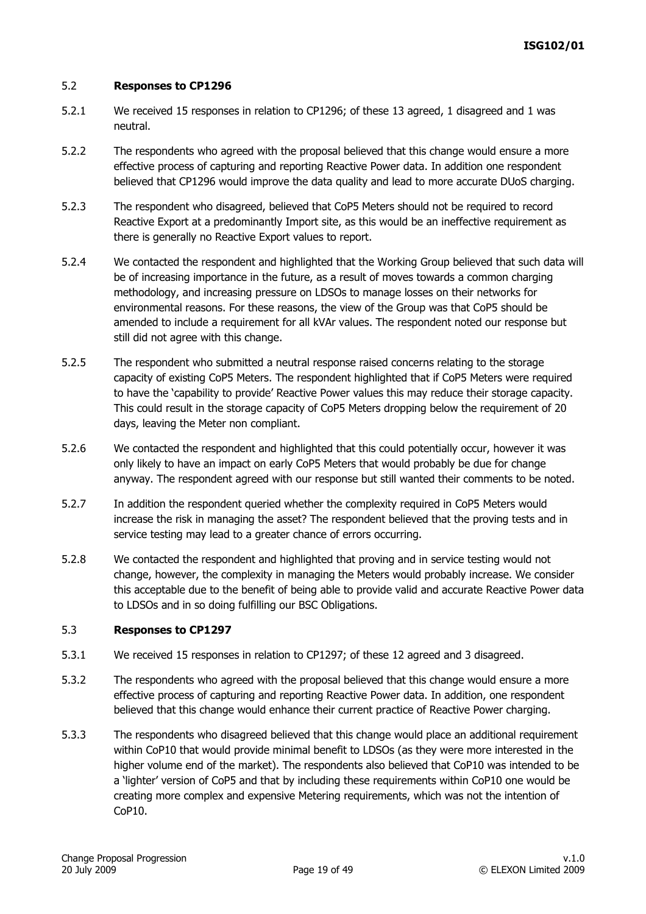## 5.2 **Responses to CP1296**

5.2.1 We received 15 responses in relation to CP1296; of these 13 agreed, 1 disagreed and 1 was neutral.

5.2.2 The respondents who agreed with the proposal believed that this change would ensure a more effective process of capturing and reporting Reactive Power data. In addition one respondent believed that CP1296 would improve the data quality and lead to more accurate DUoS charging.

5.2.3 The respondent who disagreed, believed that CoP5 Meters should not be required to record Reactive Export at a predominantly Import site, as this would be an ineffective requirement as there is generally no Reactive Export values to report.

5.2.4 We contacted the respondent and highlighted that the Working Group believed that such data will be of increasing importance in the future, as a result of moves towards a common charging methodology, and increasing pressure on LDSOs to manage losses on their networks for environmental reasons. For these reasons, the view of the Group was that CoP5 should be amended to include a requirement for all kVAr values. The respondent noted our response but still did not agree with this change.

5.2.5 The respondent who submitted a neutral response raised concerns relating to the storage capacity of existing CoP5 Meters. The respondent highlighted that if CoP5 Meters were required to have the 'capability to provide' Reactive Power values this may reduce their storage capacity. This could result in the storage capacity of CoP5 Meters dropping below the requirement of 20 days, leaving the Meter non compliant.

5.2.6 We contacted the respondent and highlighted that this could potentially occur, however it was only likely to have an impact on early CoP5 Meters that would probably be due for change anyway. The respondent agreed with our response but still wanted their comments to be noted.

5.2.7 In addition the respondent queried whether the complexity required in CoP5 Meters would increase the risk in managing the asset? The respondent believed that the proving tests and in service testing may lead to a greater chance of errors occurring.

5.2.8 We contacted the respondent and highlighted that proving and in service testing would not change, however, the complexity in managing the Meters would probably increase. We consider this acceptable due to the benefit of being able to provide valid and accurate Reactive Power data to LDSOs and in so doing fulfilling our BSC Obligations.

## 5.3 **Responses to CP1297**

5.3.1 We received 15 responses in relation to CP1297; of these 12 agreed and 3 disagreed.

5.3.2 The respondents who agreed with the proposal believed that this change would ensure a more effective process of capturing and reporting Reactive Power data. In addition, one respondent believed that this change would enhance their current practice of Reactive Power charging.

5.3.3 The respondents who disagreed believed that this change would place an additional requirement within CoP10 that would provide minimal benefit to LDSOs (as they were more interested in the higher volume end of the market). The respondents also believed that CoP10 was intended to be a 'lighter' version of CoP5 and that by including these requirements within CoP10 one would be creating more complex and expensive Metering requirements, which was not the intention of CoP10.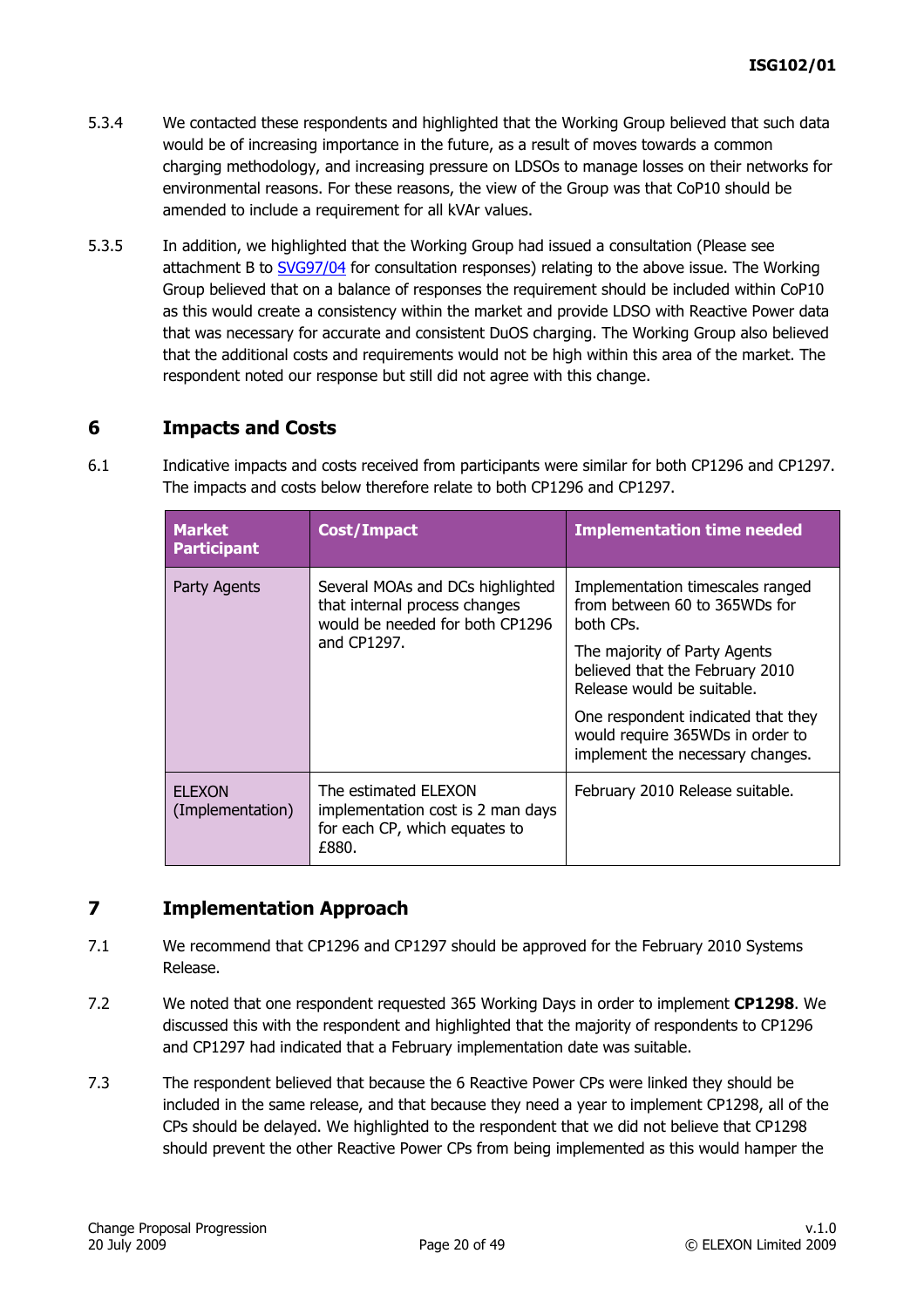5.3.4 We contacted these respondents and highlighted that the Working Group believed that such data would be of increasing importance in the future, as a result of moves towards a common charging methodology, and increasing pressure on LDSOs to manage losses on their networks for environmental reasons. For these reasons, the view of the Group was that CoP10 should be amended to include a requirement for all kVAr values.

5.3.5 In addition, we highlighted that the Working Group had issued a consultation (Please see attachment B to SVG97/04 for consultation responses) relating to the above issue. The Working Group believed that on a balance of responses the requirement should be included within CoP10 as this would create a consistency within the market and provide LDSO with Reactive Power data that was necessary for accurate and consistent DuOS charging. The Working Group also believed that the additional costs and requirements would not be high within this area of the market. The respondent noted our response but still did not agree with this change.

## 6 Impacts and Costs

6.1 Indicative impacts and costs received from participants were similar for both CP1296 and CP1297. The impacts and costs below therefore relate to both CP1296 and CP1297.

| Market Participant | Cost/Impact | Implementation time needed |
|---|---|---|
| Party Agents | Several MOAs and DCs highlighted that internal process changes would be needed for both CP1296 and CP1297. | Implementation timescales ranged from between 60 to 365WDs for both CPs.<br><br>The majority of Party Agents believed that the February 2010 Release would be suitable.<br><br>One respondent indicated that they would require 365WDs in order to implement the necessary changes. |
| ELEXON (Implementation) | The estimated ELEXON implementation cost is 2 man days for each CP, which equates to £880. | February 2010 Release suitable. |

## 7 Implementation Approach

7.1 We recommend that CP1296 and CP1297 should be approved for the February 2010 Systems Release.

7.2 We noted that one respondent requested 365 Working Days in order to implement **CP1298**. We discussed this with the respondent and highlighted that the majority of respondents to CP1296 and CP1297 had indicated that a February implementation date was suitable.

7.3 The respondent believed that because the 6 Reactive Power CPs were linked they should be included in the same release, and that because they need a year to implement CP1298, all of the CPs should be delayed. We highlighted to the respondent that we did not believe that CP1298 should prevent the other Reactive Power CPs from being implemented as this would hamper the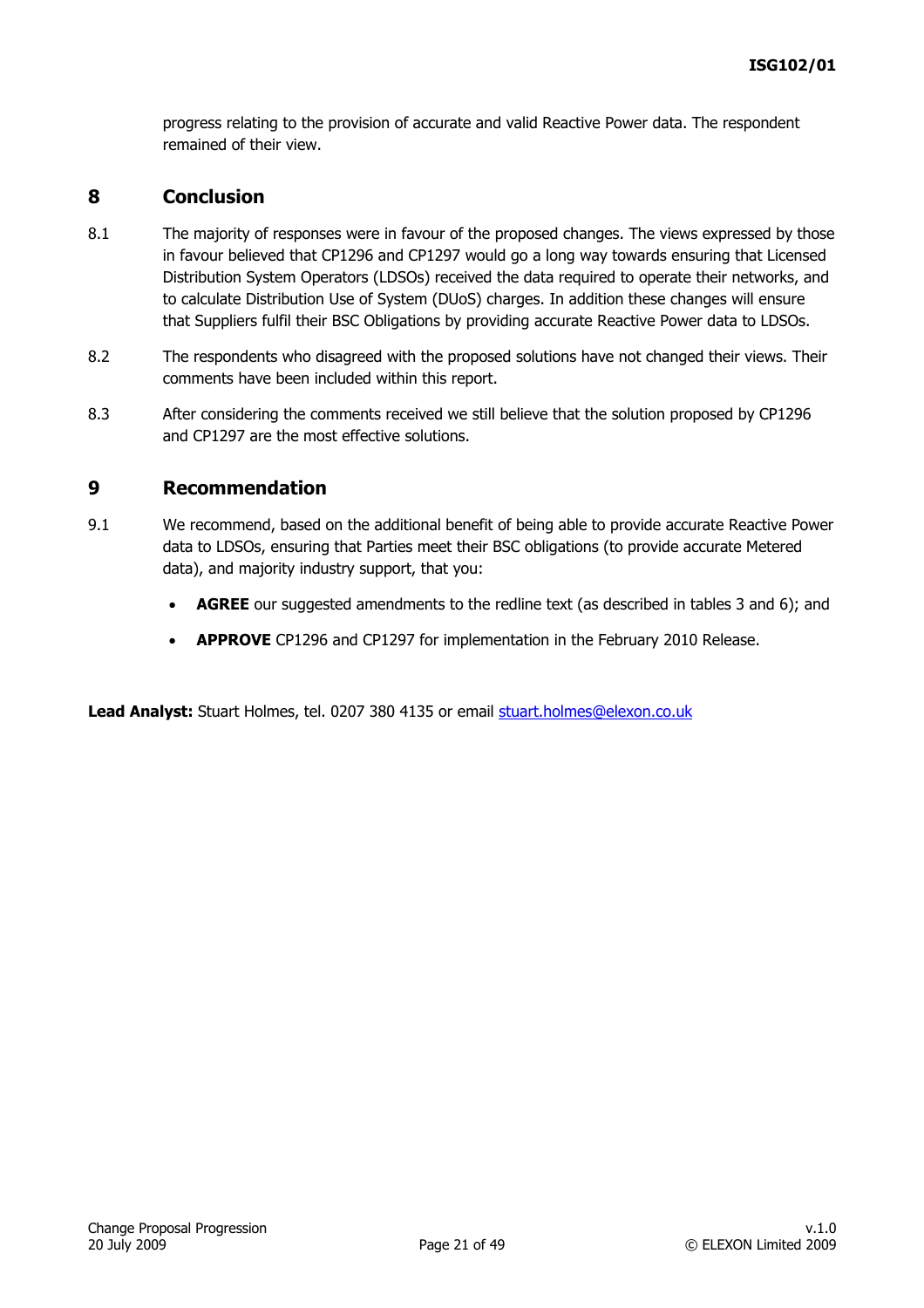progress relating to the provision of accurate and valid Reactive Power data. The respondent remained of their view.

## 8 Conclusion

8.1 The majority of responses were in favour of the proposed changes. The views expressed by those in favour believed that CP1296 and CP1297 would go a long way towards ensuring that Licensed Distribution System Operators (LDSOs) received the data required to operate their networks, and to calculate Distribution Use of System (DUoS) charges. In addition these changes will ensure that Suppliers fulfil their BSC Obligations by providing accurate Reactive Power data to LDSOs.

8.2 The respondents who disagreed with the proposed solutions have not changed their views. Their comments have been included within this report.

8.3 After considering the comments received we still believe that the solution proposed by CP1296 and CP1297 are the most effective solutions.

## 9 Recommendation

9.1 We recommend, based on the additional benefit of being able to provide accurate Reactive Power data to LDSOs, ensuring that Parties meet their BSC obligations (to provide accurate Metered data), and majority industry support, that you:

- **AGREE** our suggested amendments to the redline text (as described in tables 3 and 6); and
- **APPROVE** CP1296 and CP1297 for implementation in the February 2010 Release.

**Lead Analyst:** Stuart Holmes, tel. 0207 380 4135 or email stuart.holmes@elexon.co.uk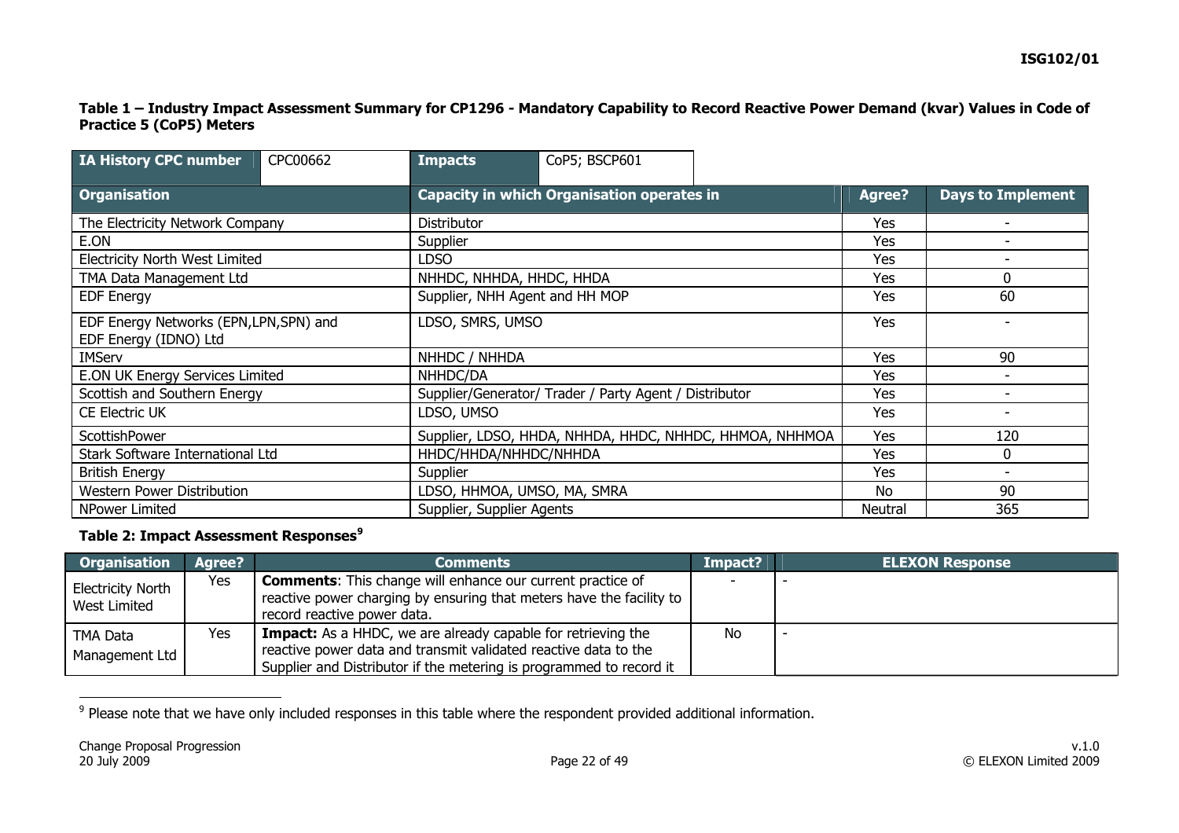**Table 1 – Industry Impact Assessment Summary for CP1296 - Mandatory Capability to Record Reactive Power Demand (kvar) Values in Code of Practice 5 (CoP5) Meters**

| IA History CPC number | CPC00662 | Impacts | CoP5; BSCP601 |
|---|---|---|---|

| Organisation | Capacity in which Organisation operates in | Agree? | Days to Implement |
|---|---|---|---|
| The Electricity Network Company | Distributor | Yes | - |
| E.ON | Supplier | Yes | - |
| Electricity North West Limited | LDSO | Yes | - |
| TMA Data Management Ltd | NHHDC, NHHDA, HHDC, HHDA | Yes | 0 |
| EDF Energy | Supplier, NHH Agent and HH MOP | Yes | 60 |
| EDF Energy Networks (EPN,LPN,SPN) and EDF Energy (IDNO) Ltd | LDSO, SMRS, UMSO | Yes | - |
| IMServ | NHHDC / NHHDA | Yes | 90 |
| E.ON UK Energy Services Limited | NHHDC/DA | Yes | - |
| Scottish and Southern Energy | Supplier/Generator/ Trader / Party Agent / Distributor | Yes | - |
| CE Electric UK | LDSO, UMSO | Yes | - |
| ScottishPower | Supplier, LDSO, HHDA, NHHDA, HHDC, NHHDC, HHMOA, NHHMOA | Yes | 120 |
| Stark Software International Ltd | HHDC/HHDA/NHHDC/NHHDA | Yes | 0 |
| British Energy | Supplier | Yes | - |
| Western Power Distribution | LDSO, HHMOA, UMSO, MA, SMRA | No | 90 |
| NPower Limited | Supplier, Supplier Agents | Neutral | 365 |

**Table 2: Impact Assessment Responses[9]**

| Organisation | Agree? | Comments | Impact? | ELEXON Response |
|---|---|---|---|---|
| Electricity North West Limited | Yes | **Comments**: This change will enhance our current practice of reactive power charging by ensuring that meters have the facility to record reactive power data. | - | - |
| TMA Data Management Ltd | Yes | **Impact:** As a HHDC, we are already capable for retrieving the reactive power data and transmit validated reactive data to the Supplier and Distributor if the metering is programmed to record it | No | - |

[9] Please note that we have only included responses in this table where the respondent provided additional information.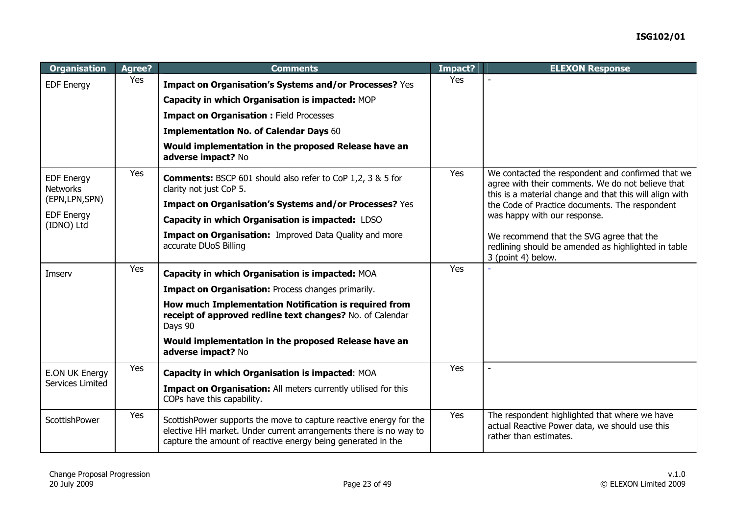| Organisation | Agree? | Comments | Impact? | ELEXON Response |
|---|---|---|---|---|
| EDF Energy | Yes | **Impact on Organisation's Systems and/or Processes?** Yes<br>**Capacity in which Organisation is impacted:** MOP<br>**Impact on Organisation :** Field Processes<br>**Implementation No. of Calendar Days** 60<br>**Would implementation in the proposed Release have an adverse impact?** No | Yes | - |
| EDF Energy Networks (EPN,LPN,SPN)<br>EDF Energy (IDNO) Ltd | Yes | **Comments:** BSCP 601 should also refer to CoP 1,2, 3 & 5 for clarity not just CoP 5.<br>**Impact on Organisation's Systems and/or Processes?** Yes<br>**Capacity in which Organisation is impacted:** LDSO<br>**Impact on Organisation:** Improved Data Quality and more accurate DUoS Billing | Yes | We contacted the respondent and confirmed that we agree with their comments. We do not believe that this is a material change and that this will align with the Code of Practice documents. The respondent was happy with our response.<br><br>We recommend that the SVG agree that the redlining should be amended as highlighted in table 3 (point 4) below. |
| Imserv | Yes | **Capacity in which Organisation is impacted:** MOA<br>**Impact on Organisation:** Process changes primarily.<br>**How much Implementation Notification is required from receipt of approved redline text changes?** No. of Calendar Days 90<br>**Would implementation in the proposed Release have an adverse impact?** No | Yes | - |
| E.ON UK Energy Services Limited | Yes | **Capacity in which Organisation is impacted**: MOA<br>**Impact on Organisation:** All meters currently utilised for this COPs have this capability. | Yes | - |
| ScottishPower | Yes | ScottishPower supports the move to capture reactive energy for the elective HH market. Under current arrangements there is no way to capture the amount of reactive energy being generated in the | Yes | The respondent highlighted that where we have actual Reactive Power data, we should use this rather than estimates. |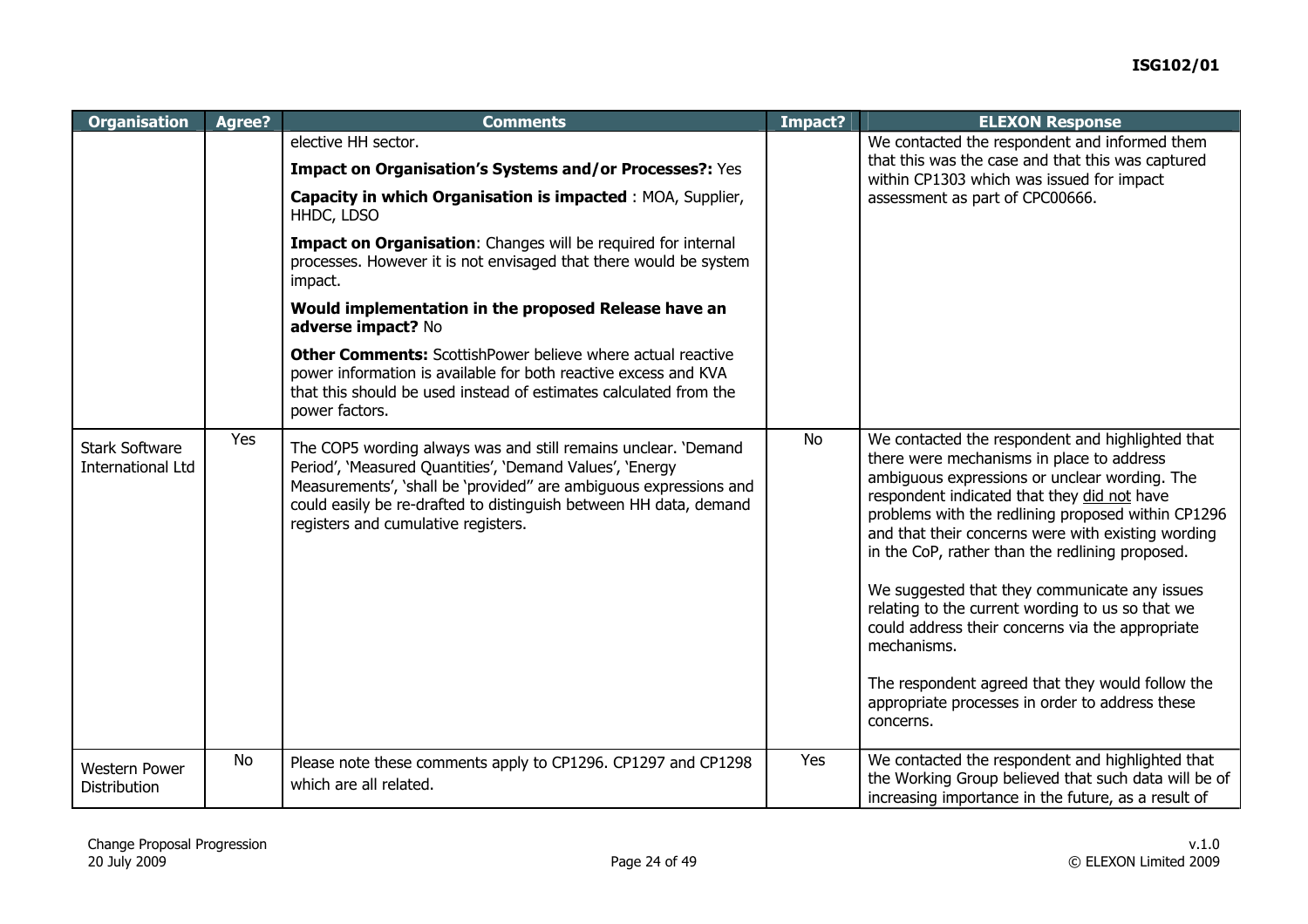| Organisation | Agree? | Comments | Impact? | ELEXON Response |
| --- | --- | --- | --- | --- |
| | | elective HH sector.<br><br>**Impact on Organisation's Systems and/or Processes?:** Yes<br><br>**Capacity in which Organisation is impacted** : MOA, Supplier, HHDC, LDSO<br><br>**Impact on Organisation**: Changes will be required for internal processes. However it is not envisaged that there would be system impact.<br><br>**Would implementation in the proposed Release have an adverse impact?** No<br><br>**Other Comments:** ScottishPower believe where actual reactive power information is available for both reactive excess and KVA that this should be used instead of estimates calculated from the power factors. | | We contacted the respondent and informed them that this was the case and that this was captured within CP1303 which was issued for impact assessment as part of CPC00666. |
| Stark Software International Ltd | Yes | The COP5 wording always was and still remains unclear. 'Demand Period', 'Measured Quantities', 'Demand Values', 'Energy Measurements', 'shall be 'provided" are ambiguous expressions and could easily be re-drafted to distinguish between HH data, demand registers and cumulative registers. | No | We contacted the respondent and highlighted that there were mechanisms in place to address ambiguous expressions or unclear wording. The respondent indicated that they <u>did not</u> have problems with the redlining proposed within CP1296 and that their concerns were with existing wording in the CoP, rather than the redlining proposed.<br><br>We suggested that they communicate any issues relating to the current wording to us so that we could address their concerns via the appropriate mechanisms.<br><br>The respondent agreed that they would follow the appropriate processes in order to address these concerns. |
| Western Power Distribution | No | Please note these comments apply to CP1296. CP1297 and CP1298 which are all related. | Yes | We contacted the respondent and highlighted that the Working Group believed that such data will be of increasing importance in the future, as a result of |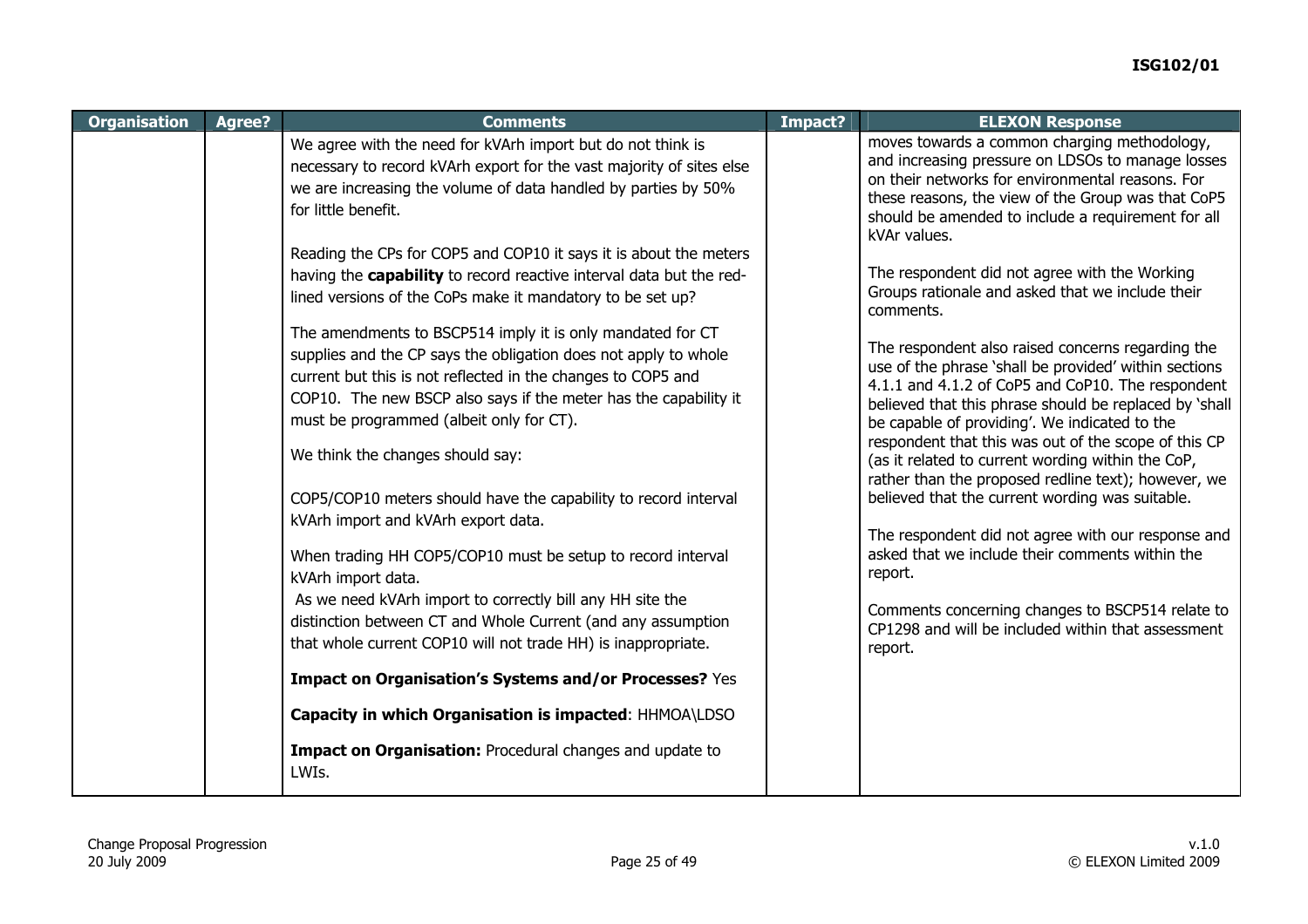| Organisation | Agree? | Comments | Impact? | ELEXON Response |
|---|---|---|---|---|
| | | We agree with the need for kVArh import but do not think is necessary to record kVArh export for the vast majority of sites else we are increasing the volume of data handled by parties by 50% for little benefit.<br><br>Reading the CPs for COP5 and COP10 it says it is about the meters having the **capability** to record reactive interval data but the red-lined versions of the CoPs make it mandatory to be set up?<br><br>The amendments to BSCP514 imply it is only mandated for CT supplies and the CP says the obligation does not apply to whole current but this is not reflected in the changes to COP5 and COP10. The new BSCP also says if the meter has the capability it must be programmed (albeit only for CT).<br><br>We think the changes should say:<br><br>COP5/COP10 meters should have the capability to record interval kVArh import and kVArh export data.<br><br>When trading HH COP5/COP10 must be setup to record interval kVArh import data.<br>As we need kVArh import to correctly bill any HH site the distinction between CT and Whole Current (and any assumption that whole current COP10 will not trade HH) is inappropriate.<br><br>**Impact on Organisation's Systems and/or Processes?** Yes<br><br>**Capacity in which Organisation is impacted**: HHMOA\LDSO<br><br>**Impact on Organisation:** Procedural changes and update to LWIs. | | moves towards a common charging methodology, and increasing pressure on LDSOs to manage losses on their networks for environmental reasons. For these reasons, the view of the Group was that CoP5 should be amended to include a requirement for all kVAr values.<br><br>The respondent did not agree with the Working Groups rationale and asked that we include their comments.<br><br>The respondent also raised concerns regarding the use of the phrase 'shall be provided' within sections 4.1.1 and 4.1.2 of CoP5 and CoP10. The respondent believed that this phrase should be replaced by 'shall be capable of providing'. We indicated to the respondent that this was out of the scope of this CP (as it related to current wording within the CoP, rather than the proposed redline text); however, we believed that the current wording was suitable.<br><br>The respondent did not agree with our response and asked that we include their comments within the report.<br><br>Comments concerning changes to BSCP514 relate to CP1298 and will be included within that assessment report. |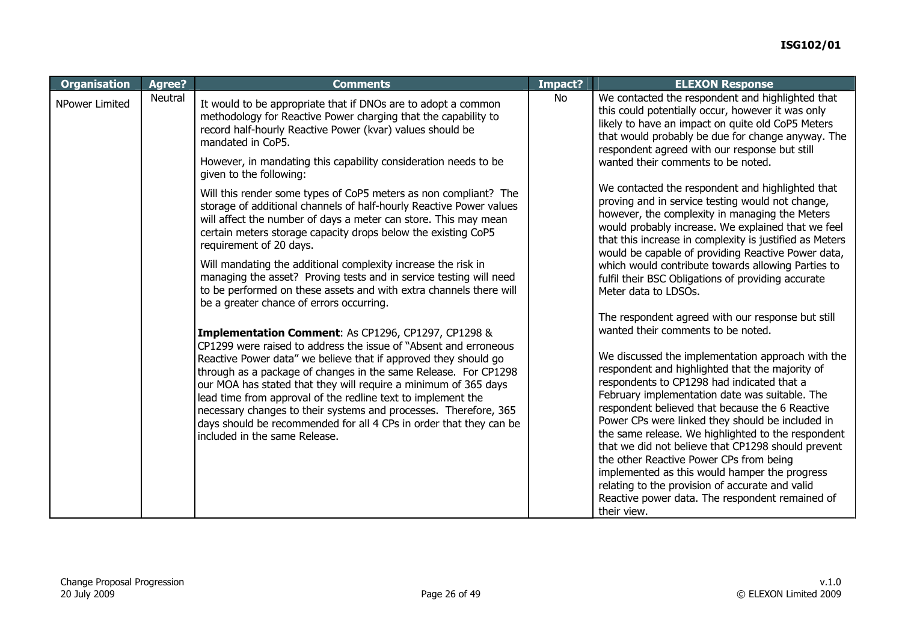| Organisation | Agree? | Comments | Impact? | ELEXON Response |
|---|---|---|---|---|
| NPower Limited | Neutral | It would to be appropriate that if DNOs are to adopt a common methodology for Reactive Power charging that the capability to record half-hourly Reactive Power (kvar) values should be mandated in CoP5.<br><br>However, in mandating this capability consideration needs to be given to the following:<br><br>Will this render some types of CoP5 meters as non compliant? The storage of additional channels of half-hourly Reactive Power values will affect the number of days a meter can store. This may mean certain meters storage capacity drops below the existing CoP5 requirement of 20 days.<br><br>Will mandating the additional complexity increase the risk in managing the asset? Proving tests and in service testing will need to be performed on these assets and with extra channels there will be a greater chance of errors occurring.<br><br>**Implementation Comment**: As CP1296, CP1297, CP1298 & CP1299 were raised to address the issue of "Absent and erroneous Reactive Power data" we believe that if approved they should go through as a package of changes in the same Release. For CP1298 our MOA has stated that they will require a minimum of 365 days lead time from approval of the redline text to implement the necessary changes to their systems and processes. Therefore, 365 days should be recommended for all 4 CPs in order that they can be included in the same Release. | No | We contacted the respondent and highlighted that this could potentially occur, however it was only likely to have an impact on quite old CoP5 Meters that would probably be due for change anyway. The respondent agreed with our response but still wanted their comments to be noted.<br><br>We contacted the respondent and highlighted that proving and in service testing would not change, however, the complexity in managing the Meters would probably increase. We explained that we feel that this increase in complexity is justified as Meters would be capable of providing Reactive Power data, which would contribute towards allowing Parties to fulfil their BSC Obligations of providing accurate Meter data to LDSOs.<br><br>The respondent agreed with our response but still wanted their comments to be noted.<br><br>We discussed the implementation approach with the respondent and highlighted that the majority of respondents to CP1298 had indicated that a February implementation date was suitable. The respondent believed that because the 6 Reactive Power CPs were linked they should be included in the same release. We highlighted to the respondent that we did not believe that CP1298 should prevent the other Reactive Power CPs from being implemented as this would hamper the progress relating to the provision of accurate and valid Reactive power data. The respondent remained of their view. |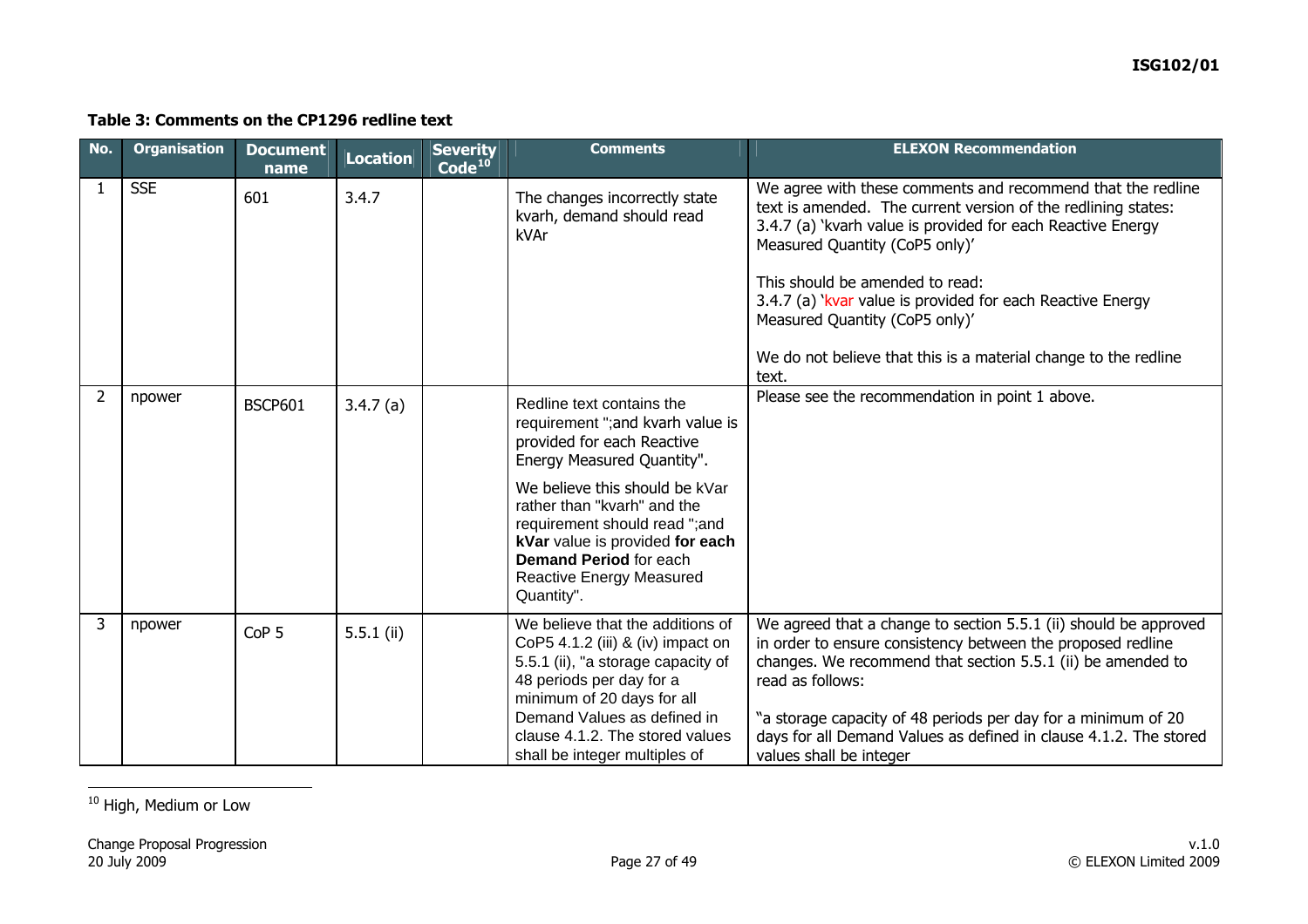**Table 3: Comments on the CP1296 redline text**

| No. | Organisation | Document name | Location | Severity Code[10] | Comments | ELEXON Recommendation |
|---|---|---|---|---|---|---|
| 1 | SSE | 601 | 3.4.7 | | The changes incorrectly state kvarh, demand should read kVAr | We agree with these comments and recommend that the redline text is amended. The current version of the redlining states: 3.4.7 (a) 'kvarh value is provided for each Reactive Energy Measured Quantity (CoP5 only)'<br><br>This should be amended to read:<br>3.4.7 (a) 'kvar value is provided for each Reactive Energy Measured Quantity (CoP5 only)'<br><br>We do not believe that this is a material change to the redline text. |
| 2 | npower | BSCP601 | 3.4.7 (a) | | Redline text contains the requirement ";and kvarh value is provided for each Reactive Energy Measured Quantity".<br><br>We believe this should be kVar rather than "kvarh" and the requirement should read ";and **kVar** value is provided **for each Demand Period** for each Reactive Energy Measured Quantity". | Please see the recommendation in point 1 above. |
| 3 | npower | CoP 5 | 5.5.1 (ii) | | We believe that the additions of CoP5 4.1.2 (iii) & (iv) impact on 5.5.1 (ii), "a storage capacity of 48 periods per day for a minimum of 20 days for all Demand Values as defined in clause 4.1.2. The stored values shall be integer multiples of | We agreed that a change to section 5.5.1 (ii) should be approved in order to ensure consistency between the proposed redline changes. We recommend that section 5.5.1 (ii) be amended to read as follows:<br><br>"a storage capacity of 48 periods per day for a minimum of 20 days for all Demand Values as defined in clause 4.1.2. The stored values shall be integer |

[10] High, Medium or Low

Change Proposal Progression
20 July 2009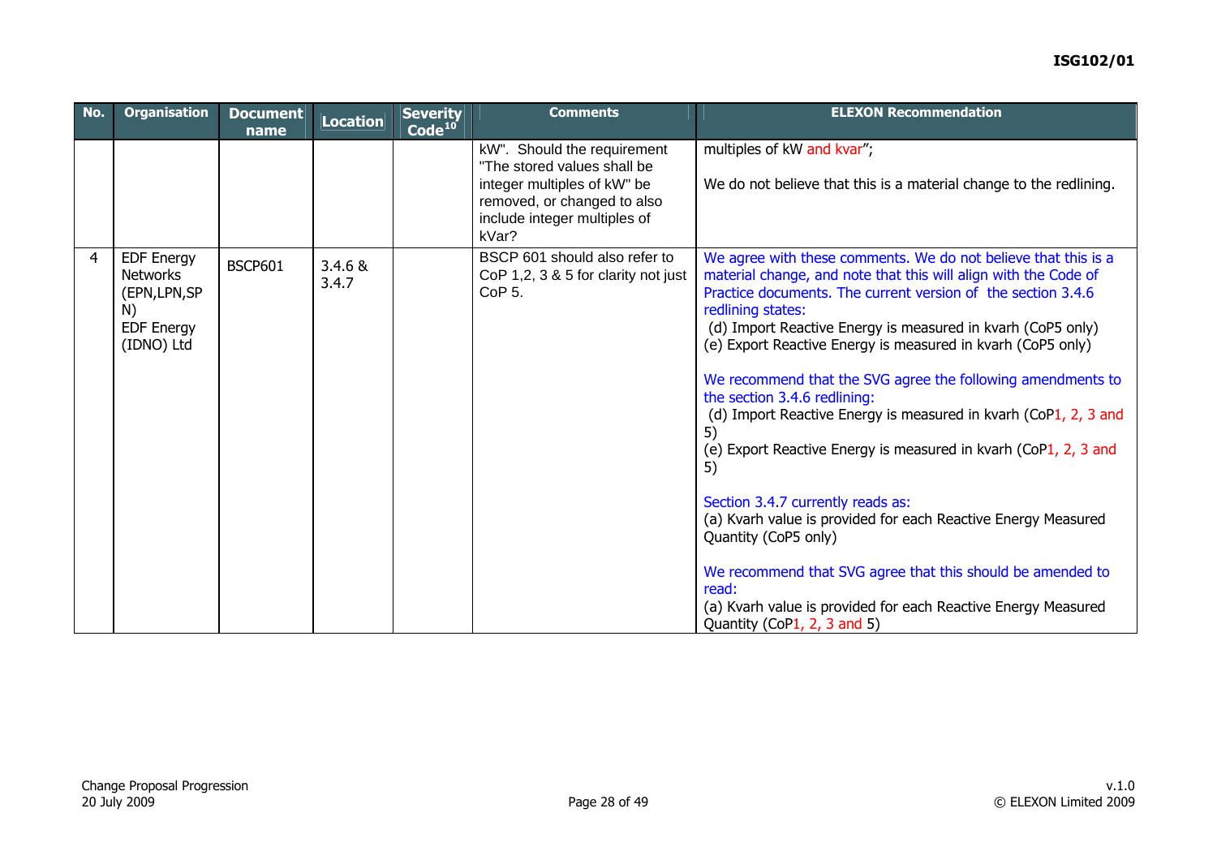| No. | Organisation | Document name | Location | Severity Code[10] | Comments | ELEXON Recommendation |
|---|---|---|---|---|---|---|
| | | | | | kW". Should the requirement "The stored values shall be integer multiples of kW" be removed, or changed to also include integer multiples of kVar? | multiples of kW and kvar";<br><br>We do not believe that this is a material change to the redlining. |
| 4 | EDF Energy Networks (EPN,LPN,SPN)<br>EDF Energy (IDNO) Ltd | BSCP601 | 3.4.6 & 3.4.7 | | BSCP 601 should also refer to CoP 1,2, 3 & 5 for clarity not just CoP 5. | We agree with these comments. We do not believe that this is a material change, and note that this will align with the Code of Practice documents. The current version of the section 3.4.6 redlining states:<br>(d) Import Reactive Energy is measured in kvarh (CoP5 only)<br>(e) Export Reactive Energy is measured in kvarh (CoP5 only)<br><br>We recommend that the SVG agree the following amendments to the section 3.4.6 redlining:<br>(d) Import Reactive Energy is measured in kvarh (CoP1, 2, 3 and 5)<br>(e) Export Reactive Energy is measured in kvarh (CoP1, 2, 3 and 5)<br><br>Section 3.4.7 currently reads as:<br>(a) Kvarh value is provided for each Reactive Energy Measured Quantity (CoP5 only)<br><br>We recommend that SVG agree that this should be amended to read:<br>(a) Kvarh value is provided for each Reactive Energy Measured Quantity (CoP1, 2, 3 and 5) |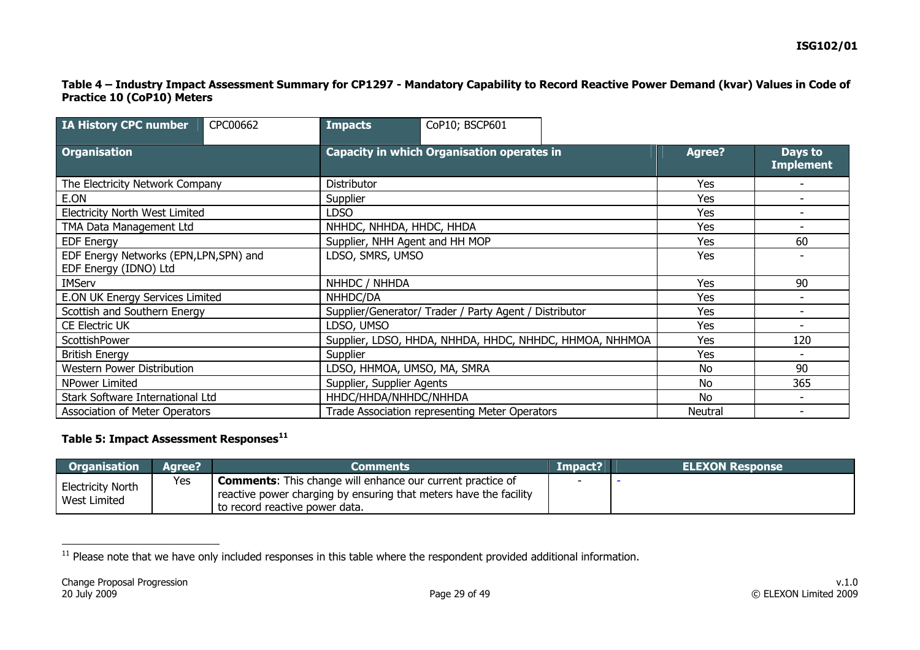**Table 4 – Industry Impact Assessment Summary for CP1297 - Mandatory Capability to Record Reactive Power Demand (kvar) Values in Code of Practice 10 (CoP10) Meters**

| IA History CPC number | CPC00662 | Impacts | CoP10; BSCP601 |
|---|---|---|---|

| Organisation | Capacity in which Organisation operates in | Agree? | Days to Implement |
|---|---|---|---|
| The Electricity Network Company | Distributor | Yes | - |
| E.ON | Supplier | Yes | - |
| Electricity North West Limited | LDSO | Yes | - |
| TMA Data Management Ltd | NHHDC, NHHDA, HHDC, HHDA | Yes | - |
| EDF Energy | Supplier, NHH Agent and HH MOP | Yes | 60 |
| EDF Energy Networks (EPN,LPN,SPN) and EDF Energy (IDNO) Ltd | LDSO, SMRS, UMSO | Yes | - |
| IMServ | NHHDC / NHHDA | Yes | 90 |
| E.ON UK Energy Services Limited | NHHDC/DA | Yes | - |
| Scottish and Southern Energy | Supplier/Generator/ Trader / Party Agent / Distributor | Yes | - |
| CE Electric UK | LDSO, UMSO | Yes | - |
| ScottishPower | Supplier, LDSO, HHDA, NHHDA, HHDC, NHHDC, HHMOA, NHHMOA | Yes | 120 |
| British Energy | Supplier | Yes | - |
| Western Power Distribution | LDSO, HHMOA, UMSO, MA, SMRA | No | 90 |
| NPower Limited | Supplier, Supplier Agents | No | 365 |
| Stark Software International Ltd | HHDC/HHDA/NHHDC/NHHDA | No | - |
| Association of Meter Operators | Trade Association representing Meter Operators | Neutral | - |

**Table 5: Impact Assessment Responses[11]**

| Organisation | Agree? | Comments | Impact? | ELEXON Response |
|---|---|---|---|---|
| Electricity North West Limited | Yes | **Comments**: This change will enhance our current practice of reactive power charging by ensuring that meters have the facility to record reactive power data. | - | - |

[11] Please note that we have only included responses in this table where the respondent provided additional information.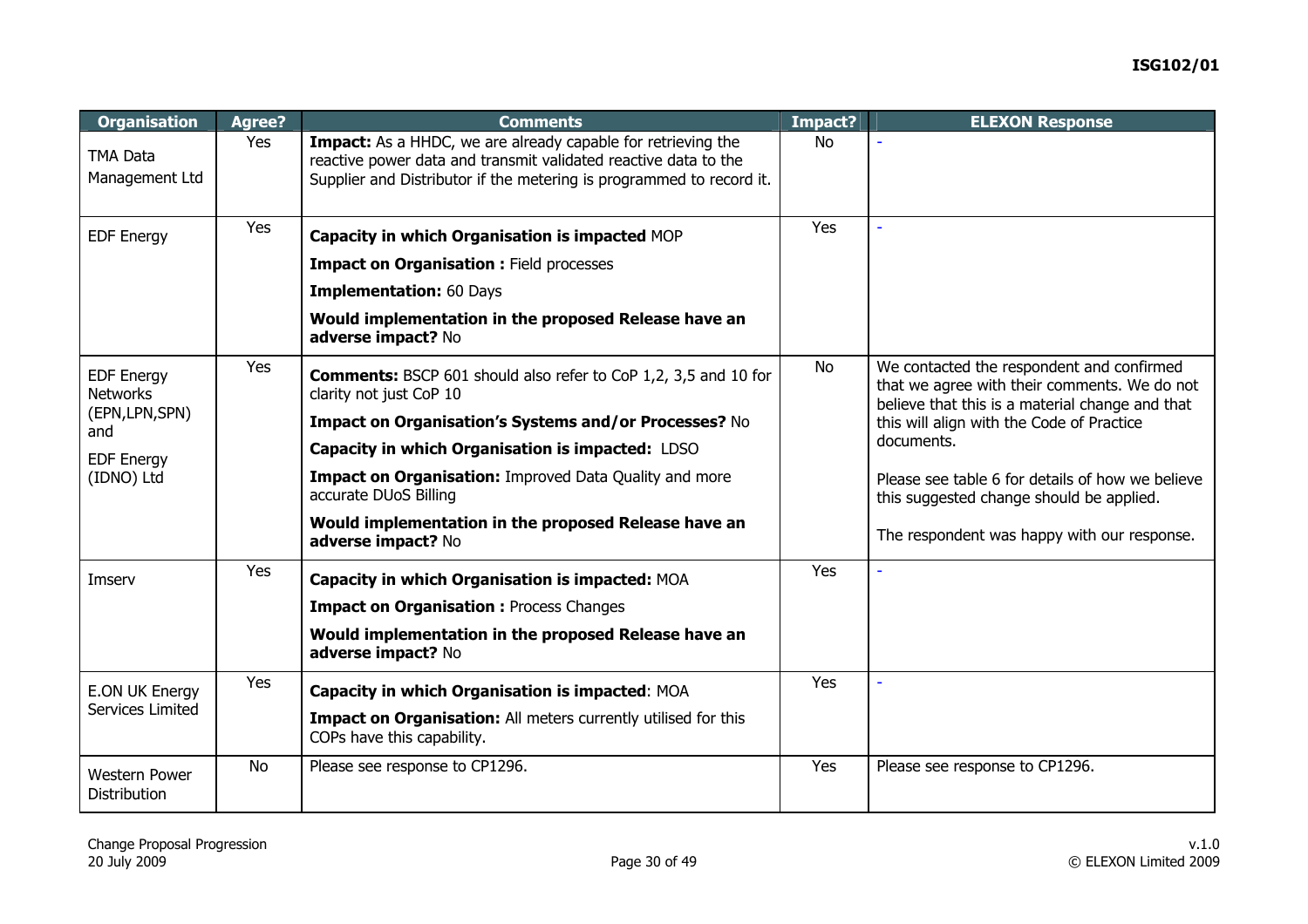| Organisation | Agree? | Comments | Impact? | ELEXON Response |
| --- | --- | --- | --- | --- |
| TMA Data Management Ltd | Yes | **Impact:** As a HHDC, we are already capable for retrieving the reactive power data and transmit validated reactive data to the Supplier and Distributor if the metering is programmed to record it. | No | - |
| EDF Energy | Yes | **Capacity in which Organisation is impacted** MOP<br>**Impact on Organisation :** Field processes<br>**Implementation:** 60 Days<br>**Would implementation in the proposed Release have an adverse impact?** No | Yes | - |
| EDF Energy Networks (EPN,LPN,SPN) and<br>EDF Energy (IDNO) Ltd | Yes | **Comments:** BSCP 601 should also refer to CoP 1,2, 3,5 and 10 for clarity not just CoP 10<br>**Impact on Organisation's Systems and/or Processes?** No<br>**Capacity in which Organisation is impacted:** LDSO<br>**Impact on Organisation:** Improved Data Quality and more accurate DUoS Billing<br>**Would implementation in the proposed Release have an adverse impact?** No | No | We contacted the respondent and confirmed that we agree with their comments. We do not believe that this is a material change and that this will align with the Code of Practice documents.<br>Please see table 6 for details of how we believe this suggested change should be applied.<br>The respondent was happy with our response. |
| Imserv | Yes | **Capacity in which Organisation is impacted:** MOA<br>**Impact on Organisation :** Process Changes<br>**Would implementation in the proposed Release have an adverse impact?** No | Yes | - |
| E.ON UK Energy Services Limited | Yes | **Capacity in which Organisation is impacted**: MOA<br>**Impact on Organisation:** All meters currently utilised for this COPs have this capability. | Yes | - |
| Western Power Distribution | No | Please see response to CP1296. | Yes | Please see response to CP1296. |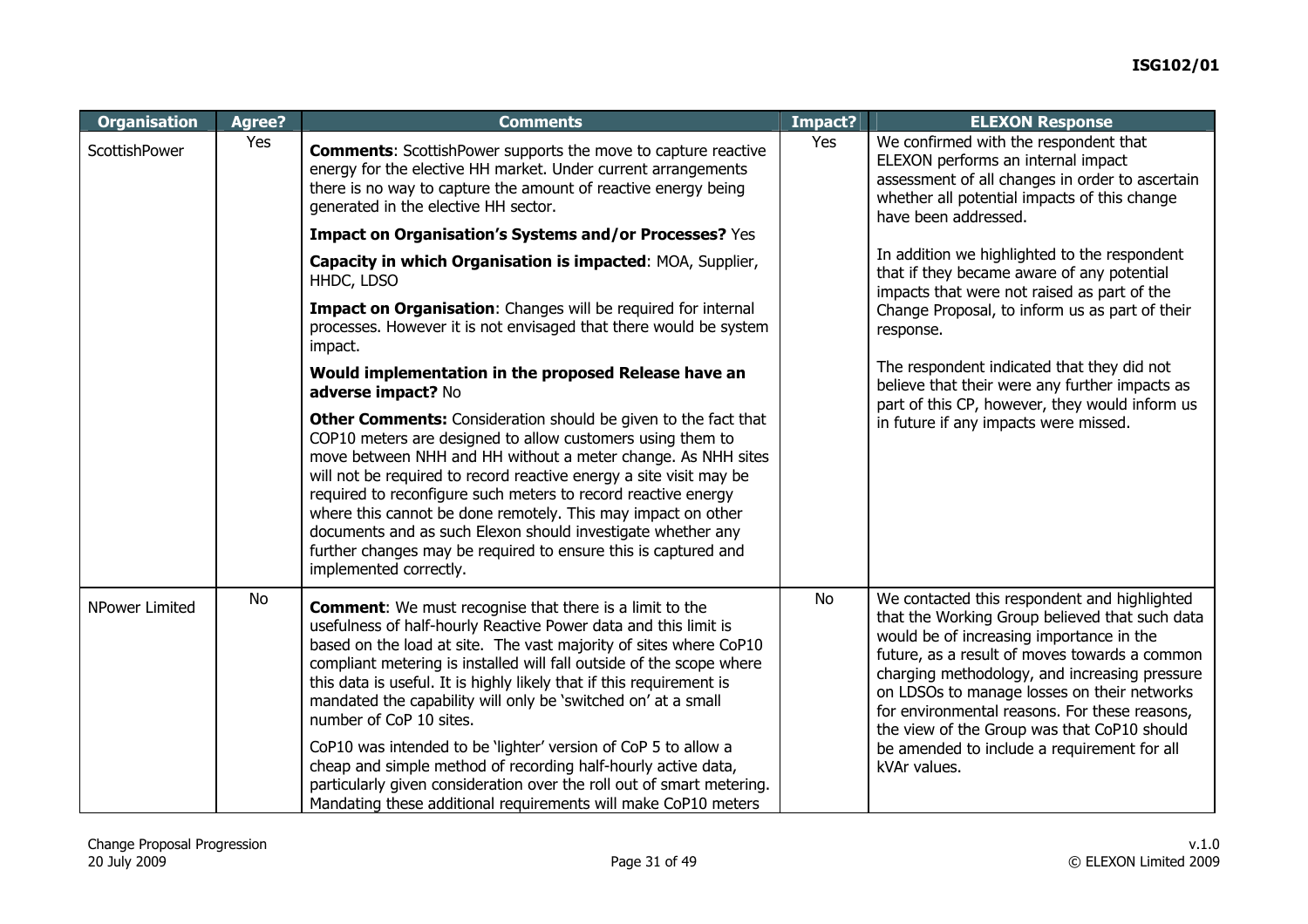| Organisation | Agree? | Comments | Impact? | ELEXON Response |
|---|---|---|---|---|
| ScottishPower | Yes | **Comments**: ScottishPower supports the move to capture reactive energy for the elective HH market. Under current arrangements there is no way to capture the amount of reactive energy being generated in the elective HH sector.<br><br>**Impact on Organisation's Systems and/or Processes?** Yes<br><br>**Capacity in which Organisation is impacted**: MOA, Supplier, HHDC, LDSO<br><br>**Impact on Organisation**: Changes will be required for internal processes. However it is not envisaged that there would be system impact.<br><br>**Would implementation in the proposed Release have an adverse impact?** No<br><br>**Other Comments:** Consideration should be given to the fact that COP10 meters are designed to allow customers using them to move between NHH and HH without a meter change. As NHH sites will not be required to record reactive energy a site visit may be required to reconfigure such meters to record reactive energy where this cannot be done remotely. This may impact on other documents and as such Elexon should investigate whether any further changes may be required to ensure this is captured and implemented correctly. | Yes | We confirmed with the respondent that ELEXON performs an internal impact assessment of all changes in order to ascertain whether all potential impacts of this change have been addressed.<br><br>In addition we highlighted to the respondent that if they became aware of any potential impacts that were not raised as part of the Change Proposal, to inform us as part of their response.<br><br>The respondent indicated that they did not believe that their were any further impacts as part of this CP, however, they would inform us in future if any impacts were missed. |
| NPower Limited | No | **Comment**: We must recognise that there is a limit to the usefulness of half-hourly Reactive Power data and this limit is based on the load at site. The vast majority of sites where CoP10 compliant metering is installed will fall outside of the scope where this data is useful. It is highly likely that if this requirement is mandated the capability will only be 'switched on' at a small number of CoP 10 sites.<br><br>CoP10 was intended to be 'lighter' version of CoP 5 to allow a cheap and simple method of recording half-hourly active data, particularly given consideration over the roll out of smart metering. Mandating these additional requirements will make CoP10 meters | No | We contacted this respondent and highlighted that the Working Group believed that such data would be of increasing importance in the future, as a result of moves towards a common charging methodology, and increasing pressure on LDSOs to manage losses on their networks for environmental reasons. For these reasons, the view of the Group was that CoP10 should be amended to include a requirement for all kVAr values. |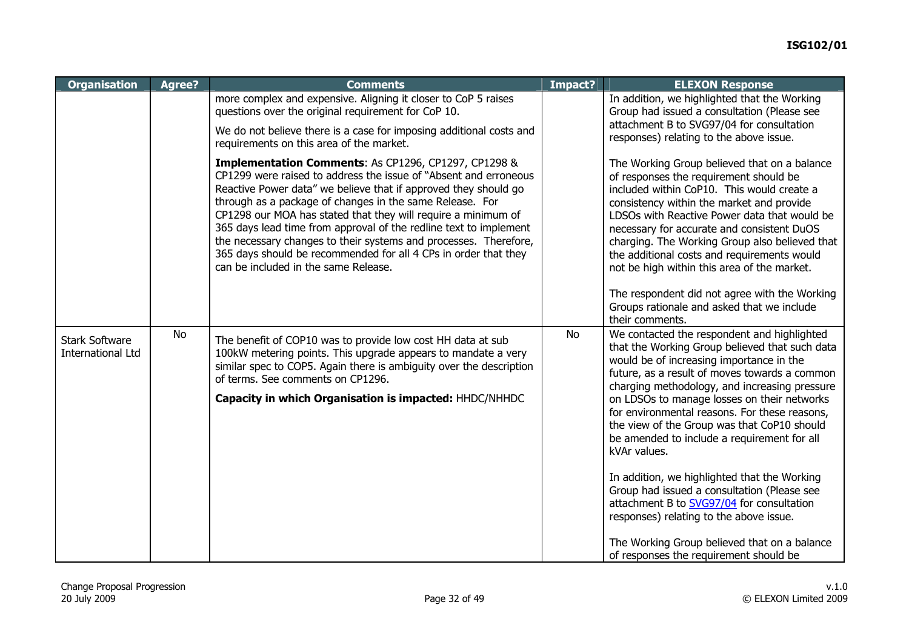| Organisation | Agree? | Comments | Impact? | ELEXON Response |
|---|---|---|---|---|
| | | more complex and expensive. Aligning it closer to CoP 5 raises questions over the original requirement for CoP 10.<br><br>We do not believe there is a case for imposing additional costs and requirements on this area of the market.<br><br>**Implementation Comments**: As CP1296, CP1297, CP1298 & CP1299 were raised to address the issue of "Absent and erroneous Reactive Power data" we believe that if approved they should go through as a package of changes in the same Release. For CP1298 our MOA has stated that they will require a minimum of 365 days lead time from approval of the redline text to implement the necessary changes to their systems and processes. Therefore, 365 days should be recommended for all 4 CPs in order that they can be included in the same Release. | | In addition, we highlighted that the Working Group had issued a consultation (Please see attachment B to SVG97/04 for consultation responses) relating to the above issue.<br><br>The Working Group believed that on a balance of responses the requirement should be included within CoP10. This would create a consistency within the market and provide LDSOs with Reactive Power data that would be necessary for accurate and consistent DuOS charging. The Working Group also believed that the additional costs and requirements would not be high within this area of the market.<br><br>The respondent did not agree with the Working Groups rationale and asked that we include their comments. |
| Stark Software International Ltd | No | The benefit of COP10 was to provide low cost HH data at sub 100kW metering points. This upgrade appears to mandate a very similar spec to COP5. Again there is ambiguity over the description of terms. See comments on CP1296.<br><br>**Capacity in which Organisation is impacted:** HHDC/NHHDC | No | We contacted the respondent and highlighted that the Working Group believed that such data would be of increasing importance in the future, as a result of moves towards a common charging methodology, and increasing pressure on LDSOs to manage losses on their networks for environmental reasons. For these reasons, the view of the Group was that CoP10 should be amended to include a requirement for all kVAr values.<br><br>In addition, we highlighted that the Working Group had issued a consultation (Please see attachment B to SVG97/04 for consultation responses) relating to the above issue.<br><br>The Working Group believed that on a balance of responses the requirement should be |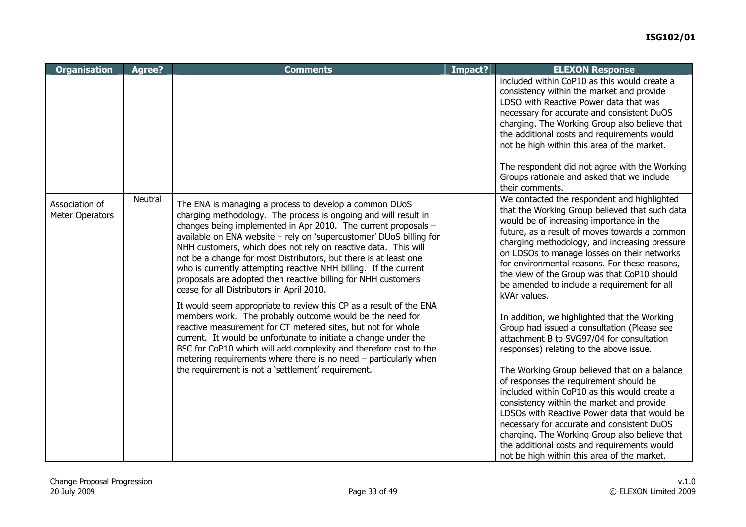| Organisation | Agree? | Comments | Impact? | ELEXON Response |
|---|---|---|---|---|
| | | | | included within CoP10 as this would create a consistency within the market and provide LDSO with Reactive Power data that was necessary for accurate and consistent DuOS charging. The Working Group also believe that the additional costs and requirements would not be high within this area of the market.<br><br>The respondent did not agree with the Working Groups rationale and asked that we include their comments. |
| Association of Meter Operators | Neutral | The ENA is managing a process to develop a common DUoS charging methodology. The process is ongoing and will result in changes being implemented in Apr 2010. The current proposals – available on ENA website – rely on 'supercustomer' DUoS billing for NHH customers, which does not rely on reactive data. This will not be a change for most Distributors, but there is at least one who is currently attempting reactive NHH billing. If the current proposals are adopted then reactive billing for NHH customers cease for all Distributors in April 2010.<br><br>It would seem appropriate to review this CP as a result of the ENA members work. The probably outcome would be the need for reactive measurement for CT metered sites, but not for whole current. It would be unfortunate to initiate a change under the BSC for CoP10 which will add complexity and therefore cost to the metering requirements where there is no need – particularly when the requirement is not a 'settlement' requirement. | | We contacted the respondent and highlighted that the Working Group believed that such data would be of increasing importance in the future, as a result of moves towards a common charging methodology, and increasing pressure on LDSOs to manage losses on their networks for environmental reasons. For these reasons, the view of the Group was that CoP10 should be amended to include a requirement for all kVAr values.<br><br>In addition, we highlighted that the Working Group had issued a consultation (Please see attachment B to SVG97/04 for consultation responses) relating to the above issue.<br><br>The Working Group believed that on a balance of responses the requirement should be included within CoP10 as this would create a consistency within the market and provide LDSOs with Reactive Power data that would be necessary for accurate and consistent DuOS charging. The Working Group also believe that the additional costs and requirements would not be high within this area of the market. |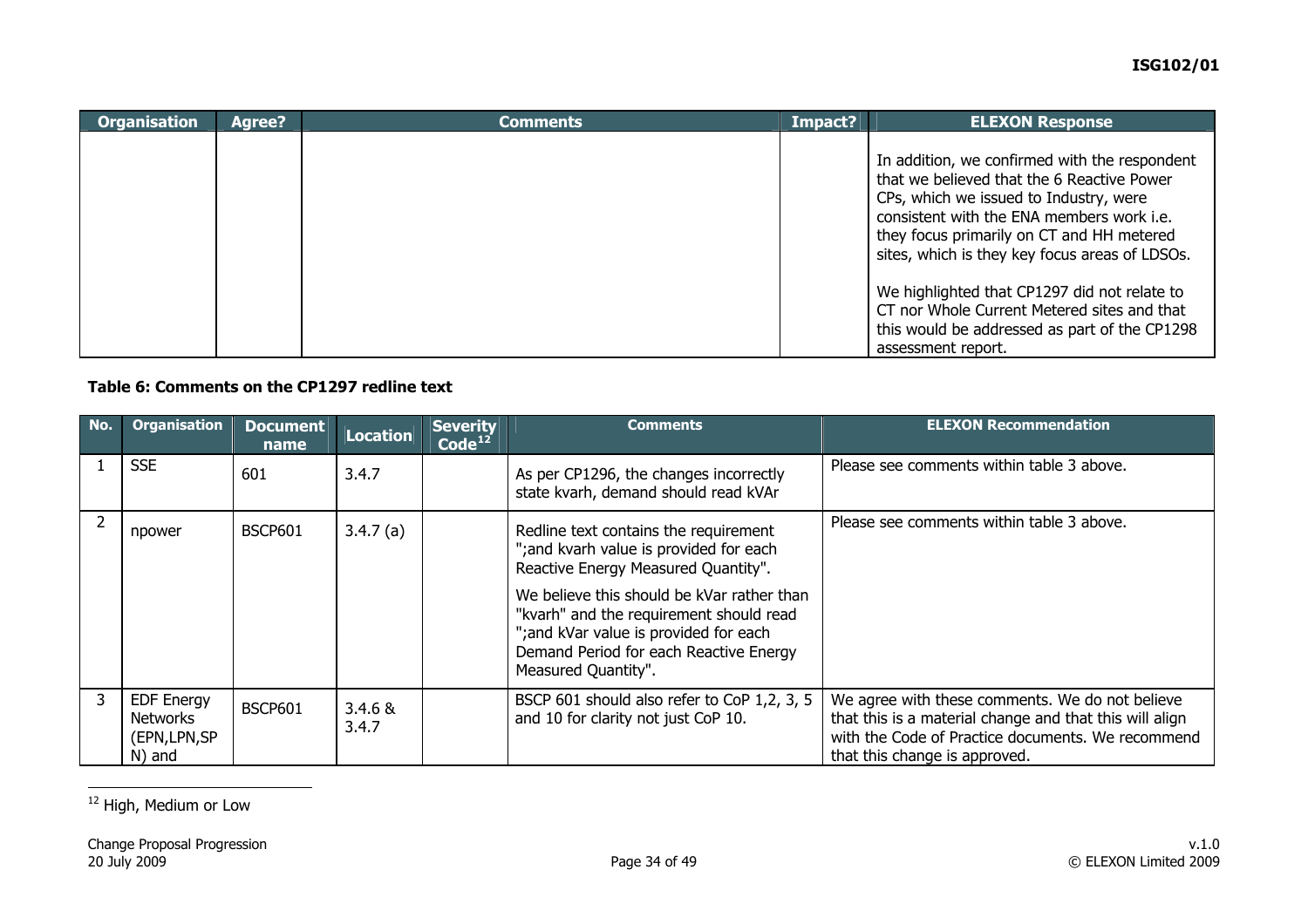| Organisation | Agree? | Comments | Impact? | ELEXON Response |
|---|---|---|---|---|
| | | | | In addition, we confirmed with the respondent that we believed that the 6 Reactive Power CPs, which we issued to Industry, were consistent with the ENA members work i.e. they focus primarily on CT and HH metered sites, which is they key focus areas of LDSOs.<br><br>We highlighted that CP1297 did not relate to CT nor Whole Current Metered sites and that this would be addressed as part of the CP1298 assessment report. |

**Table 6: Comments on the CP1297 redline text**

| No. | Organisation | Document name | Location | Severity Code[12] | Comments | ELEXON Recommendation |
|---|---|---|---|---|---|---|
| 1 | SSE | 601 | 3.4.7 | | As per CP1296, the changes incorrectly state kvarh, demand should read kVAr | Please see comments within table 3 above. |
| 2 | npower | BSCP601 | 3.4.7 (a) | | Redline text contains the requirement ";and kvarh value is provided for each Reactive Energy Measured Quantity".<br><br>We believe this should be kVar rather than "kvarh" and the requirement should read ";and kVar value is provided for each Demand Period for each Reactive Energy Measured Quantity". | Please see comments within table 3 above. |
| 3 | EDF Energy Networks (EPN,LPN,SPN) and | BSCP601 | 3.4.6 & 3.4.7 | | BSCP 601 should also refer to CoP 1,2, 3, 5 and 10 for clarity not just CoP 10. | We agree with these comments. We do not believe that this is a material change and that this will align with the Code of Practice documents. We recommend that this change is approved. |

[12] High, Medium or Low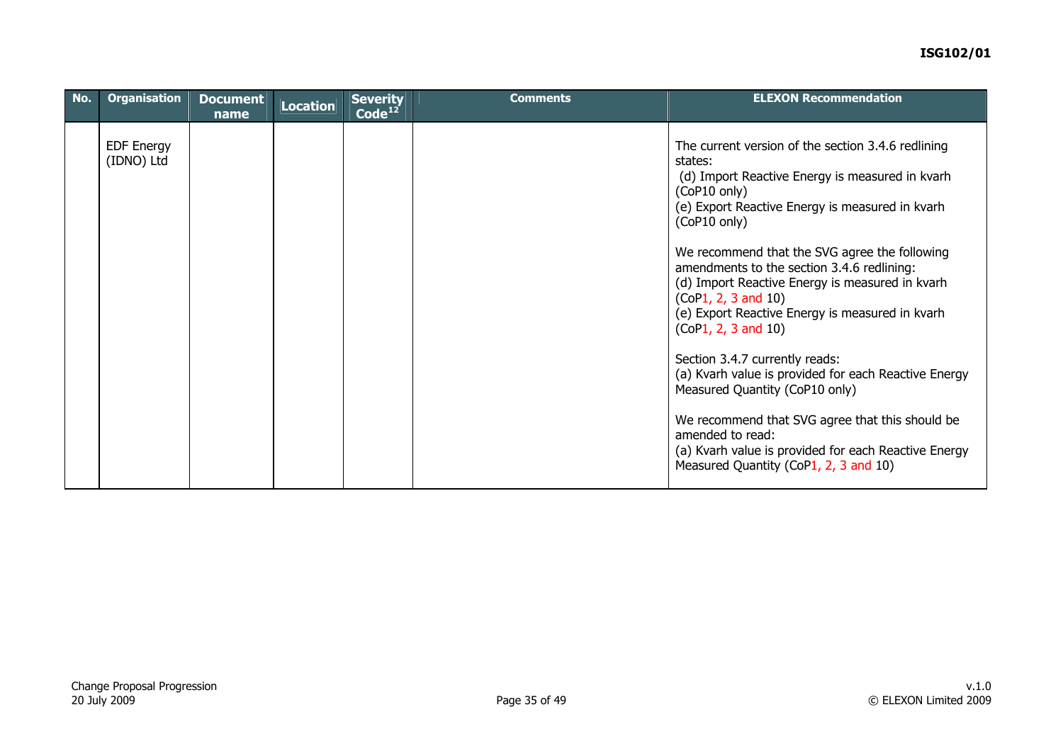| No. | Organisation | Document name | Location | Severity Code[12] | Comments | ELEXON Recommendation |
|---|---|---|---|---|---|---|
| | EDF Energy (IDNO) Ltd | | | | | The current version of the section 3.4.6 redlining states:<br>(d) Import Reactive Energy is measured in kvarh (CoP10 only)<br>(e) Export Reactive Energy is measured in kvarh (CoP10 only)<br><br>We recommend that the SVG agree the following amendments to the section 3.4.6 redlining:<br>(d) Import Reactive Energy is measured in kvarh (CoP1, 2, 3 and 10)<br>(e) Export Reactive Energy is measured in kvarh (CoP1, 2, 3 and 10)<br><br>Section 3.4.7 currently reads:<br>(a) Kvarh value is provided for each Reactive Energy Measured Quantity (CoP10 only)<br><br>We recommend that SVG agree that this should be amended to read:<br>(a) Kvarh value is provided for each Reactive Energy Measured Quantity (CoP1, 2, 3 and 10) |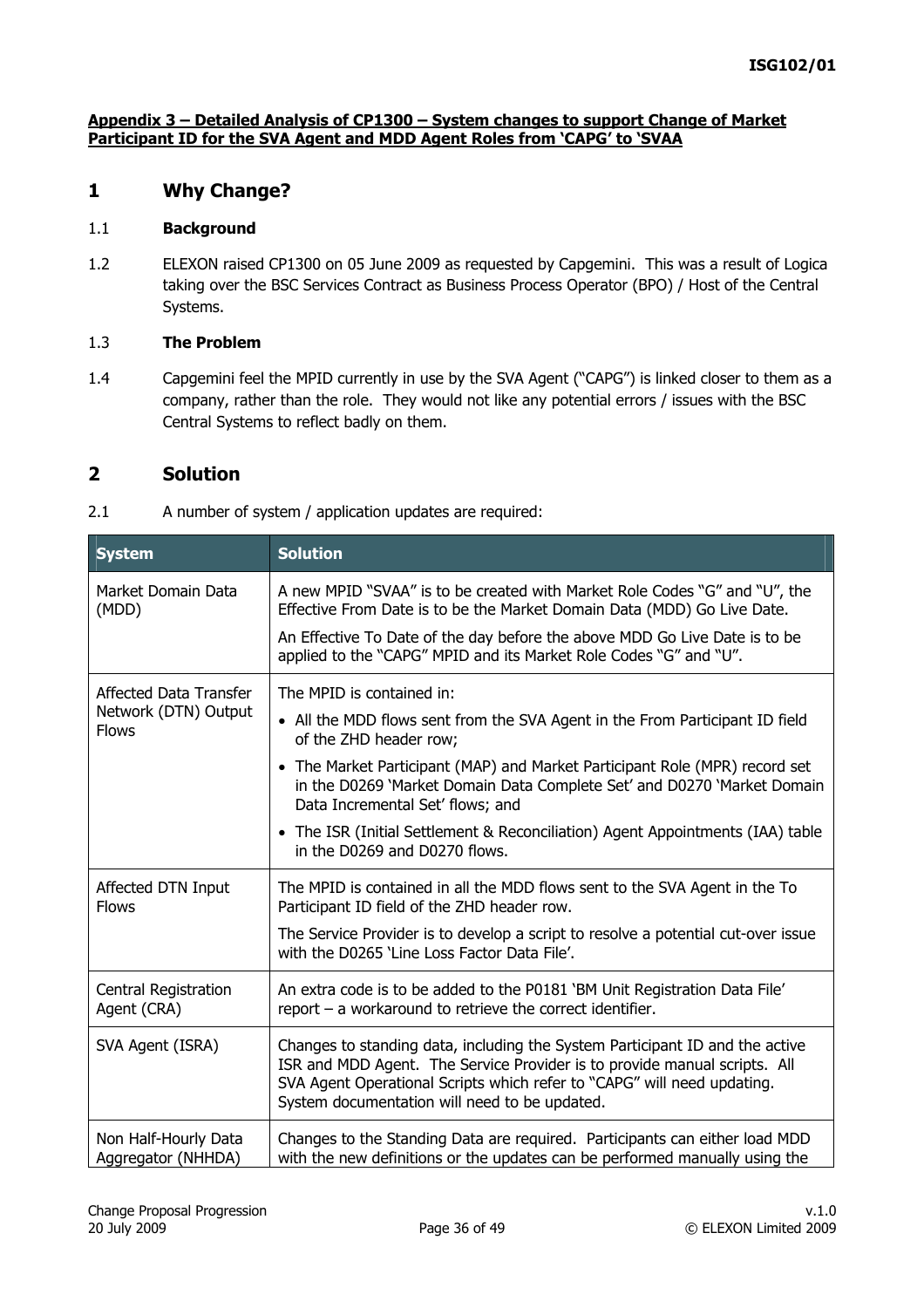**Appendix 3 – Detailed Analysis of CP1300 – System changes to support Change of Market Participant ID for the SVA Agent and MDD Agent Roles from 'CAPG' to 'SVAA**

# 1 Why Change?

1.1 **Background**

1.2 ELEXON raised CP1300 on 05 June 2009 as requested by Capgemini. This was a result of Logica taking over the BSC Services Contract as Business Process Operator (BPO) / Host of the Central Systems.

1.3 **The Problem**

1.4 Capgemini feel the MPID currently in use by the SVA Agent ("CAPG") is linked closer to them as a company, rather than the role. They would not like any potential errors / issues with the BSC Central Systems to reflect badly on them.

# 2 Solution

2.1 A number of system / application updates are required:

| System | Solution |
|---|---|
| Market Domain Data (MDD) | A new MPID "SVAA" is to be created with Market Role Codes "G" and "U", the Effective From Date is to be the Market Domain Data (MDD) Go Live Date.<br><br>An Effective To Date of the day before the above MDD Go Live Date is to be applied to the "CAPG" MPID and its Market Role Codes "G" and "U". |
| Affected Data Transfer Network (DTN) Output Flows | The MPID is contained in:<br>• All the MDD flows sent from the SVA Agent in the From Participant ID field of the ZHD header row;<br>• The Market Participant (MAP) and Market Participant Role (MPR) record set in the D0269 'Market Domain Data Complete Set' and D0270 'Market Domain Data Incremental Set' flows; and<br>• The ISR (Initial Settlement & Reconciliation) Agent Appointments (IAA) table in the D0269 and D0270 flows. |
| Affected DTN Input Flows | The MPID is contained in all the MDD flows sent to the SVA Agent in the To Participant ID field of the ZHD header row.<br><br>The Service Provider is to develop a script to resolve a potential cut-over issue with the D0265 'Line Loss Factor Data File'. |
| Central Registration Agent (CRA) | An extra code is to be added to the P0181 'BM Unit Registration Data File' report – a workaround to retrieve the correct identifier. |
| SVA Agent (ISRA) | Changes to standing data, including the System Participant ID and the active ISR and MDD Agent. The Service Provider is to provide manual scripts. All SVA Agent Operational Scripts which refer to "CAPG" will need updating. System documentation will need to be updated. |
| Non Half-Hourly Data Aggregator (NHHDA) | Changes to the Standing Data are required. Participants can either load MDD with the new definitions or the updates can be performed manually using the |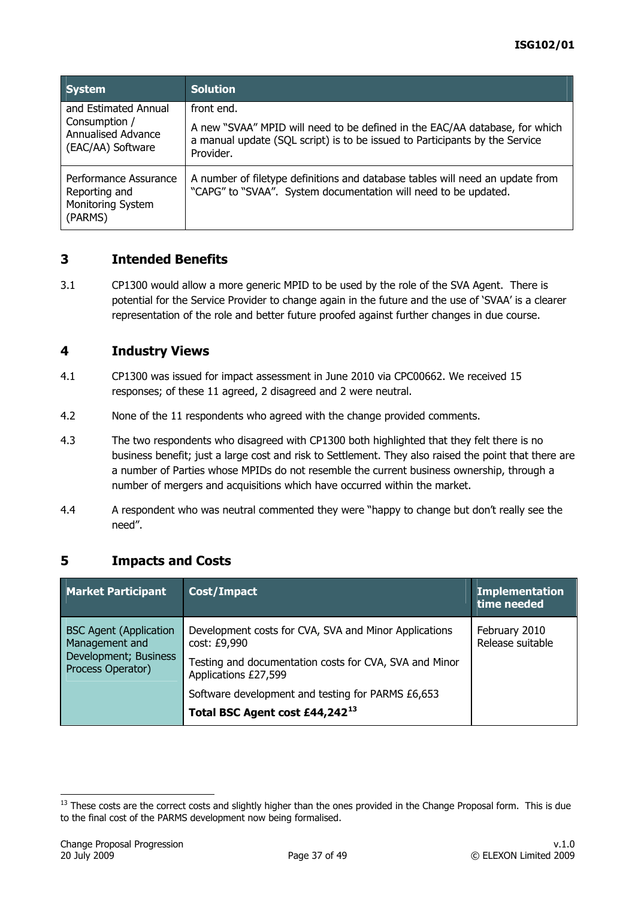| System | Solution |
| --- | --- |
| and Estimated Annual Consumption / Annualised Advance (EAC/AA) Software | front end.<br><br>A new "SVAA" MPID will need to be defined in the EAC/AA database, for which a manual update (SQL script) is to be issued to Participants by the Service Provider. |
| Performance Assurance Reporting and Monitoring System (PARMS) | A number of filetype definitions and database tables will need an update from "CAPG" to "SVAA". System documentation will need to be updated. |

## 3 Intended Benefits

3.1 CP1300 would allow a more generic MPID to be used by the role of the SVA Agent. There is potential for the Service Provider to change again in the future and the use of 'SVAA' is a clearer representation of the role and better future proofed against further changes in due course.

## 4 Industry Views

4.1 CP1300 was issued for impact assessment in June 2010 via CPC00662. We received 15 responses; of these 11 agreed, 2 disagreed and 2 were neutral.

4.2 None of the 11 respondents who agreed with the change provided comments.

4.3 The two respondents who disagreed with CP1300 both highlighted that they felt there is no business benefit; just a large cost and risk to Settlement. They also raised the point that there are a number of Parties whose MPIDs do not resemble the current business ownership, through a number of mergers and acquisitions which have occurred within the market.

4.4 A respondent who was neutral commented they were "happy to change but don't really see the need".

## 5 Impacts and Costs

| Market Participant | Cost/Impact | Implementation time needed |
| --- | --- | --- |
| BSC Agent (Application Management and Development; Business Process Operator) | Development costs for CVA, SVA and Minor Applications cost: £9,990<br><br>Testing and documentation costs for CVA, SVA and Minor Applications £27,599<br><br>Software development and testing for PARMS £6,653<br><br>**Total BSC Agent cost £44,242**[13] | February 2010 Release suitable |

[13] These costs are the correct costs and slightly higher than the ones provided in the Change Proposal form. This is due to the final cost of the PARMS development now being formalised.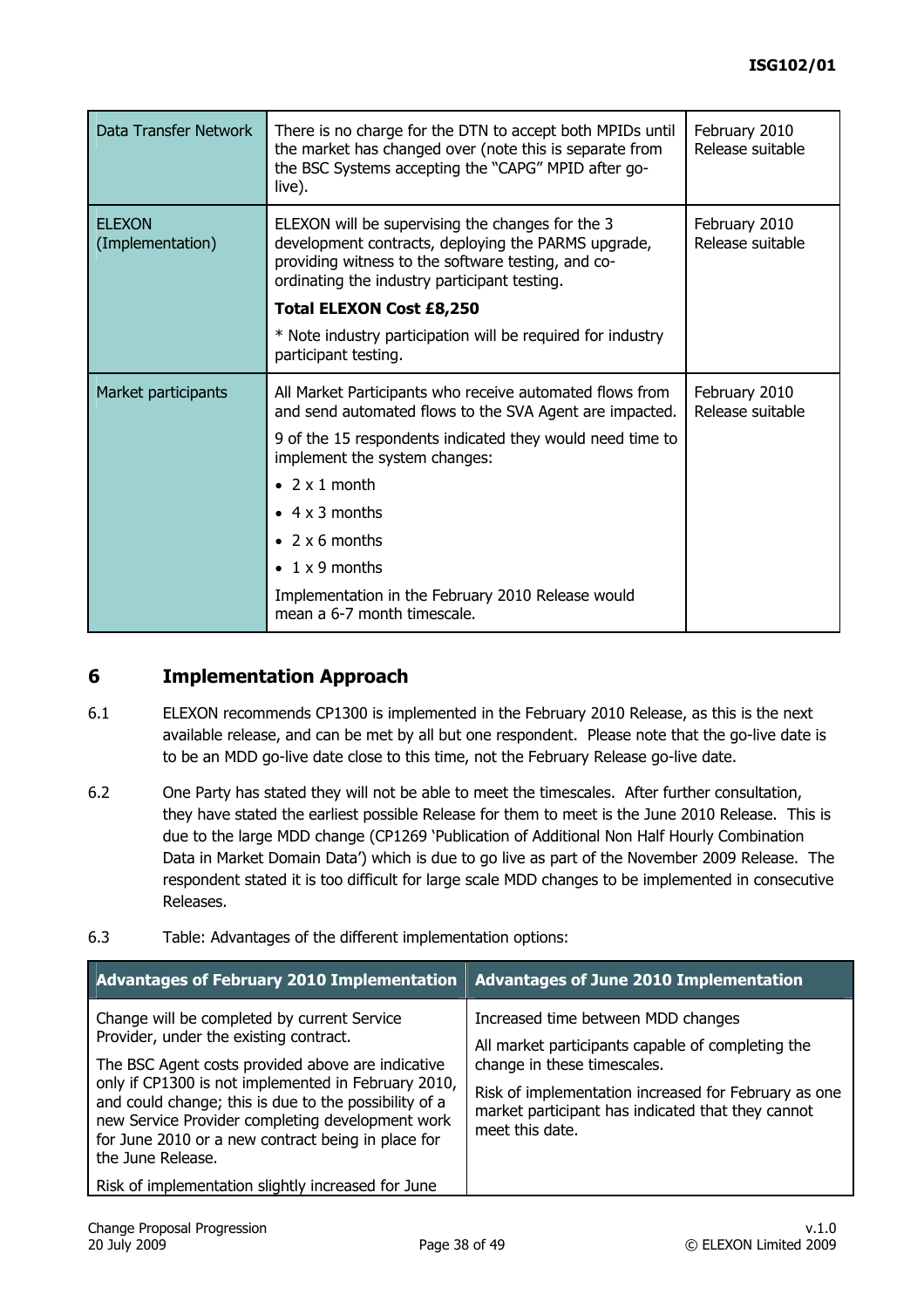| | | |
|---|---|---|
| Data Transfer Network | There is no charge for the DTN to accept both MPIDs until the market has changed over (note this is separate from the BSC Systems accepting the "CAPG" MPID after go-live). | February 2010 Release suitable |
| ELEXON (Implementation) | ELEXON will be supervising the changes for the 3 development contracts, deploying the PARMS upgrade, providing witness to the software testing, and co-ordinating the industry participant testing.<br><br>**Total ELEXON Cost £8,250**<br><br>* Note industry participation will be required for industry participant testing. | February 2010 Release suitable |
| Market participants | All Market Participants who receive automated flows from and send automated flows to the SVA Agent are impacted.<br><br>9 of the 15 respondents indicated they would need time to implement the system changes:<br><br>• 2 x 1 month<br>• 4 x 3 months<br>• 2 x 6 months<br>• 1 x 9 months<br><br>Implementation in the February 2010 Release would mean a 6-7 month timescale. | February 2010 Release suitable |

## 6 Implementation Approach

6.1 ELEXON recommends CP1300 is implemented in the February 2010 Release, as this is the next available release, and can be met by all but one respondent. Please note that the go-live date is to be an MDD go-live date close to this time, not the February Release go-live date.

6.2 One Party has stated they will not be able to meet the timescales. After further consultation, they have stated the earliest possible Release for them to meet is the June 2010 Release. This is due to the large MDD change (CP1269 'Publication of Additional Non Half Hourly Combination Data in Market Domain Data') which is due to go live as part of the November 2009 Release. The respondent stated it is too difficult for large scale MDD changes to be implemented in consecutive Releases.

6.3 Table: Advantages of the different implementation options:

| Advantages of February 2010 Implementation | Advantages of June 2010 Implementation |
|---|---|
| Change will be completed by current Service Provider, under the existing contract.<br><br>The BSC Agent costs provided above are indicative only if CP1300 is not implemented in February 2010, and could change; this is due to the possibility of a new Service Provider completing development work for June 2010 or a new contract being in place for the June Release.<br><br>Risk of implementation slightly increased for June | Increased time between MDD changes<br><br>All market participants capable of completing the change in these timescales.<br><br>Risk of implementation increased for February as one market participant has indicated that they cannot meet this date. |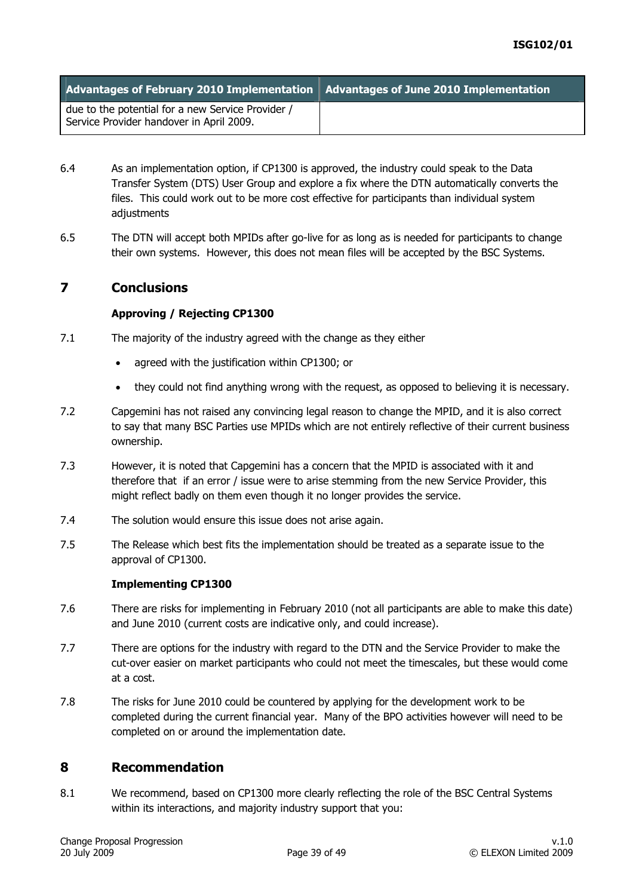| Advantages of February 2010 Implementation | Advantages of June 2010 Implementation |
| --- | --- |
| due to the potential for a new Service Provider / Service Provider handover in April 2009. | |

6.4 As an implementation option, if CP1300 is approved, the industry could speak to the Data Transfer System (DTS) User Group and explore a fix where the DTN automatically converts the files. This could work out to be more cost effective for participants than individual system adjustments

6.5 The DTN will accept both MPIDs after go-live for as long as is needed for participants to change their own systems. However, this does not mean files will be accepted by the BSC Systems.

## 7 Conclusions

**Approving / Rejecting CP1300**

7.1 The majority of the industry agreed with the change as they either

- agreed with the justification within CP1300; or
- they could not find anything wrong with the request, as opposed to believing it is necessary.

7.2 Capgemini has not raised any convincing legal reason to change the MPID, and it is also correct to say that many BSC Parties use MPIDs which are not entirely reflective of their current business ownership.

7.3 However, it is noted that Capgemini has a concern that the MPID is associated with it and therefore that if an error / issue were to arise stemming from the new Service Provider, this might reflect badly on them even though it no longer provides the service.

7.4 The solution would ensure this issue does not arise again.

7.5 The Release which best fits the implementation should be treated as a separate issue to the approval of CP1300.

**Implementing CP1300**

7.6 There are risks for implementing in February 2010 (not all participants are able to make this date) and June 2010 (current costs are indicative only, and could increase).

7.7 There are options for the industry with regard to the DTN and the Service Provider to make the cut-over easier on market participants who could not meet the timescales, but these would come at a cost.

7.8 The risks for June 2010 could be countered by applying for the development work to be completed during the current financial year. Many of the BPO activities however will need to be completed on or around the implementation date.

## 8 Recommendation

8.1 We recommend, based on CP1300 more clearly reflecting the role of the BSC Central Systems within its interactions, and majority industry support that you: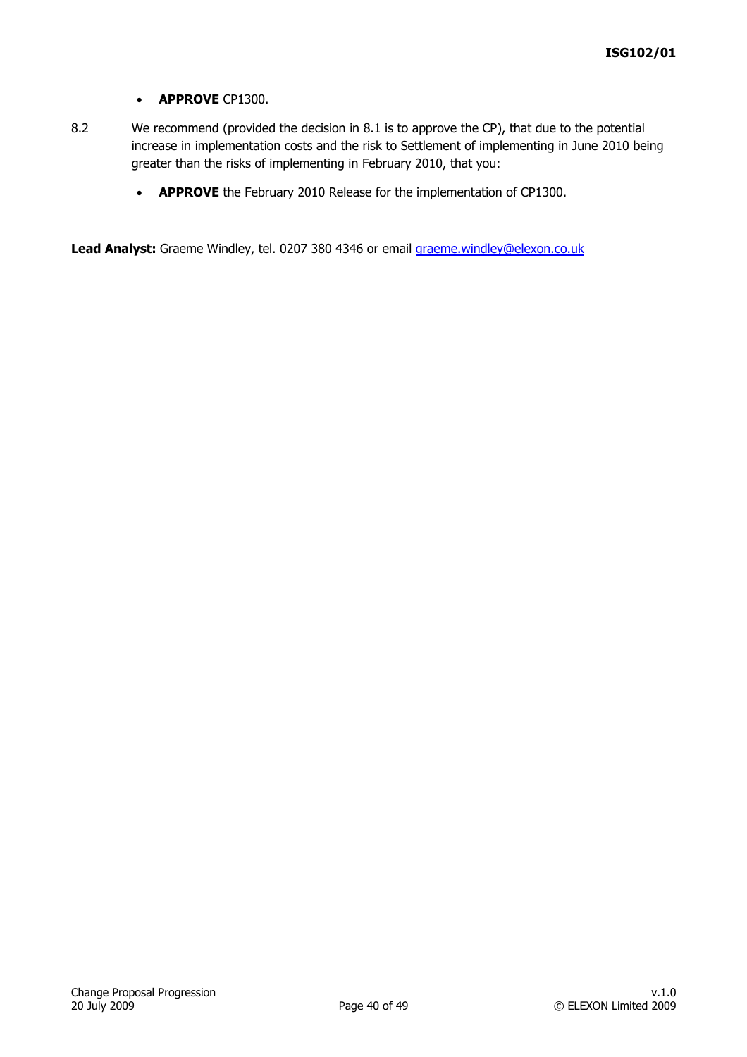- **APPROVE** CP1300.

8.2 We recommend (provided the decision in 8.1 is to approve the CP), that due to the potential increase in implementation costs and the risk to Settlement of implementing in June 2010 being greater than the risks of implementing in February 2010, that you:

- **APPROVE** the February 2010 Release for the implementation of CP1300.

**Lead Analyst:** Graeme Windley, tel. 0207 380 4346 or email graeme.windley@elexon.co.uk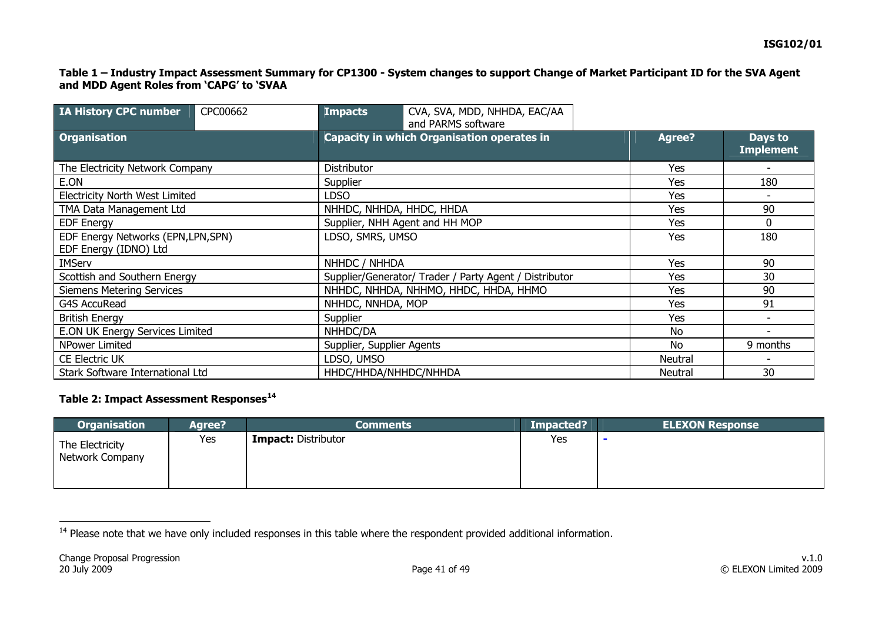**Table 1 – Industry Impact Assessment Summary for CP1300 - System changes to support Change of Market Participant ID for the SVA Agent and MDD Agent Roles from 'CAPG' to 'SVAA**

| IA History CPC number | CPC00662 | Impacts | CVA, SVA, MDD, NHHDA, EAC/AA and PARMS software |
|---|---|---|---|

| Organisation | Capacity in which Organisation operates in | Agree? | Days to Implement |
|---|---|---|---|
| The Electricity Network Company | Distributor | Yes | - |
| E.ON | Supplier | Yes | 180 |
| Electricity North West Limited | LDSO | Yes | - |
| TMA Data Management Ltd | NHHDC, NHHDA, HHDC, HHDA | Yes | 90 |
| EDF Energy | Supplier, NHH Agent and HH MOP | Yes | 0 |
| EDF Energy Networks (EPN,LPN,SPN) EDF Energy (IDNO) Ltd | LDSO, SMRS, UMSO | Yes | 180 |
| IMServ | NHHDC / NHHDA | Yes | 90 |
| Scottish and Southern Energy | Supplier/Generator/ Trader / Party Agent / Distributor | Yes | 30 |
| Siemens Metering Services | NHHDC, NHHDA, NHHMO, HHDC, HHDA, HHMO | Yes | 90 |
| G4S AccuRead | NHHDC, NNHDA, MOP | Yes | 91 |
| British Energy | Supplier | Yes | - |
| E.ON UK Energy Services Limited | NHHDC/DA | No | - |
| NPower Limited | Supplier, Supplier Agents | No | 9 months |
| CE Electric UK | LDSO, UMSO | Neutral | - |
| Stark Software International Ltd | HHDC/HHDA/NHHDC/NHHDA | Neutral | 30 |

**Table 2: Impact Assessment Responses[14]**

| Organisation | Agree? | Comments | Impacted? | ELEXON Response |
|---|---|---|---|---|
| The Electricity Network Company | Yes | **Impact:** Distributor | Yes | - |

[14] Please note that we have only included responses in this table where the respondent provided additional information.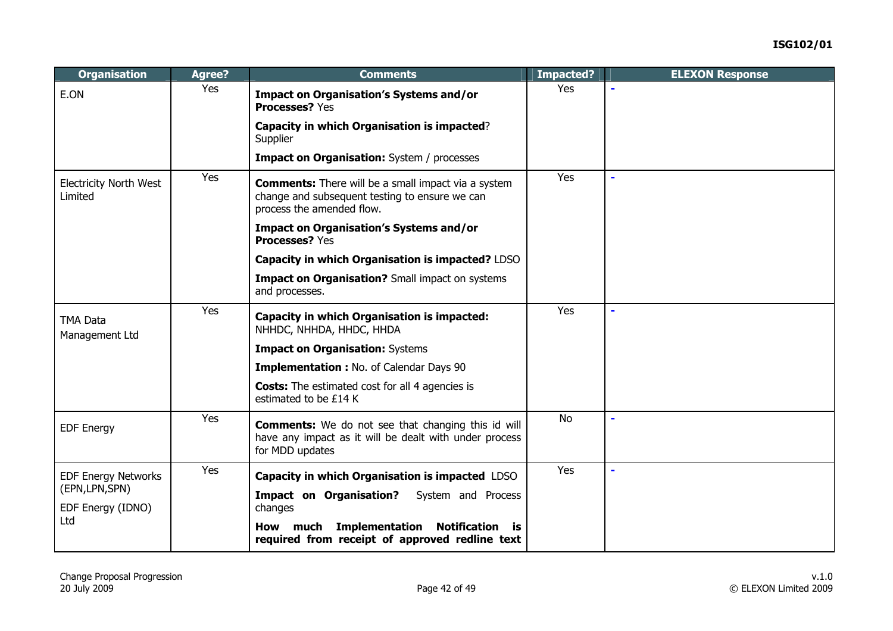| Organisation | Agree? | Comments | Impacted? | ELEXON Response |
|---|---|---|---|---|
| E.ON | Yes | **Impact on Organisation's Systems and/or Processes?** Yes<br><br>**Capacity in which Organisation is impacted**? Supplier<br><br>**Impact on Organisation:** System / processes | Yes | - |
| Electricity North West Limited | Yes | **Comments:** There will be a small impact via a system change and subsequent testing to ensure we can process the amended flow.<br><br>**Impact on Organisation's Systems and/or Processes?** Yes<br><br>**Capacity in which Organisation is impacted?** LDSO<br><br>**Impact on Organisation?** Small impact on systems and processes. | Yes | - |
| TMA Data Management Ltd | Yes | **Capacity in which Organisation is impacted:** NHHDC, NHHDA, HHDC, HHDA<br><br>**Impact on Organisation:** Systems<br><br>**Implementation :** No. of Calendar Days 90<br><br>**Costs:** The estimated cost for all 4 agencies is estimated to be £14 K | Yes | - |
| EDF Energy | Yes | **Comments:** We do not see that changing this id will have any impact as it will be dealt with under process for MDD updates | No | - |
| EDF Energy Networks (EPN,LPN,SPN)<br><br>EDF Energy (IDNO) Ltd | Yes | **Capacity in which Organisation is impacted** LDSO<br><br>**Impact on Organisation?** System and Process changes<br><br>**How much Implementation Notification is required from receipt of approved redline text** | Yes | - |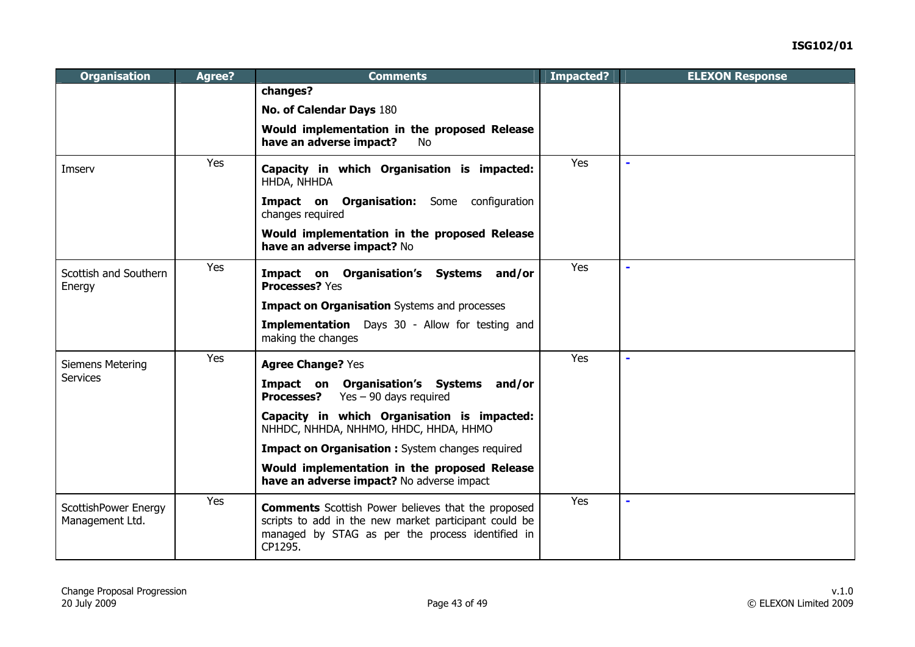| Organisation | Agree? | Comments | Impacted? | ELEXON Response |
|---|---|---|---|---|
| | | **changes?**<br><br>**No. of Calendar Days** 180<br><br>**Would implementation in the proposed Release have an adverse impact?** No | | |
| Imserv | Yes | **Capacity in which Organisation is impacted:** HHDA, NHHDA<br><br>**Impact on Organisation:** Some configuration changes required<br><br>**Would implementation in the proposed Release have an adverse impact?** No | Yes | - |
| Scottish and Southern Energy | Yes | **Impact on Organisation's Systems and/or Processes?** Yes<br><br>**Impact on Organisation** Systems and processes<br><br>**Implementation** Days 30 - Allow for testing and making the changes | Yes | - |
| Siemens Metering Services | Yes | **Agree Change?** Yes<br><br>**Impact on Organisation's Systems and/or Processes?** Yes – 90 days required<br><br>**Capacity in which Organisation is impacted:** NHHDC, NHHDA, NHHMO, HHDC, HHDA, HHMO<br><br>**Impact on Organisation :** System changes required<br><br>**Would implementation in the proposed Release have an adverse impact?** No adverse impact | Yes | - |
| ScottishPower Energy Management Ltd. | Yes | **Comments** Scottish Power believes that the proposed scripts to add in the new market participant could be managed by STAG as per the process identified in CP1295. | Yes | - |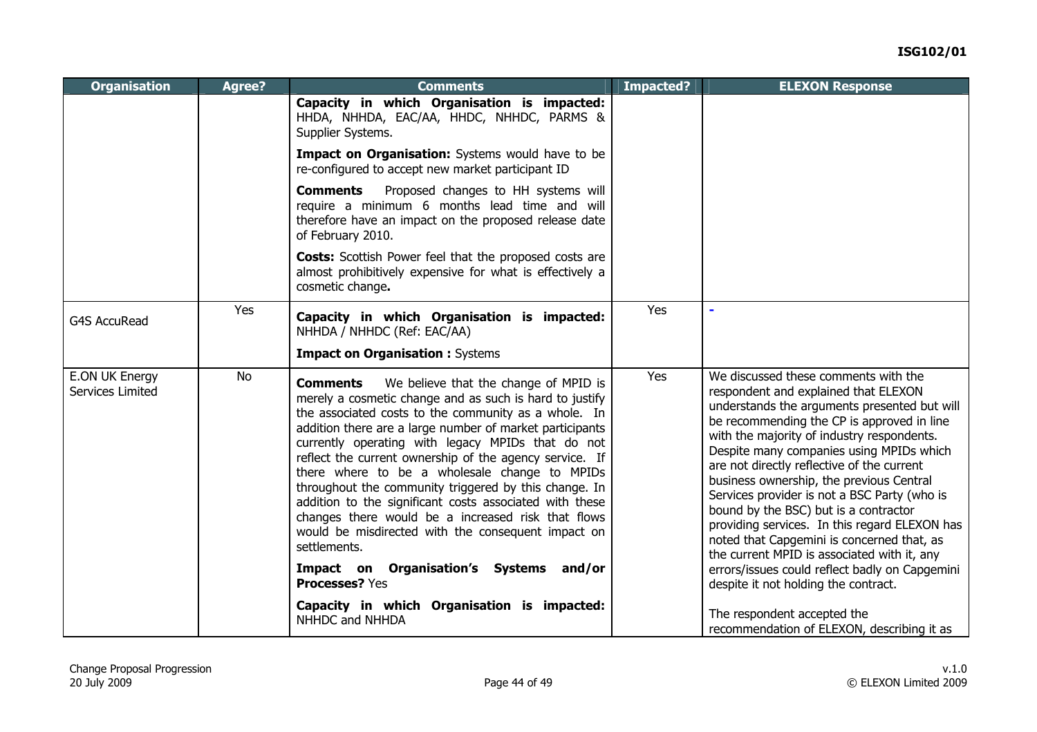| Organisation | Agree? | Comments | Impacted? | ELEXON Response |
|---|---|---|---|---|
| | | **Capacity in which Organisation is impacted:** HHDA, NHHDA, EAC/AA, HHDC, NHHDC, PARMS & Supplier Systems.<br><br>**Impact on Organisation:** Systems would have to be re-configured to accept new market participant ID<br><br>**Comments** Proposed changes to HH systems will require a minimum 6 months lead time and will therefore have an impact on the proposed release date of February 2010.<br><br>**Costs:** Scottish Power feel that the proposed costs are almost prohibitively expensive for what is effectively a cosmetic change**.** | | |
| G4S AccuRead | Yes | **Capacity in which Organisation is impacted:** NHHDA / NHHDC (Ref: EAC/AA)<br><br>**Impact on Organisation :** Systems | Yes | - |
| E.ON UK Energy Services Limited | No | **Comments** We believe that the change of MPID is merely a cosmetic change and as such is hard to justify the associated costs to the community as a whole. In addition there are a large number of market participants currently operating with legacy MPIDs that do not reflect the current ownership of the agency service. If there where to be a wholesale change to MPIDs throughout the community triggered by this change. In addition to the significant costs associated with these changes there would be a increased risk that flows would be misdirected with the consequent impact on settlements.<br><br>**Impact on Organisation's Systems and/or Processes?** Yes<br><br>**Capacity in which Organisation is impacted:** NHHDC and NHHDA | Yes | We discussed these comments with the respondent and explained that ELEXON understands the arguments presented but will be recommending the CP is approved in line with the majority of industry respondents. Despite many companies using MPIDs which are not directly reflective of the current business ownership, the previous Central Services provider is not a BSC Party (who is bound by the BSC) but is a contractor providing services. In this regard ELEXON has noted that Capgemini is concerned that, as the current MPID is associated with it, any errors/issues could reflect badly on Capgemini despite it not holding the contract.<br><br>The respondent accepted the recommendation of ELEXON, describing it as |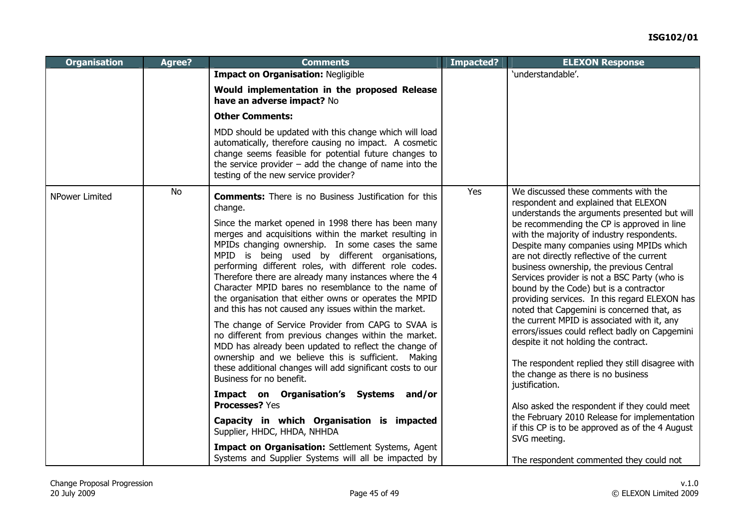| Organisation | Agree? | Comments | Impacted? | ELEXON Response |
|---|---|---|---|---|
| | | **Impact on Organisation:** Negligible<br><br>**Would implementation in the proposed Release have an adverse impact?** No<br><br>**Other Comments:**<br><br>MDD should be updated with this change which will load automatically, therefore causing no impact. A cosmetic change seems feasible for potential future changes to the service provider – add the change of name into the testing of the new service provider? | | 'understandable'. |
| NPower Limited | No | **Comments:** There is no Business Justification for this change.<br><br>Since the market opened in 1998 there has been many merges and acquisitions within the market resulting in MPIDs changing ownership. In some cases the same MPID is being used by different organisations, performing different roles, with different role codes. Therefore there are already many instances where the 4 Character MPID bares no resemblance to the name of the organisation that either owns or operates the MPID and this has not caused any issues within the market.<br><br>The change of Service Provider from CAPG to SVAA is no different from previous changes within the market. MDD has already been updated to reflect the change of ownership and we believe this is sufficient. Making these additional changes will add significant costs to our Business for no benefit.<br><br>**Impact on Organisation's Systems and/or Processes?** Yes<br><br>**Capacity in which Organisation is impacted** Supplier, HHDC, HHDA, NHHDA<br><br>**Impact on Organisation:** Settlement Systems, Agent Systems and Supplier Systems will all be impacted by | Yes | We discussed these comments with the respondent and explained that ELEXON understands the arguments presented but will be recommending the CP is approved in line with the majority of industry respondents. Despite many companies using MPIDs which are not directly reflective of the current business ownership, the previous Central Services provider is not a BSC Party (who is bound by the Code) but is a contractor providing services. In this regard ELEXON has noted that Capgemini is concerned that, as the current MPID is associated with it, any errors/issues could reflect badly on Capgemini despite it not holding the contract.<br><br>The respondent replied they still disagree with the change as there is no business justification.<br><br>Also asked the respondent if they could meet the February 2010 Release for implementation if this CP is to be approved as of the 4 August SVG meeting.<br><br>The respondent commented they could not |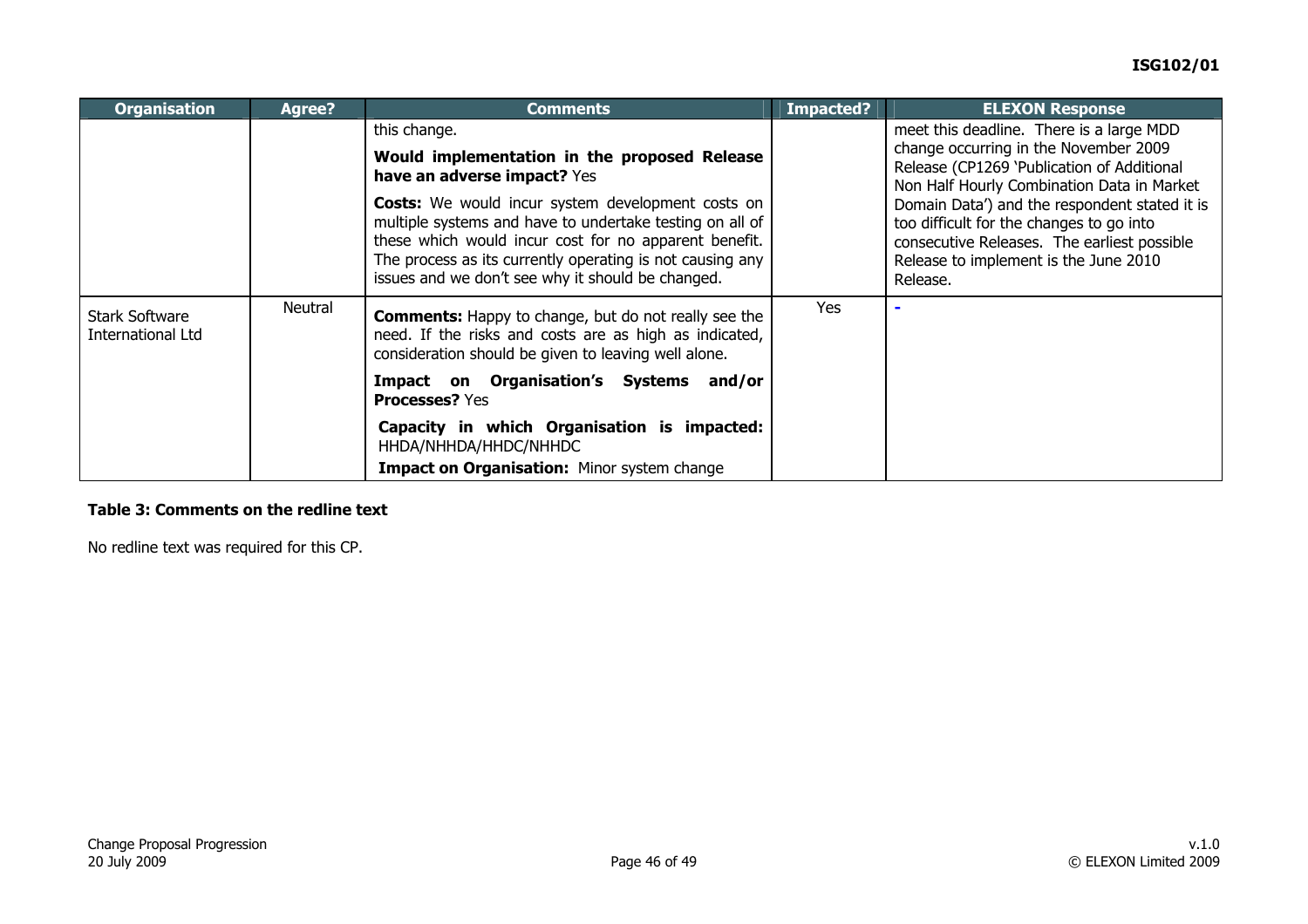| Organisation | Agree? | Comments | Impacted? | ELEXON Response |
| --- | --- | --- | --- | --- |
| | | this change.<br>**Would implementation in the proposed Release have an adverse impact?** Yes<br>**Costs:** We would incur system development costs on multiple systems and have to undertake testing on all of these which would incur cost for no apparent benefit. The process as its currently operating is not causing any issues and we don't see why it should be changed. | | meet this deadline. There is a large MDD change occurring in the November 2009 Release (CP1269 'Publication of Additional Non Half Hourly Combination Data in Market Domain Data') and the respondent stated it is too difficult for the changes to go into consecutive Releases. The earliest possible Release to implement is the June 2010 Release. |
| Stark Software International Ltd | Neutral | **Comments:** Happy to change, but do not really see the need. If the risks and costs are as high as indicated, consideration should be given to leaving well alone.<br>**Impact on Organisation's Systems and/or Processes?** Yes<br>**Capacity in which Organisation is impacted:** HHDA/NHHDA/HHDC/NHHDC<br>**Impact on Organisation:** Minor system change | Yes | - |

**Table 3: Comments on the redline text**

No redline text was required for this CP.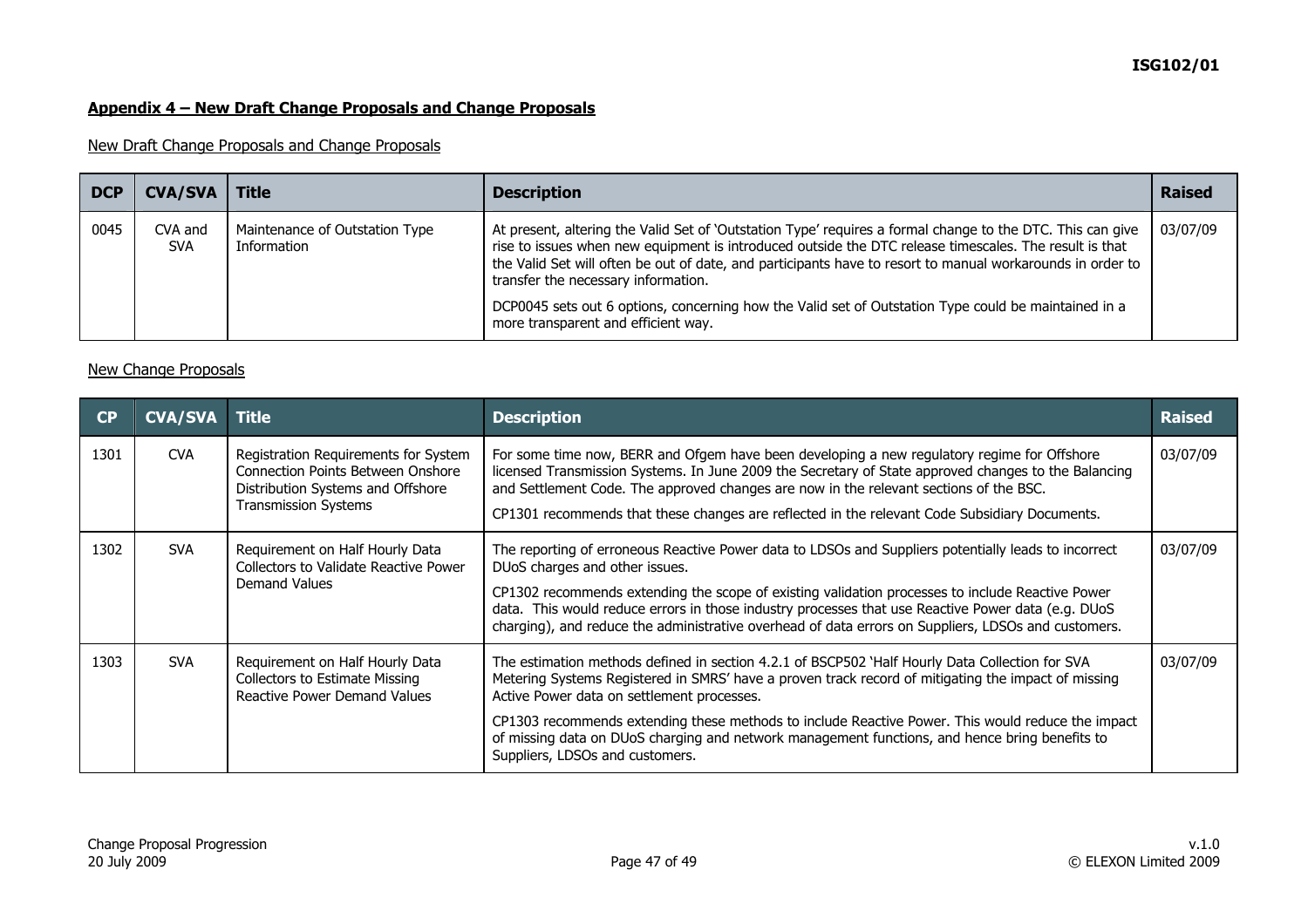## Appendix 4 – New Draft Change Proposals and Change Proposals

New Draft Change Proposals and Change Proposals

| DCP | CVA/SVA | Title | Description | Raised |
|---|---|---|---|---|
| 0045 | CVA and SVA | Maintenance of Outstation Type Information | At present, altering the Valid Set of 'Outstation Type' requires a formal change to the DTC. This can give rise to issues when new equipment is introduced outside the DTC release timescales. The result is that the Valid Set will often be out of date, and participants have to resort to manual workarounds in order to transfer the necessary information. DCP0045 sets out 6 options, concerning how the Valid set of Outstation Type could be maintained in a more transparent and efficient way. | 03/07/09 |

New Change Proposals

| CP | CVA/SVA | Title | Description | Raised |
|---|---|---|---|---|
| 1301 | CVA | Registration Requirements for System Connection Points Between Onshore Distribution Systems and Offshore Transmission Systems | For some time now, BERR and Ofgem have been developing a new regulatory regime for Offshore licensed Transmission Systems. In June 2009 the Secretary of State approved changes to the Balancing and Settlement Code. The approved changes are now in the relevant sections of the BSC. CP1301 recommends that these changes are reflected in the relevant Code Subsidiary Documents. | 03/07/09 |
| 1302 | SVA | Requirement on Half Hourly Data Collectors to Validate Reactive Power Demand Values | The reporting of erroneous Reactive Power data to LDSOs and Suppliers potentially leads to incorrect DUoS charges and other issues. CP1302 recommends extending the scope of existing validation processes to include Reactive Power data. This would reduce errors in those industry processes that use Reactive Power data (e.g. DUoS charging), and reduce the administrative overhead of data errors on Suppliers, LDSOs and customers. | 03/07/09 |
| 1303 | SVA | Requirement on Half Hourly Data Collectors to Estimate Missing Reactive Power Demand Values | The estimation methods defined in section 4.2.1 of BSCP502 'Half Hourly Data Collection for SVA Metering Systems Registered in SMRS' have a proven track record of mitigating the impact of missing Active Power data on settlement processes. CP1303 recommends extending these methods to include Reactive Power. This would reduce the impact of missing data on DUoS charging and network management functions, and hence bring benefits to Suppliers, LDSOs and customers. | 03/07/09 |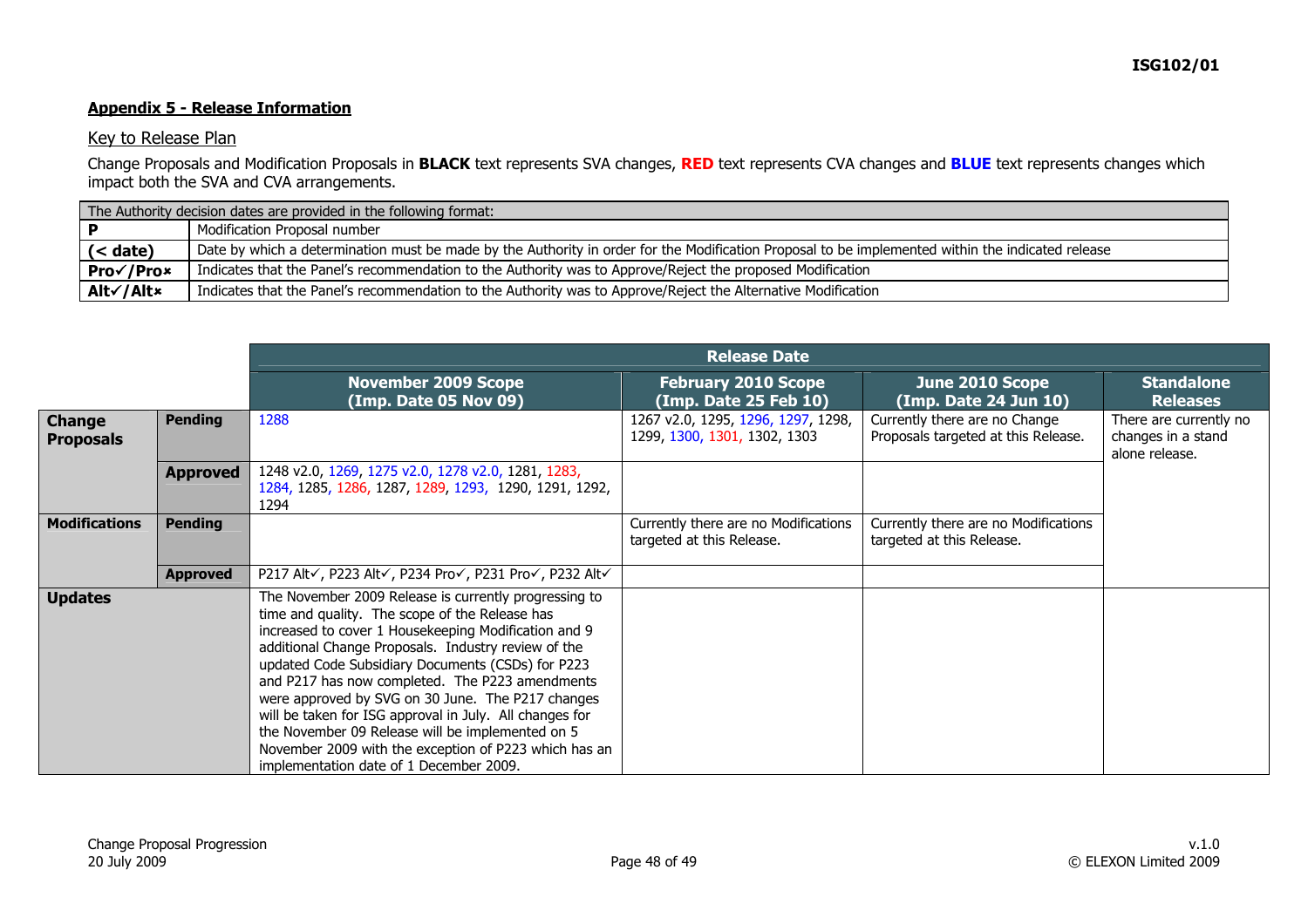## Appendix 5 - Release Information

### Key to Release Plan

Change Proposals and Modification Proposals in **BLACK** text represents SVA changes, **RED** text represents CVA changes and **BLUE** text represents changes which impact both the SVA and CVA arrangements.

| The Authority decision dates are provided in the following format: | |
|---|---|
| **P** | Modification Proposal number |
| **(< date)** | Date by which a determination must be made by the Authority in order for the Modification Proposal to be implemented within the indicated release |
| **Pro✓/Pro✗** | Indicates that the Panel's recommendation to the Authority was to Approve/Reject the proposed Modification |
| **Alt✓/Alt✗** | Indicates that the Panel's recommendation to the Authority was to Approve/Reject the Alternative Modification |

| | | Release Date | | | |
|---|---|---|---|---|---|
| | | **November 2009 Scope (Imp. Date 05 Nov 09)** | **February 2010 Scope (Imp. Date 25 Feb 10)** | **June 2010 Scope (Imp. Date 24 Jun 10)** | **Standalone Releases** |
| **Change Proposals** | **Pending** | 1288 | 1267 v2.0, 1295, 1296, 1297, 1298, 1299, 1300, 1301, 1302, 1303 | Currently there are no Change Proposals targeted at this Release. | There are currently no changes in a stand alone release. |
| | **Approved** | 1248 v2.0, 1269, 1275 v2.0, 1278 v2.0, 1281, 1283, 1284, 1285, 1286, 1287, 1289, 1293, 1290, 1291, 1292, 1294 | | | |
| **Modifications** | **Pending** | | Currently there are no Modifications targeted at this Release. | Currently there are no Modifications targeted at this Release. | |
| | **Approved** | P217 Alt✓, P223 Alt✓, P234 Pro✓, P231 Pro✓, P232 Alt✓ | | | |
| **Updates** | | The November 2009 Release is currently progressing to time and quality. The scope of the Release has increased to cover 1 Housekeeping Modification and 9 additional Change Proposals. Industry review of the updated Code Subsidiary Documents (CSDs) for P223 and P217 has now completed. The P223 amendments were approved by SVG on 30 June. The P217 changes will be taken for ISG approval in July. All changes for the November 09 Release will be implemented on 5 November 2009 with the exception of P223 which has an implementation date of 1 December 2009. | | | |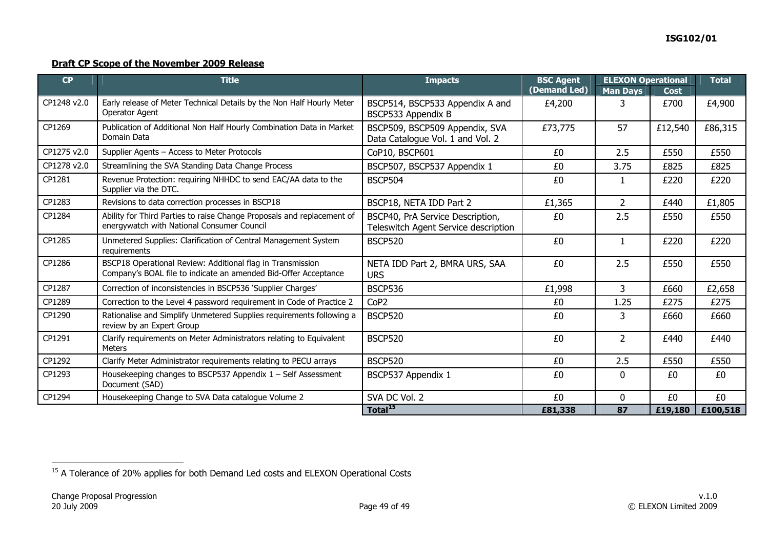**Draft CP Scope of the November 2009 Release**

| CP | Title | Impacts | BSC Agent (Demand Led) | ELEXON Operational | | Total |
|---|---|---|---|---|---|---|
| | | | | Man Days | Cost | |
| CP1248 v2.0 | Early release of Meter Technical Details by the Non Half Hourly Meter Operator Agent | BSCP514, BSCP533 Appendix A and BSCP533 Appendix B | £4,200 | 3 | £700 | £4,900 |
| CP1269 | Publication of Additional Non Half Hourly Combination Data in Market Domain Data | BSCP509, BSCP509 Appendix, SVA Data Catalogue Vol. 1 and Vol. 2 | £73,775 | 57 | £12,540 | £86,315 |
| CP1275 v2.0 | Supplier Agents – Access to Meter Protocols | CoP10, BSCP601 | £0 | 2.5 | £550 | £550 |
| CP1278 v2.0 | Streamlining the SVA Standing Data Change Process | BSCP507, BSCP537 Appendix 1 | £0 | 3.75 | £825 | £825 |
| CP1281 | Revenue Protection: requiring NHHDC to send EAC/AA data to the Supplier via the DTC. | BSCP504 | £0 | 1 | £220 | £220 |
| CP1283 | Revisions to data correction processes in BSCP18 | BSCP18, NETA IDD Part 2 | £1,365 | 2 | £440 | £1,805 |
| CP1284 | Ability for Third Parties to raise Change Proposals and replacement of energywatch with National Consumer Council | BSCP40, PrA Service Description, Teleswitch Agent Service description | £0 | 2.5 | £550 | £550 |
| CP1285 | Unmetered Supplies: Clarification of Central Management System requirements | BSCP520 | £0 | 1 | £220 | £220 |
| CP1286 | BSCP18 Operational Review: Additional flag in Transmission Company's BOAL file to indicate an amended Bid-Offer Acceptance | NETA IDD Part 2, BMRA URS, SAA URS | £0 | 2.5 | £550 | £550 |
| CP1287 | Correction of inconsistencies in BSCP536 'Supplier Charges' | BSCP536 | £1,998 | 3 | £660 | £2,658 |
| CP1289 | Correction to the Level 4 password requirement in Code of Practice 2 | CoP2 | £0 | 1.25 | £275 | £275 |
| CP1290 | Rationalise and Simplify Unmetered Supplies requirements following a review by an Expert Group | BSCP520 | £0 | 3 | £660 | £660 |
| CP1291 | Clarify requirements on Meter Administrators relating to Equivalent Meters | BSCP520 | £0 | 2 | £440 | £440 |
| CP1292 | Clarify Meter Administrator requirements relating to PECU arrays | BSCP520 | £0 | 2.5 | £550 | £550 |
| CP1293 | Housekeeping changes to BSCP537 Appendix 1 – Self Assessment Document (SAD) | BSCP537 Appendix 1 | £0 | 0 | £0 | £0 |
| CP1294 | Housekeeping Change to SVA Data catalogue Volume 2 | SVA DC Vol. 2 | £0 | 0 | £0 | £0 |
| | | **Total[15]** | **£81,338** | **87** | **£19,180** | **£100,518** |

[15] A Tolerance of 20% applies for both Demand Led costs and ELEXON Operational Costs